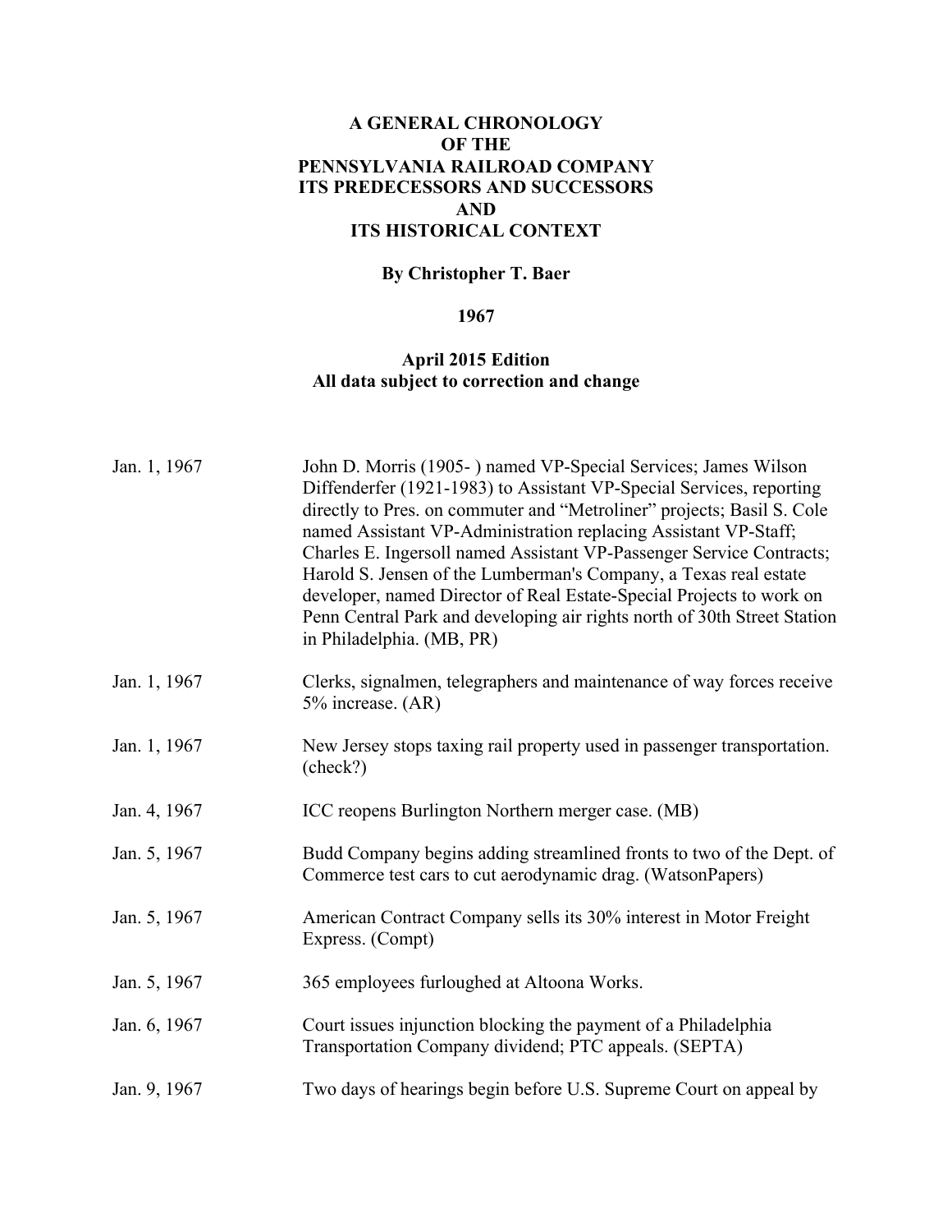# A GENERAL CHRONOLOGY OF THE PENNSYLVANIA RAILROAD COMPANY ITS PREDECESSORS AND SUCCESSORS AND ITS HISTORICAL CONTEXT

**By Christopher T. Baer**

**1967**

**April 2015 Edition**
**All data subject to correction and change**

| | |
|---|---|
| Jan. 1, 1967 | John D. Morris (1905- ) named VP-Special Services; James Wilson Diffenderfer (1921-1983) to Assistant VP-Special Services, reporting directly to Pres. on commuter and "Metroliner" projects; Basil S. Cole named Assistant VP-Administration replacing Assistant VP-Staff; Charles E. Ingersoll named Assistant VP-Passenger Service Contracts; Harold S. Jensen of the Lumberman's Company, a Texas real estate developer, named Director of Real Estate-Special Projects to work on Penn Central Park and developing air rights north of 30th Street Station in Philadelphia. (MB, PR) |
| Jan. 1, 1967 | Clerks, signalmen, telegraphers and maintenance of way forces receive 5% increase. (AR) |
| Jan. 1, 1967 | New Jersey stops taxing rail property used in passenger transportation. (check?) |
| Jan. 4, 1967 | ICC reopens Burlington Northern merger case. (MB) |
| Jan. 5, 1967 | Budd Company begins adding streamlined fronts to two of the Dept. of Commerce test cars to cut aerodynamic drag. (WatsonPapers) |
| Jan. 5, 1967 | American Contract Company sells its 30% interest in Motor Freight Express. (Compt) |
| Jan. 5, 1967 | 365 employees furloughed at Altoona Works. |
| Jan. 6, 1967 | Court issues injunction blocking the payment of a Philadelphia Transportation Company dividend; PTC appeals. (SEPTA) |
| Jan. 9, 1967 | Two days of hearings begin before U.S. Supreme Court on appeal by |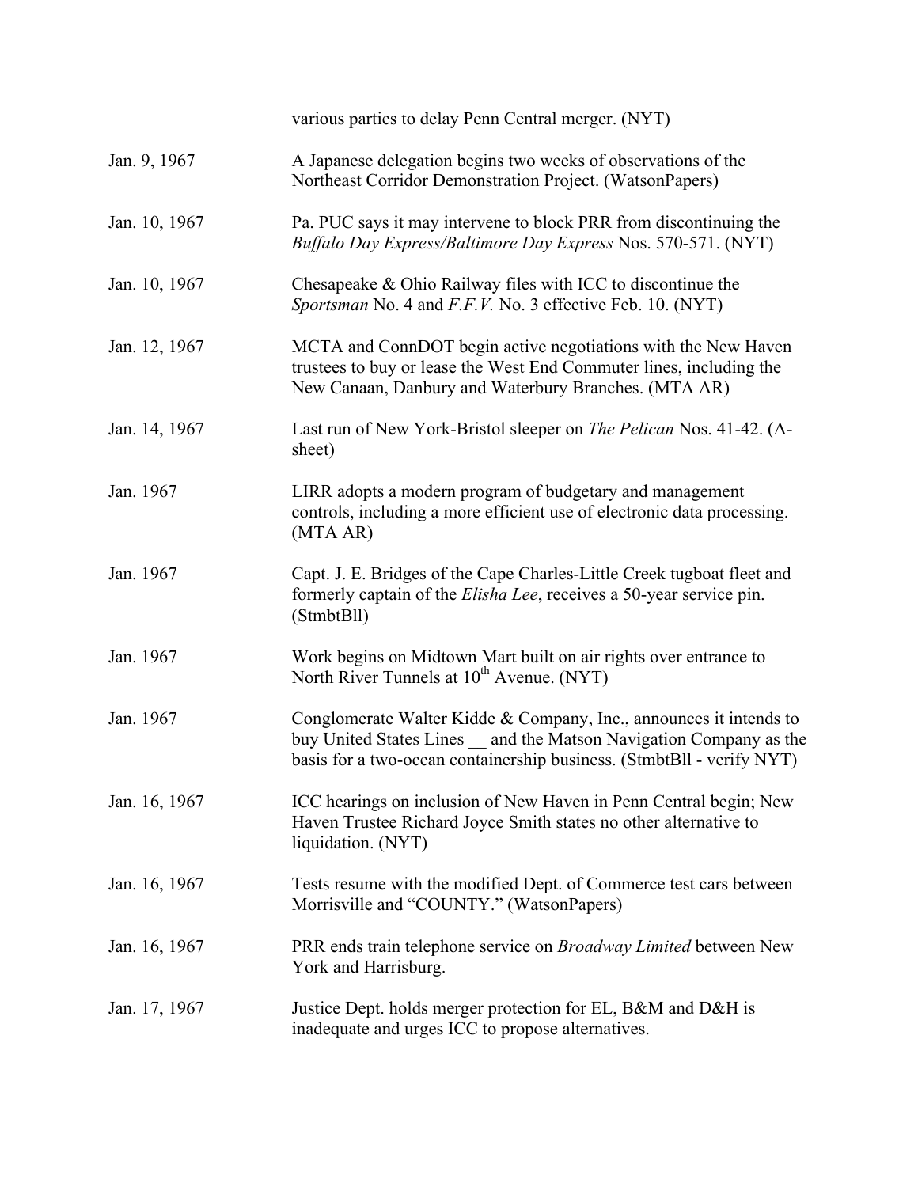| | |
|---|---|
| | various parties to delay Penn Central merger. (NYT) |
| Jan. 9, 1967 | A Japanese delegation begins two weeks of observations of the Northeast Corridor Demonstration Project. (WatsonPapers) |
| Jan. 10, 1967 | Pa. PUC says it may intervene to block PRR from discontinuing the *Buffalo Day Express/Baltimore Day Express* Nos. 570-571. (NYT) |
| Jan. 10, 1967 | Chesapeake & Ohio Railway files with ICC to discontinue the *Sportsman* No. 4 and *F.F.V.* No. 3 effective Feb. 10. (NYT) |
| Jan. 12, 1967 | MCTA and ConnDOT begin active negotiations with the New Haven trustees to buy or lease the West End Commuter lines, including the New Canaan, Danbury and Waterbury Branches. (MTA AR) |
| Jan. 14, 1967 | Last run of New York-Bristol sleeper on *The Pelican* Nos. 41-42. (A-sheet) |
| Jan. 1967 | LIRR adopts a modern program of budgetary and management controls, including a more efficient use of electronic data processing. (MTA AR) |
| Jan. 1967 | Capt. J. E. Bridges of the Cape Charles-Little Creek tugboat fleet and formerly captain of the *Elisha Lee*, receives a 50-year service pin. (StmbtBll) |
| Jan. 1967 | Work begins on Midtown Mart built on air rights over entrance to North River Tunnels at 10th Avenue. (NYT) |
| Jan. 1967 | Conglomerate Walter Kidde & Company, Inc., announces it intends to buy United States Lines __ and the Matson Navigation Company as the basis for a two-ocean containership business. (StmbtBll - verify NYT) |
| Jan. 16, 1967 | ICC hearings on inclusion of New Haven in Penn Central begin; New Haven Trustee Richard Joyce Smith states no other alternative to liquidation. (NYT) |
| Jan. 16, 1967 | Tests resume with the modified Dept. of Commerce test cars between Morrisville and "COUNTY." (WatsonPapers) |
| Jan. 16, 1967 | PRR ends train telephone service on *Broadway Limited* between New York and Harrisburg. |
| Jan. 17, 1967 | Justice Dept. holds merger protection for EL, B&M and D&H is inadequate and urges ICC to propose alternatives. |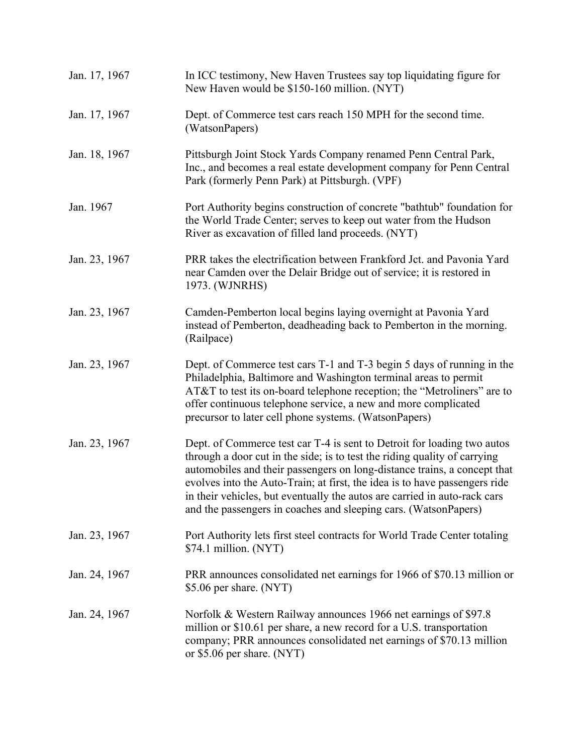| | |
|---|---|
| Jan. 17, 1967 | In ICC testimony, New Haven Trustees say top liquidating figure for New Haven would be $150-160 million. (NYT) |
| Jan. 17, 1967 | Dept. of Commerce test cars reach 150 MPH for the second time. (WatsonPapers) |
| Jan. 18, 1967 | Pittsburgh Joint Stock Yards Company renamed Penn Central Park, Inc., and becomes a real estate development company for Penn Central Park (formerly Penn Park) at Pittsburgh. (VPF) |
| Jan. 1967 | Port Authority begins construction of concrete "bathtub" foundation for the World Trade Center; serves to keep out water from the Hudson River as excavation of filled land proceeds. (NYT) |
| Jan. 23, 1967 | PRR takes the electrification between Frankford Jct. and Pavonia Yard near Camden over the Delair Bridge out of service; it is restored in 1973. (WJNRHS) |
| Jan. 23, 1967 | Camden-Pemberton local begins laying overnight at Pavonia Yard instead of Pemberton, deadheading back to Pemberton in the morning. (Railpace) |
| Jan. 23, 1967 | Dept. of Commerce test cars T-1 and T-3 begin 5 days of running in the Philadelphia, Baltimore and Washington terminal areas to permit AT&T to test its on-board telephone reception; the "Metroliners" are to offer continuous telephone service, a new and more complicated precursor to later cell phone systems. (WatsonPapers) |
| Jan. 23, 1967 | Dept. of Commerce test car T-4 is sent to Detroit for loading two autos through a door cut in the side; is to test the riding quality of carrying automobiles and their passengers on long-distance trains, a concept that evolves into the Auto-Train; at first, the idea is to have passengers ride in their vehicles, but eventually the autos are carried in auto-rack cars and the passengers in coaches and sleeping cars. (WatsonPapers) |
| Jan. 23, 1967 | Port Authority lets first steel contracts for World Trade Center totaling $74.1 million. (NYT) |
| Jan. 24, 1967 | PRR announces consolidated net earnings for 1966 of $70.13 million or $5.06 per share. (NYT) |
| Jan. 24, 1967 | Norfolk & Western Railway announces 1966 net earnings of $97.8 million or $10.61 per share, a new record for a U.S. transportation company; PRR announces consolidated net earnings of $70.13 million or $5.06 per share. (NYT) |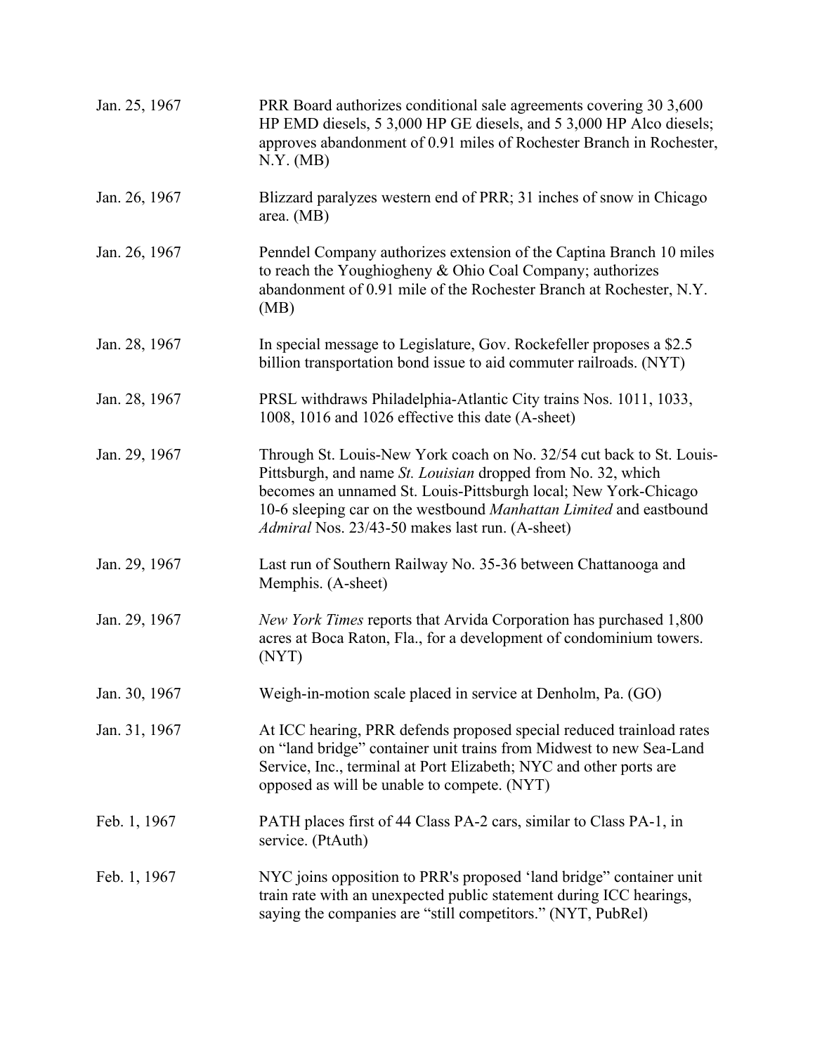| | |
|---|---|
| Jan. 25, 1967 | PRR Board authorizes conditional sale agreements covering 30 3,600 HP EMD diesels, 5 3,000 HP GE diesels, and 5 3,000 HP Alco diesels; approves abandonment of 0.91 miles of Rochester Branch in Rochester, N.Y. (MB) |
| Jan. 26, 1967 | Blizzard paralyzes western end of PRR; 31 inches of snow in Chicago area. (MB) |
| Jan. 26, 1967 | Penndel Company authorizes extension of the Captina Branch 10 miles to reach the Youghiogheny & Ohio Coal Company; authorizes abandonment of 0.91 mile of the Rochester Branch at Rochester, N.Y. (MB) |
| Jan. 28, 1967 | In special message to Legislature, Gov. Rockefeller proposes a $2.5 billion transportation bond issue to aid commuter railroads. (NYT) |
| Jan. 28, 1967 | PRSL withdraws Philadelphia-Atlantic City trains Nos. 1011, 1033, 1008, 1016 and 1026 effective this date (A-sheet) |
| Jan. 29, 1967 | Through St. Louis-New York coach on No. 32/54 cut back to St. Louis-Pittsburgh, and name *St. Louisian* dropped from No. 32, which becomes an unnamed St. Louis-Pittsburgh local; New York-Chicago 10-6 sleeping car on the westbound *Manhattan Limited* and eastbound *Admiral* Nos. 23/43-50 makes last run. (A-sheet) |
| Jan. 29, 1967 | Last run of Southern Railway No. 35-36 between Chattanooga and Memphis. (A-sheet) |
| Jan. 29, 1967 | *New York Times* reports that Arvida Corporation has purchased 1,800 acres at Boca Raton, Fla., for a development of condominium towers. (NYT) |
| Jan. 30, 1967 | Weigh-in-motion scale placed in service at Denholm, Pa. (GO) |
| Jan. 31, 1967 | At ICC hearing, PRR defends proposed special reduced trainload rates on "land bridge" container unit trains from Midwest to new Sea-Land Service, Inc., terminal at Port Elizabeth; NYC and other ports are opposed as will be unable to compete. (NYT) |
| Feb. 1, 1967 | PATH places first of 44 Class PA-2 cars, similar to Class PA-1, in service. (PtAuth) |
| Feb. 1, 1967 | NYC joins opposition to PRR's proposed 'land bridge" container unit train rate with an unexpected public statement during ICC hearings, saying the companies are "still competitors." (NYT, PubRel) |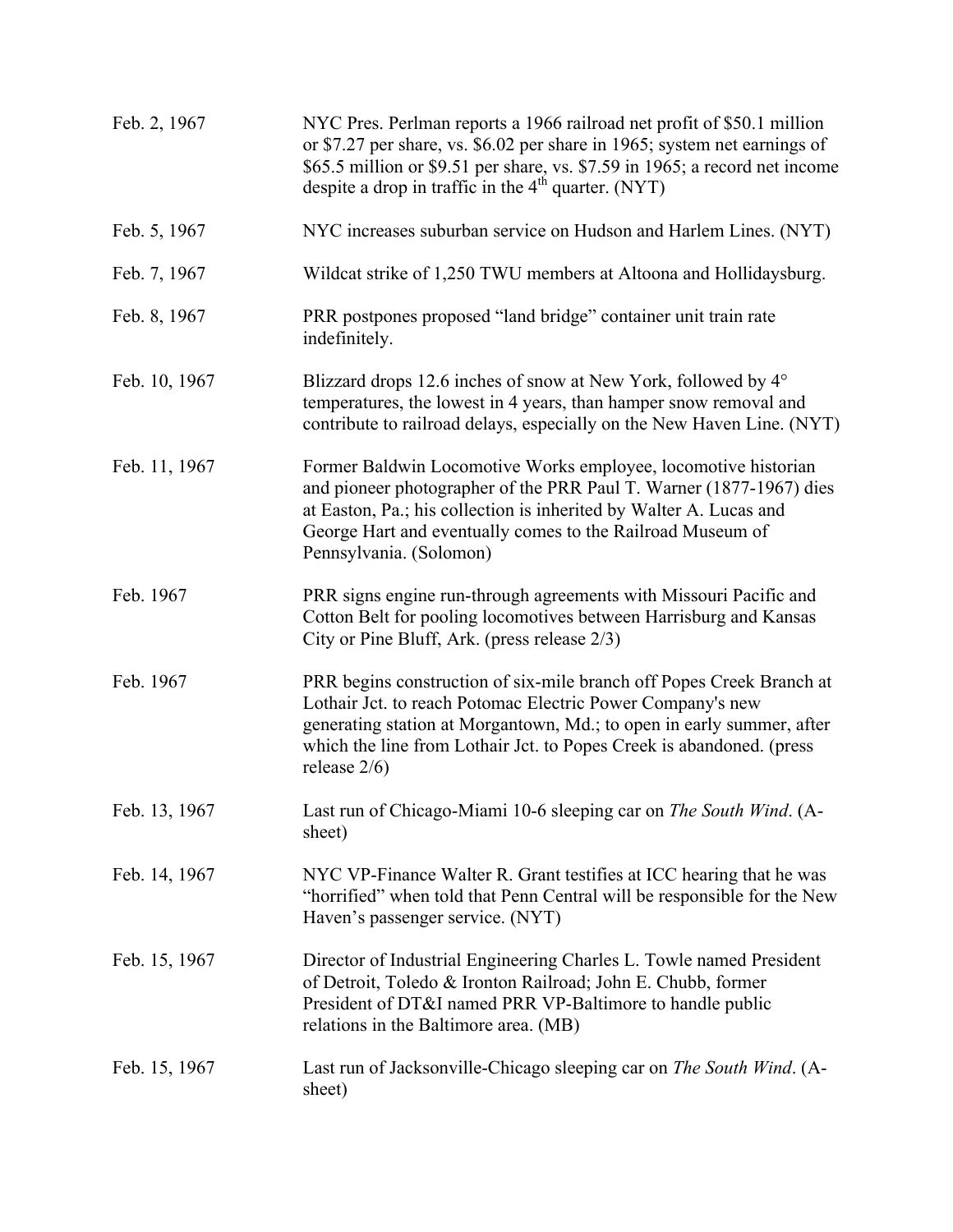| | |
|---|---|
| Feb. 2, 1967 | NYC Pres. Perlman reports a 1966 railroad net profit of $50.1 million or $7.27 per share, vs. $6.02 per share in 1965; system net earnings of $65.5 million or $9.51 per share, vs. $7.59 in 1965; a record net income despite a drop in traffic in the 4th quarter. (NYT) |
| Feb. 5, 1967 | NYC increases suburban service on Hudson and Harlem Lines. (NYT) |
| Feb. 7, 1967 | Wildcat strike of 1,250 TWU members at Altoona and Hollidaysburg. |
| Feb. 8, 1967 | PRR postpones proposed "land bridge" container unit train rate indefinitely. |
| Feb. 10, 1967 | Blizzard drops 12.6 inches of snow at New York, followed by 4° temperatures, the lowest in 4 years, than hamper snow removal and contribute to railroad delays, especially on the New Haven Line. (NYT) |
| Feb. 11, 1967 | Former Baldwin Locomotive Works employee, locomotive historian and pioneer photographer of the PRR Paul T. Warner (1877-1967) dies at Easton, Pa.; his collection is inherited by Walter A. Lucas and George Hart and eventually comes to the Railroad Museum of Pennsylvania. (Solomon) |
| Feb. 1967 | PRR signs engine run-through agreements with Missouri Pacific and Cotton Belt for pooling locomotives between Harrisburg and Kansas City or Pine Bluff, Ark. (press release 2/3) |
| Feb. 1967 | PRR begins construction of six-mile branch off Popes Creek Branch at Lothair Jct. to reach Potomac Electric Power Company's new generating station at Morgantown, Md.; to open in early summer, after which the line from Lothair Jct. to Popes Creek is abandoned. (press release 2/6) |
| Feb. 13, 1967 | Last run of Chicago-Miami 10-6 sleeping car on *The South Wind*. (A-sheet) |
| Feb. 14, 1967 | NYC VP-Finance Walter R. Grant testifies at ICC hearing that he was "horrified" when told that Penn Central will be responsible for the New Haven's passenger service. (NYT) |
| Feb. 15, 1967 | Director of Industrial Engineering Charles L. Towle named President of Detroit, Toledo & Ironton Railroad; John E. Chubb, former President of DT&I named PRR VP-Baltimore to handle public relations in the Baltimore area. (MB) |
| Feb. 15, 1967 | Last run of Jacksonville-Chicago sleeping car on *The South Wind*. (A-sheet) |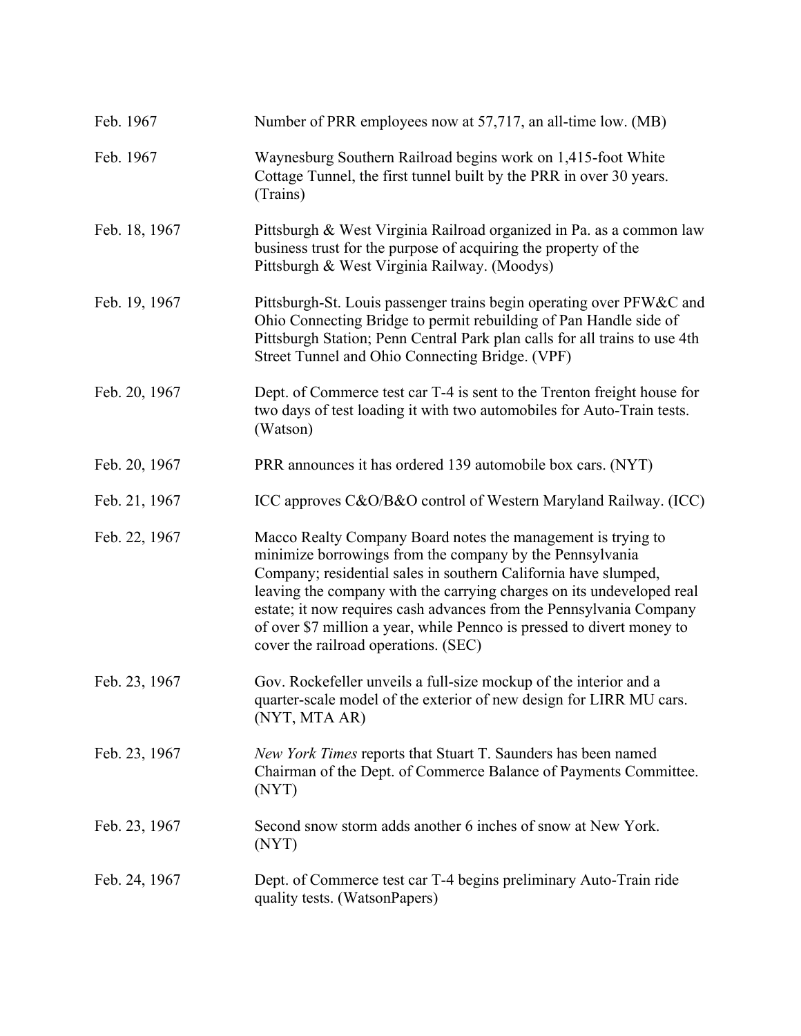| | |
|---|---|
| Feb. 1967 | Number of PRR employees now at 57,717, an all-time low. (MB) |
| Feb. 1967 | Waynesburg Southern Railroad begins work on 1,415-foot White Cottage Tunnel, the first tunnel built by the PRR in over 30 years. (Trains) |
| Feb. 18, 1967 | Pittsburgh & West Virginia Railroad organized in Pa. as a common law business trust for the purpose of acquiring the property of the Pittsburgh & West Virginia Railway. (Moodys) |
| Feb. 19, 1967 | Pittsburgh-St. Louis passenger trains begin operating over PFW&C and Ohio Connecting Bridge to permit rebuilding of Pan Handle side of Pittsburgh Station; Penn Central Park plan calls for all trains to use 4th Street Tunnel and Ohio Connecting Bridge. (VPF) |
| Feb. 20, 1967 | Dept. of Commerce test car T-4 is sent to the Trenton freight house for two days of test loading it with two automobiles for Auto-Train tests. (Watson) |
| Feb. 20, 1967 | PRR announces it has ordered 139 automobile box cars. (NYT) |
| Feb. 21, 1967 | ICC approves C&O/B&O control of Western Maryland Railway. (ICC) |
| Feb. 22, 1967 | Macco Realty Company Board notes the management is trying to minimize borrowings from the company by the Pennsylvania Company; residential sales in southern California have slumped, leaving the company with the carrying charges on its undeveloped real estate; it now requires cash advances from the Pennsylvania Company of over $7 million a year, while Pennco is pressed to divert money to cover the railroad operations. (SEC) |
| Feb. 23, 1967 | Gov. Rockefeller unveils a full-size mockup of the interior and a quarter-scale model of the exterior of new design for LIRR MU cars. (NYT, MTA AR) |
| Feb. 23, 1967 | *New York Times* reports that Stuart T. Saunders has been named Chairman of the Dept. of Commerce Balance of Payments Committee. (NYT) |
| Feb. 23, 1967 | Second snow storm adds another 6 inches of snow at New York. (NYT) |
| Feb. 24, 1967 | Dept. of Commerce test car T-4 begins preliminary Auto-Train ride quality tests. (WatsonPapers) |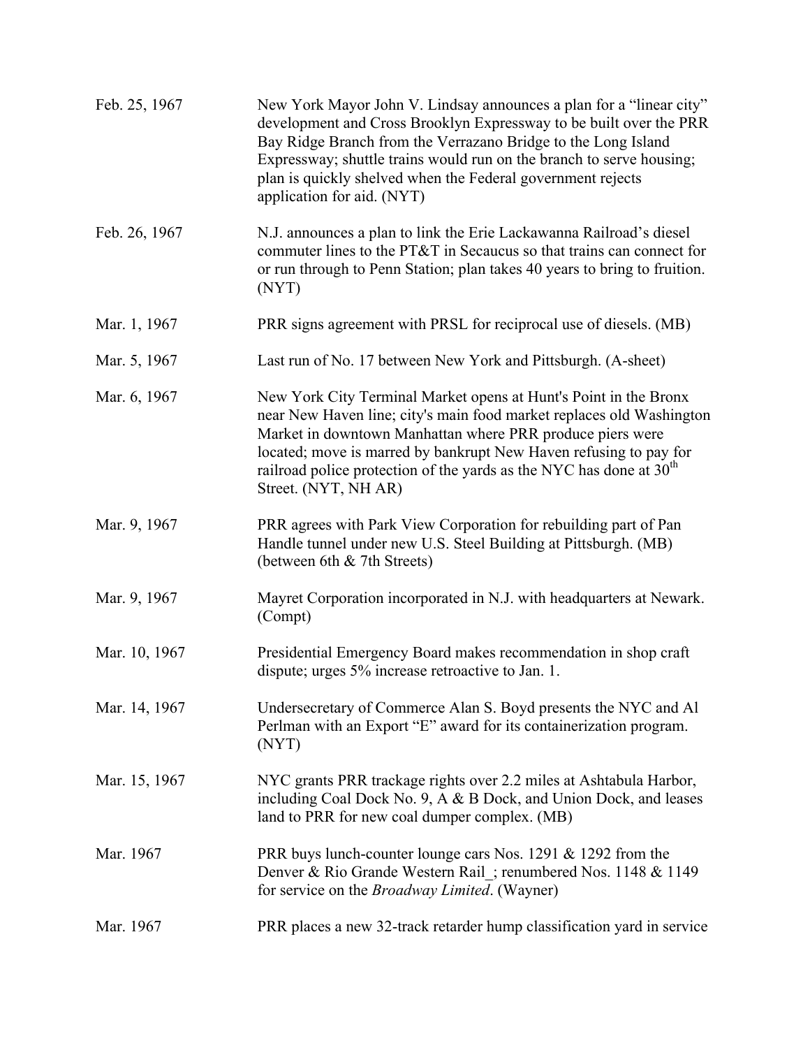| | |
|---|---|
| Feb. 25, 1967 | New York Mayor John V. Lindsay announces a plan for a "linear city" development and Cross Brooklyn Expressway to be built over the PRR Bay Ridge Branch from the Verrazano Bridge to the Long Island Expressway; shuttle trains would run on the branch to serve housing; plan is quickly shelved when the Federal government rejects application for aid. (NYT) |
| Feb. 26, 1967 | N.J. announces a plan to link the Erie Lackawanna Railroad's diesel commuter lines to the PT&T in Secaucus so that trains can connect for or run through to Penn Station; plan takes 40 years to bring to fruition. (NYT) |
| Mar. 1, 1967 | PRR signs agreement with PRSL for reciprocal use of diesels. (MB) |
| Mar. 5, 1967 | Last run of No. 17 between New York and Pittsburgh. (A-sheet) |
| Mar. 6, 1967 | New York City Terminal Market opens at Hunt's Point in the Bronx near New Haven line; city's main food market replaces old Washington Market in downtown Manhattan where PRR produce piers were located; move is marred by bankrupt New Haven refusing to pay for railroad police protection of the yards as the NYC has done at 30th Street. (NYT, NH AR) |
| Mar. 9, 1967 | PRR agrees with Park View Corporation for rebuilding part of Pan Handle tunnel under new U.S. Steel Building at Pittsburgh. (MB) (between 6th & 7th Streets) |
| Mar. 9, 1967 | Mayret Corporation incorporated in N.J. with headquarters at Newark. (Compt) |
| Mar. 10, 1967 | Presidential Emergency Board makes recommendation in shop craft dispute; urges 5% increase retroactive to Jan. 1. |
| Mar. 14, 1967 | Undersecretary of Commerce Alan S. Boyd presents the NYC and Al Perlman with an Export "E" award for its containerization program. (NYT) |
| Mar. 15, 1967 | NYC grants PRR trackage rights over 2.2 miles at Ashtabula Harbor, including Coal Dock No. 9, A & B Dock, and Union Dock, and leases land to PRR for new coal dumper complex. (MB) |
| Mar. 1967 | PRR buys lunch-counter lounge cars Nos. 1291 & 1292 from the Denver & Rio Grande Western Rail_; renumbered Nos. 1148 & 1149 for service on the *Broadway Limited*. (Wayner) |
| Mar. 1967 | PRR places a new 32-track retarder hump classification yard in service |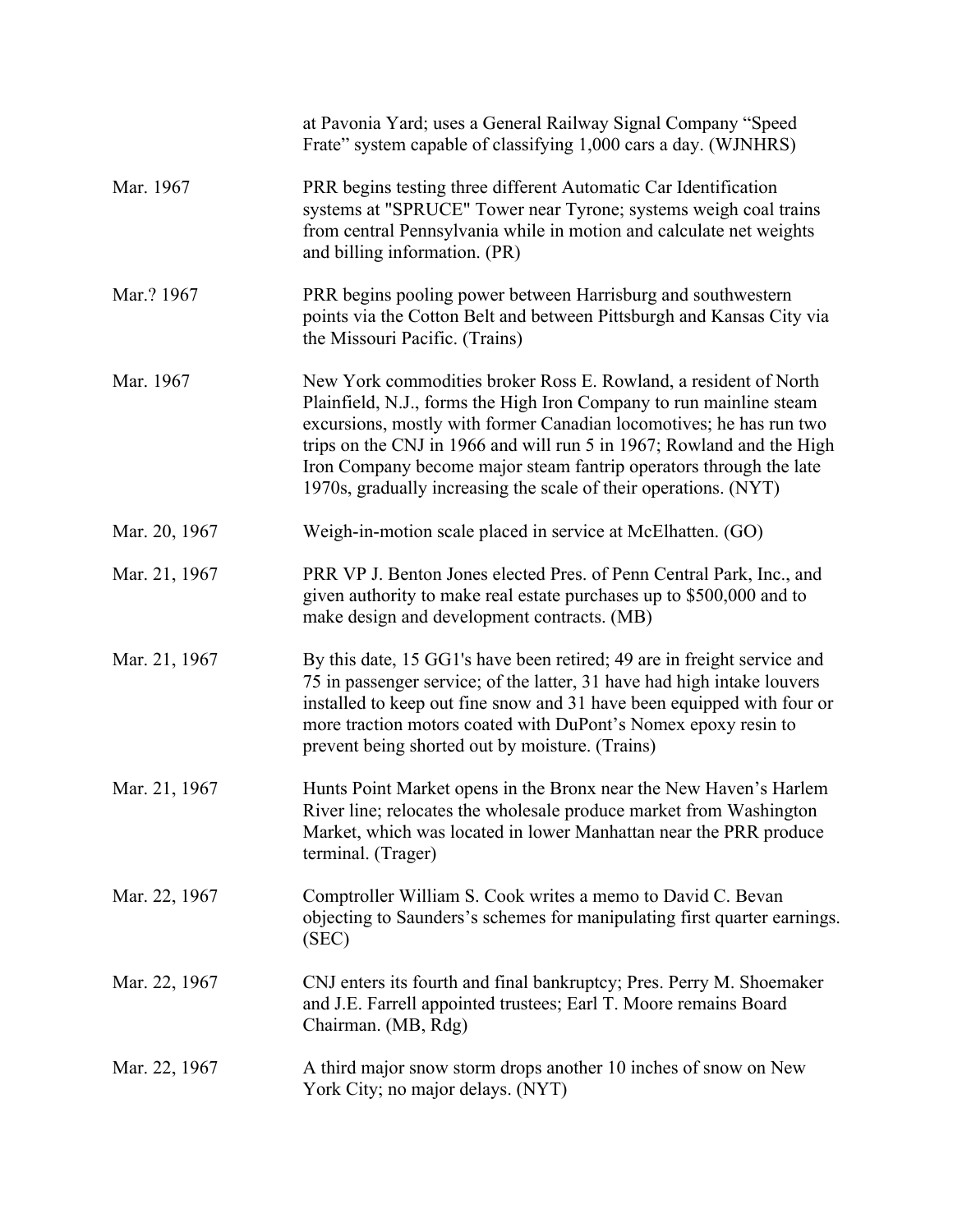|  | at Pavonia Yard; uses a General Railway Signal Company "Speed Frate" system capable of classifying 1,000 cars a day. (WJNHRS) |
|---|---|
| Mar. 1967 | PRR begins testing three different Automatic Car Identification systems at "SPRUCE" Tower near Tyrone; systems weigh coal trains from central Pennsylvania while in motion and calculate net weights and billing information. (PR) |
| Mar.? 1967 | PRR begins pooling power between Harrisburg and southwestern points via the Cotton Belt and between Pittsburgh and Kansas City via the Missouri Pacific. (Trains) |
| Mar. 1967 | New York commodities broker Ross E. Rowland, a resident of North Plainfield, N.J., forms the High Iron Company to run mainline steam excursions, mostly with former Canadian locomotives; he has run two trips on the CNJ in 1966 and will run 5 in 1967; Rowland and the High Iron Company become major steam fantrip operators through the late 1970s, gradually increasing the scale of their operations. (NYT) |
| Mar. 20, 1967 | Weigh-in-motion scale placed in service at McElhatten. (GO) |
| Mar. 21, 1967 | PRR VP J. Benton Jones elected Pres. of Penn Central Park, Inc., and given authority to make real estate purchases up to $500,000 and to make design and development contracts. (MB) |
| Mar. 21, 1967 | By this date, 15 GG1's have been retired; 49 are in freight service and 75 in passenger service; of the latter, 31 have had high intake louvers installed to keep out fine snow and 31 have been equipped with four or more traction motors coated with DuPont's Nomex epoxy resin to prevent being shorted out by moisture. (Trains) |
| Mar. 21, 1967 | Hunts Point Market opens in the Bronx near the New Haven's Harlem River line; relocates the wholesale produce market from Washington Market, which was located in lower Manhattan near the PRR produce terminal. (Trager) |
| Mar. 22, 1967 | Comptroller William S. Cook writes a memo to David C. Bevan objecting to Saunders's schemes for manipulating first quarter earnings. (SEC) |
| Mar. 22, 1967 | CNJ enters its fourth and final bankruptcy; Pres. Perry M. Shoemaker and J.E. Farrell appointed trustees; Earl T. Moore remains Board Chairman. (MB, Rdg) |
| Mar. 22, 1967 | A third major snow storm drops another 10 inches of snow on New York City; no major delays. (NYT) |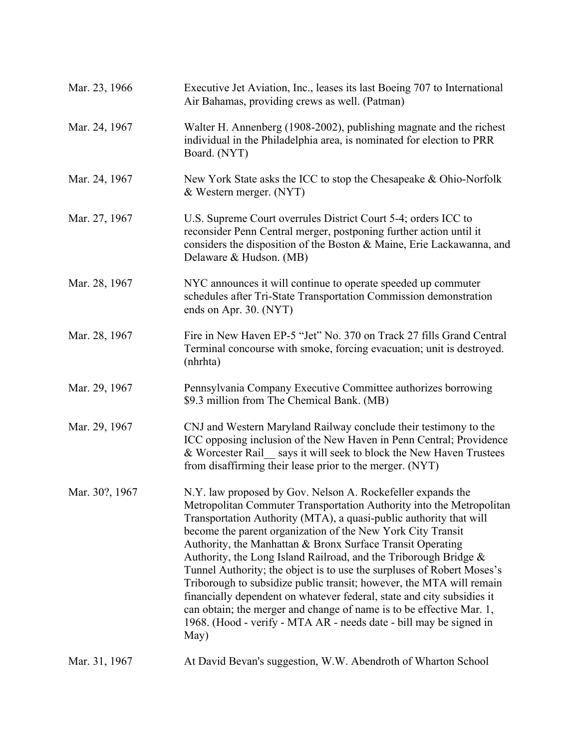| | |
|---|---|
| Mar. 23, 1966 | Executive Jet Aviation, Inc., leases its last Boeing 707 to International Air Bahamas, providing crews as well. (Patman) |
| Mar. 24, 1967 | Walter H. Annenberg (1908-2002), publishing magnate and the richest individual in the Philadelphia area, is nominated for election to PRR Board. (NYT) |
| Mar. 24, 1967 | New York State asks the ICC to stop the Chesapeake & Ohio-Norfolk & Western merger. (NYT) |
| Mar. 27, 1967 | U.S. Supreme Court overrules District Court 5-4; orders ICC to reconsider Penn Central merger, postponing further action until it considers the disposition of the Boston & Maine, Erie Lackawanna, and Delaware & Hudson. (MB) |
| Mar. 28, 1967 | NYC announces it will continue to operate speeded up commuter schedules after Tri-State Transportation Commission demonstration ends on Apr. 30. (NYT) |
| Mar. 28, 1967 | Fire in New Haven EP-5 "Jet" No. 370 on Track 27 fills Grand Central Terminal concourse with smoke, forcing evacuation; unit is destroyed. (nhrhta) |
| Mar. 29, 1967 | Pennsylvania Company Executive Committee authorizes borrowing \$9.3 million from The Chemical Bank. (MB) |
| Mar. 29, 1967 | CNJ and Western Maryland Railway conclude their testimony to the ICC opposing inclusion of the New Haven in Penn Central; Providence & Worcester Rail__ says it will seek to block the New Haven Trustees from disaffirming their lease prior to the merger. (NYT) |
| Mar. 30?, 1967 | N.Y. law proposed by Gov. Nelson A. Rockefeller expands the Metropolitan Commuter Transportation Authority into the Metropolitan Transportation Authority (MTA), a quasi-public authority that will become the parent organization of the New York City Transit Authority, the Manhattan & Bronx Surface Transit Operating Authority, the Long Island Railroad, and the Triborough Bridge & Tunnel Authority; the object is to use the surpluses of Robert Moses's Triborough to subsidize public transit; however, the MTA will remain financially dependent on whatever federal, state and city subsidies it can obtain; the merger and change of name is to be effective Mar. 1, 1968. (Hood - verify - MTA AR - needs date - bill may be signed in May) |
| Mar. 31, 1967 | At David Bevan's suggestion, W.W. Abendroth of Wharton School |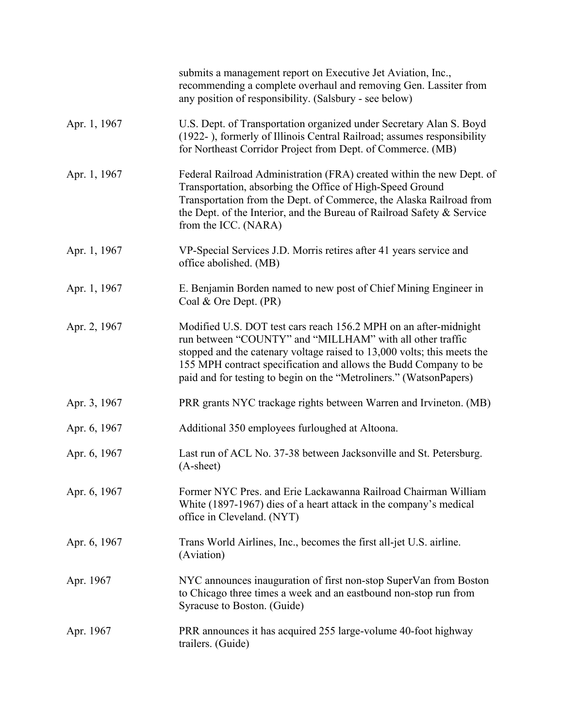submits a management report on Executive Jet Aviation, Inc., recommending a complete overhaul and removing Gen. Lassiter from any position of responsibility. (Salsbury - see below)

| | |
|---|---|
| Apr. 1, 1967 | U.S. Dept. of Transportation organized under Secretary Alan S. Boyd (1922- ), formerly of Illinois Central Railroad; assumes responsibility for Northeast Corridor Project from Dept. of Commerce. (MB) |
| Apr. 1, 1967 | Federal Railroad Administration (FRA) created within the new Dept. of Transportation, absorbing the Office of High-Speed Ground Transportation from the Dept. of Commerce, the Alaska Railroad from the Dept. of the Interior, and the Bureau of Railroad Safety & Service from the ICC. (NARA) |
| Apr. 1, 1967 | VP-Special Services J.D. Morris retires after 41 years service and office abolished. (MB) |
| Apr. 1, 1967 | E. Benjamin Borden named to new post of Chief Mining Engineer in Coal & Ore Dept. (PR) |
| Apr. 2, 1967 | Modified U.S. DOT test cars reach 156.2 MPH on an after-midnight run between "COUNTY" and "MILLHAM" with all other traffic stopped and the catenary voltage raised to 13,000 volts; this meets the 155 MPH contract specification and allows the Budd Company to be paid and for testing to begin on the "Metroliners." (WatsonPapers) |
| Apr. 3, 1967 | PRR grants NYC trackage rights between Warren and Irvineton. (MB) |
| Apr. 6, 1967 | Additional 350 employees furloughed at Altoona. |
| Apr. 6, 1967 | Last run of ACL No. 37-38 between Jacksonville and St. Petersburg. (A-sheet) |
| Apr. 6, 1967 | Former NYC Pres. and Erie Lackawanna Railroad Chairman William White (1897-1967) dies of a heart attack in the company's medical office in Cleveland. (NYT) |
| Apr. 6, 1967 | Trans World Airlines, Inc., becomes the first all-jet U.S. airline. (Aviation) |
| Apr. 1967 | NYC announces inauguration of first non-stop SuperVan from Boston to Chicago three times a week and an eastbound non-stop run from Syracuse to Boston. (Guide) |
| Apr. 1967 | PRR announces it has acquired 255 large-volume 40-foot highway trailers. (Guide) |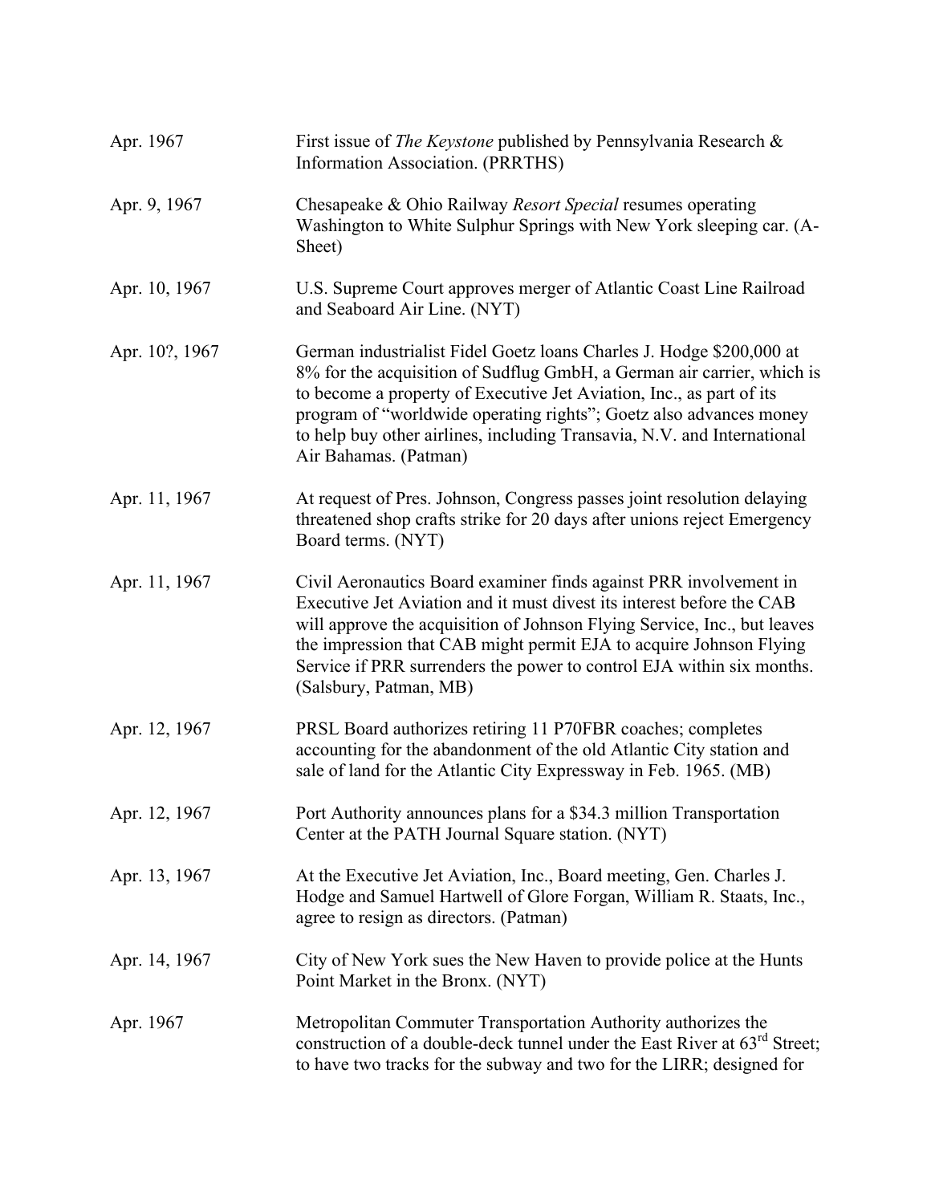| | |
|---|---|
| Apr. 1967 | First issue of *The Keystone* published by Pennsylvania Research & Information Association. (PRRTHS) |
| Apr. 9, 1967 | Chesapeake & Ohio Railway *Resort Special* resumes operating Washington to White Sulphur Springs with New York sleeping car. (A-Sheet) |
| Apr. 10, 1967 | U.S. Supreme Court approves merger of Atlantic Coast Line Railroad and Seaboard Air Line. (NYT) |
| Apr. 10?, 1967 | German industrialist Fidel Goetz loans Charles J. Hodge $200,000 at 8% for the acquisition of Sudflug GmbH, a German air carrier, which is to become a property of Executive Jet Aviation, Inc., as part of its program of "worldwide operating rights"; Goetz also advances money to help buy other airlines, including Transavia, N.V. and International Air Bahamas. (Patman) |
| Apr. 11, 1967 | At request of Pres. Johnson, Congress passes joint resolution delaying threatened shop crafts strike for 20 days after unions reject Emergency Board terms. (NYT) |
| Apr. 11, 1967 | Civil Aeronautics Board examiner finds against PRR involvement in Executive Jet Aviation and it must divest its interest before the CAB will approve the acquisition of Johnson Flying Service, Inc., but leaves the impression that CAB might permit EJA to acquire Johnson Flying Service if PRR surrenders the power to control EJA within six months. (Salsbury, Patman, MB) |
| Apr. 12, 1967 | PRSL Board authorizes retiring 11 P70FBR coaches; completes accounting for the abandonment of the old Atlantic City station and sale of land for the Atlantic City Expressway in Feb. 1965. (MB) |
| Apr. 12, 1967 | Port Authority announces plans for a $34.3 million Transportation Center at the PATH Journal Square station. (NYT) |
| Apr. 13, 1967 | At the Executive Jet Aviation, Inc., Board meeting, Gen. Charles J. Hodge and Samuel Hartwell of Glore Forgan, William R. Staats, Inc., agree to resign as directors. (Patman) |
| Apr. 14, 1967 | City of New York sues the New Haven to provide police at the Hunts Point Market in the Bronx. (NYT) |
| Apr. 1967 | Metropolitan Commuter Transportation Authority authorizes the construction of a double-deck tunnel under the East River at 63rd Street; to have two tracks for the subway and two for the LIRR; designed for |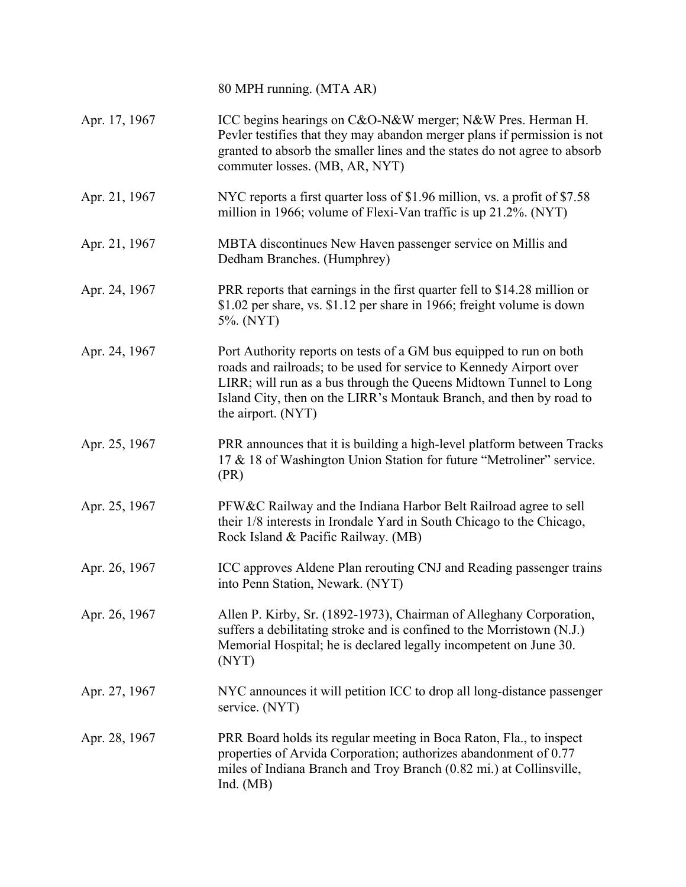80 MPH running. (MTA AR)

| | |
|---|---|
| Apr. 17, 1967 | ICC begins hearings on C&O-N&W merger; N&W Pres. Herman H. Pevler testifies that they may abandon merger plans if permission is not granted to absorb the smaller lines and the states do not agree to absorb commuter losses. (MB, AR, NYT) |
| Apr. 21, 1967 | NYC reports a first quarter loss of $1.96 million, vs. a profit of $7.58 million in 1966; volume of Flexi-Van traffic is up 21.2%. (NYT) |
| Apr. 21, 1967 | MBTA discontinues New Haven passenger service on Millis and Dedham Branches. (Humphrey) |
| Apr. 24, 1967 | PRR reports that earnings in the first quarter fell to $14.28 million or $1.02 per share, vs. $1.12 per share in 1966; freight volume is down 5%. (NYT) |
| Apr. 24, 1967 | Port Authority reports on tests of a GM bus equipped to run on both roads and railroads; to be used for service to Kennedy Airport over LIRR; will run as a bus through the Queens Midtown Tunnel to Long Island City, then on the LIRR's Montauk Branch, and then by road to the airport. (NYT) |
| Apr. 25, 1967 | PRR announces that it is building a high-level platform between Tracks 17 & 18 of Washington Union Station for future "Metroliner" service. (PR) |
| Apr. 25, 1967 | PFW&C Railway and the Indiana Harbor Belt Railroad agree to sell their 1/8 interests in Irondale Yard in South Chicago to the Chicago, Rock Island & Pacific Railway. (MB) |
| Apr. 26, 1967 | ICC approves Aldene Plan rerouting CNJ and Reading passenger trains into Penn Station, Newark. (NYT) |
| Apr. 26, 1967 | Allen P. Kirby, Sr. (1892-1973), Chairman of Alleghany Corporation, suffers a debilitating stroke and is confined to the Morristown (N.J.) Memorial Hospital; he is declared legally incompetent on June 30. (NYT) |
| Apr. 27, 1967 | NYC announces it will petition ICC to drop all long-distance passenger service. (NYT) |
| Apr. 28, 1967 | PRR Board holds its regular meeting in Boca Raton, Fla., to inspect properties of Arvida Corporation; authorizes abandonment of 0.77 miles of Indiana Branch and Troy Branch (0.82 mi.) at Collinsville, Ind. (MB) |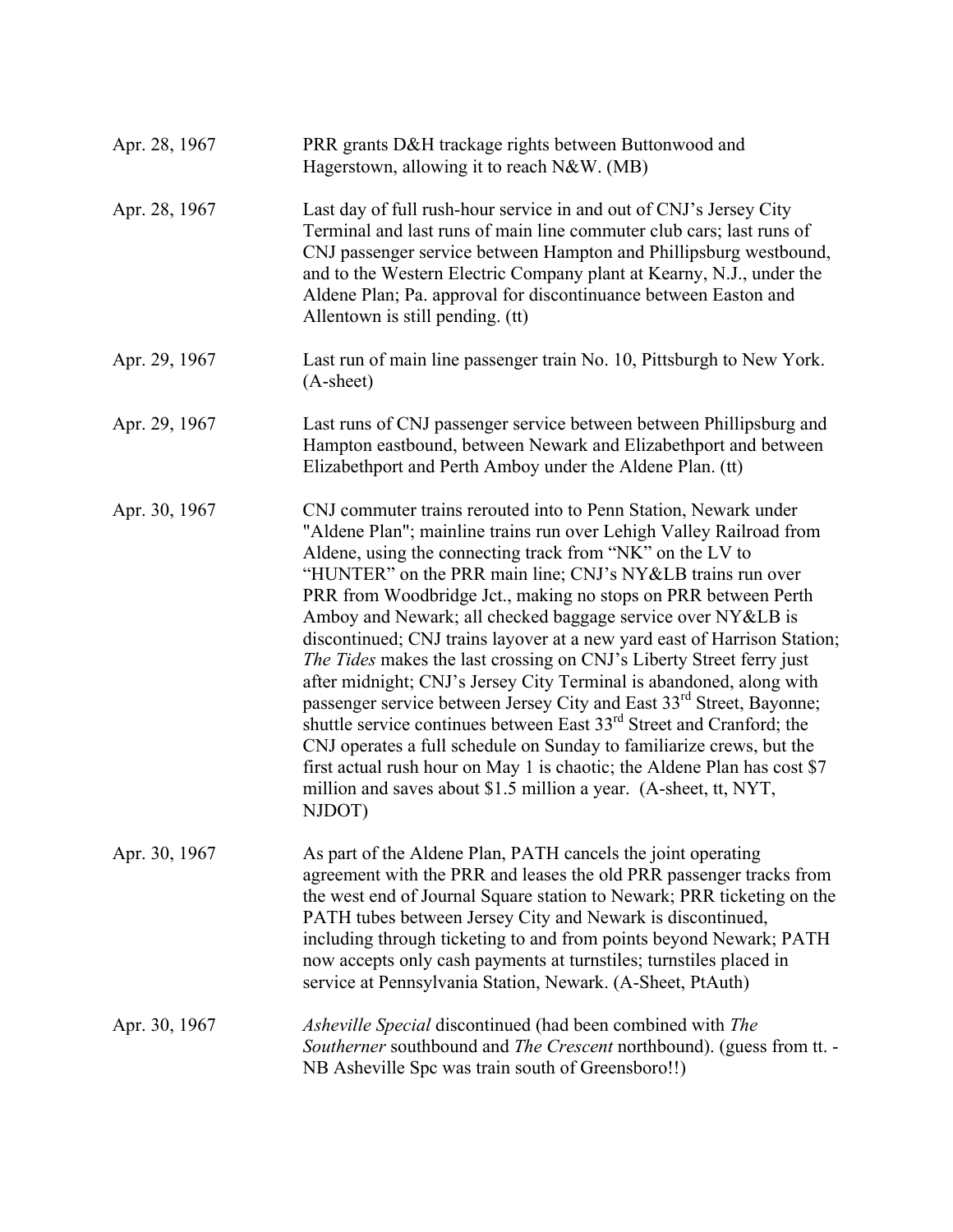Apr. 28, 1967 — PRR grants D&H trackage rights between Buttonwood and Hagerstown, allowing it to reach N&W. (MB)

Apr. 28, 1967 — Last day of full rush-hour service in and out of CNJ's Jersey City Terminal and last runs of main line commuter club cars; last runs of CNJ passenger service between Hampton and Phillipsburg westbound, and to the Western Electric Company plant at Kearny, N.J., under the Aldene Plan; Pa. approval for discontinuance between Easton and Allentown is still pending. (tt)

Apr. 29, 1967 — Last run of main line passenger train No. 10, Pittsburgh to New York. (A-sheet)

Apr. 29, 1967 — Last runs of CNJ passenger service between between Phillipsburg and Hampton eastbound, between Newark and Elizabethport and between Elizabethport and Perth Amboy under the Aldene Plan. (tt)

Apr. 30, 1967 — CNJ commuter trains rerouted into to Penn Station, Newark under "Aldene Plan"; mainline trains run over Lehigh Valley Railroad from Aldene, using the connecting track from "NK" on the LV to "HUNTER" on the PRR main line; CNJ's NY&LB trains run over PRR from Woodbridge Jct., making no stops on PRR between Perth Amboy and Newark; all checked baggage service over NY&LB is discontinued; CNJ trains layover at a new yard east of Harrison Station; *The Tides* makes the last crossing on CNJ's Liberty Street ferry just after midnight; CNJ's Jersey City Terminal is abandoned, along with passenger service between Jersey City and East 33rd Street, Bayonne; shuttle service continues between East 33rd Street and Cranford; the CNJ operates a full schedule on Sunday to familiarize crews, but the first actual rush hour on May 1 is chaotic; the Aldene Plan has cost $7 million and saves about $1.5 million a year. (A-sheet, tt, NYT, NJDOT)

Apr. 30, 1967 — As part of the Aldene Plan, PATH cancels the joint operating agreement with the PRR and leases the old PRR passenger tracks from the west end of Journal Square station to Newark; PRR ticketing on the PATH tubes between Jersey City and Newark is discontinued, including through ticketing to and from points beyond Newark; PATH now accepts only cash payments at turnstiles; turnstiles placed in service at Pennsylvania Station, Newark. (A-Sheet, PtAuth)

Apr. 30, 1967 — *Asheville Special* discontinued (had been combined with *The Southerner* southbound and *The Crescent* northbound). (guess from tt. - NB Asheville Spc was train south of Greensboro!!)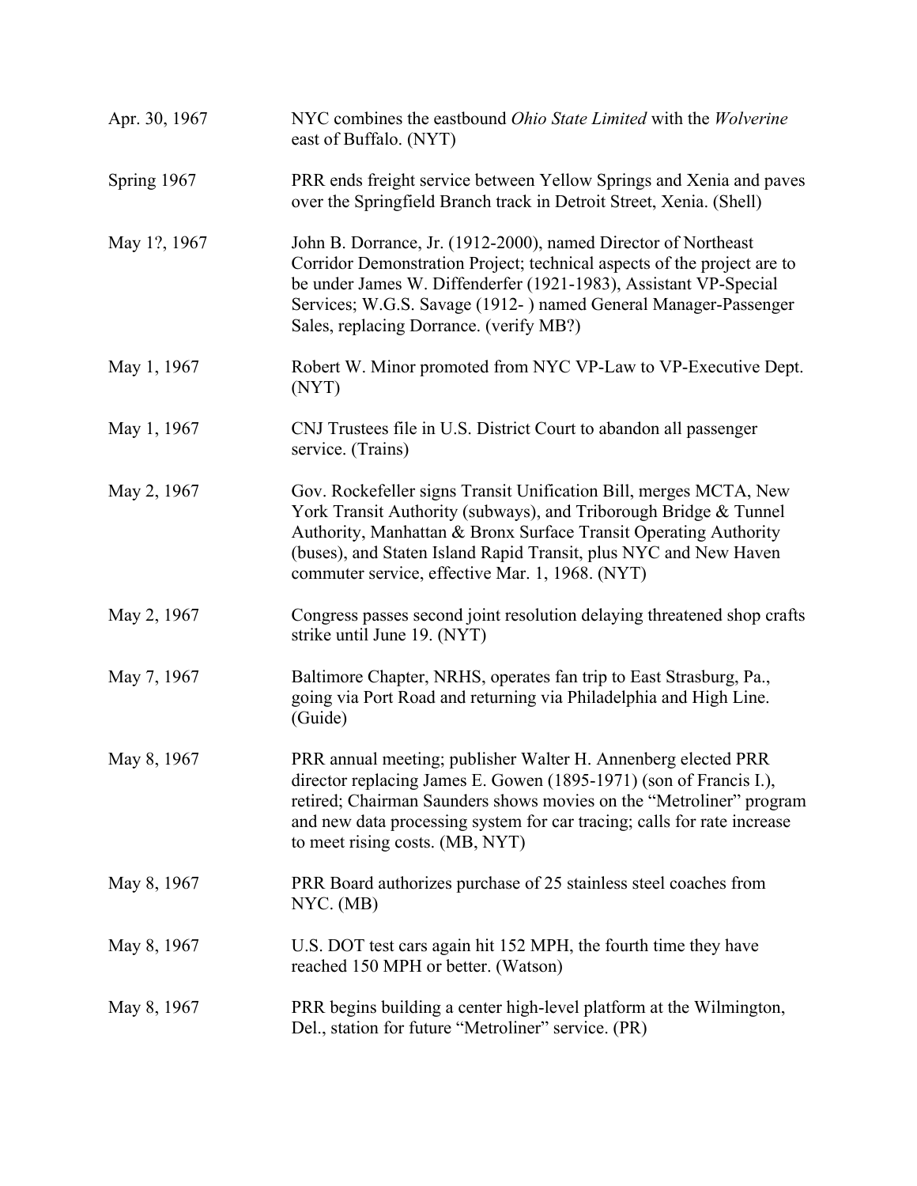| | |
|---|---|
| Apr. 30, 1967 | NYC combines the eastbound *Ohio State Limited* with the *Wolverine* east of Buffalo. (NYT) |
| Spring 1967 | PRR ends freight service between Yellow Springs and Xenia and paves over the Springfield Branch track in Detroit Street, Xenia. (Shell) |
| May 1?, 1967 | John B. Dorrance, Jr. (1912-2000), named Director of Northeast Corridor Demonstration Project; technical aspects of the project are to be under James W. Diffenderfer (1921-1983), Assistant VP-Special Services; W.G.S. Savage (1912- ) named General Manager-Passenger Sales, replacing Dorrance. (verify MB?) |
| May 1, 1967 | Robert W. Minor promoted from NYC VP-Law to VP-Executive Dept. (NYT) |
| May 1, 1967 | CNJ Trustees file in U.S. District Court to abandon all passenger service. (Trains) |
| May 2, 1967 | Gov. Rockefeller signs Transit Unification Bill, merges MCTA, New York Transit Authority (subways), and Triborough Bridge & Tunnel Authority, Manhattan & Bronx Surface Transit Operating Authority (buses), and Staten Island Rapid Transit, plus NYC and New Haven commuter service, effective Mar. 1, 1968. (NYT) |
| May 2, 1967 | Congress passes second joint resolution delaying threatened shop crafts strike until June 19. (NYT) |
| May 7, 1967 | Baltimore Chapter, NRHS, operates fan trip to East Strasburg, Pa., going via Port Road and returning via Philadelphia and High Line. (Guide) |
| May 8, 1967 | PRR annual meeting; publisher Walter H. Annenberg elected PRR director replacing James E. Gowen (1895-1971) (son of Francis I.), retired; Chairman Saunders shows movies on the "Metroliner" program and new data processing system for car tracing; calls for rate increase to meet rising costs. (MB, NYT) |
| May 8, 1967 | PRR Board authorizes purchase of 25 stainless steel coaches from NYC. (MB) |
| May 8, 1967 | U.S. DOT test cars again hit 152 MPH, the fourth time they have reached 150 MPH or better. (Watson) |
| May 8, 1967 | PRR begins building a center high-level platform at the Wilmington, Del., station for future "Metroliner" service. (PR) |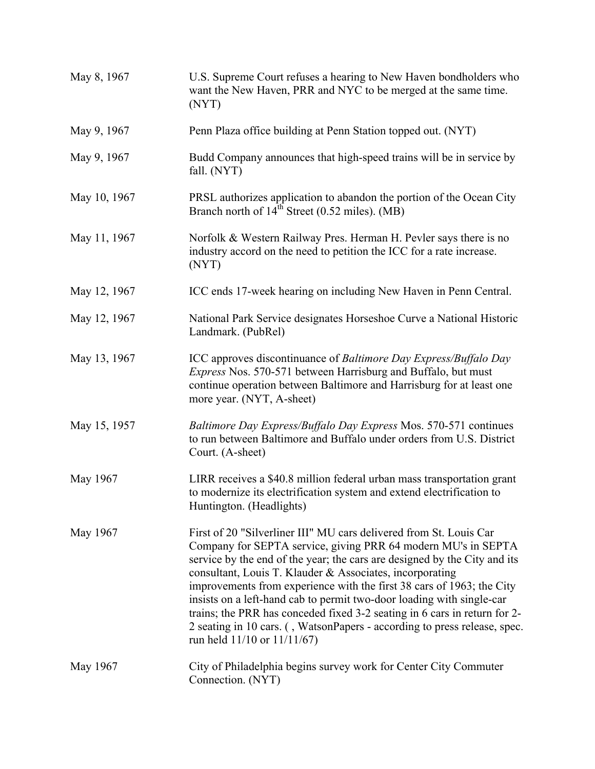| | |
|---|---|
| May 8, 1967 | U.S. Supreme Court refuses a hearing to New Haven bondholders who want the New Haven, PRR and NYC to be merged at the same time. (NYT) |
| May 9, 1967 | Penn Plaza office building at Penn Station topped out. (NYT) |
| May 9, 1967 | Budd Company announces that high-speed trains will be in service by fall. (NYT) |
| May 10, 1967 | PRSL authorizes application to abandon the portion of the Ocean City Branch north of 14th Street (0.52 miles). (MB) |
| May 11, 1967 | Norfolk & Western Railway Pres. Herman H. Pevler says there is no industry accord on the need to petition the ICC for a rate increase. (NYT) |
| May 12, 1967 | ICC ends 17-week hearing on including New Haven in Penn Central. |
| May 12, 1967 | National Park Service designates Horseshoe Curve a National Historic Landmark. (PubRel) |
| May 13, 1967 | ICC approves discontinuance of *Baltimore Day Express/Buffalo Day Express* Nos. 570-571 between Harrisburg and Buffalo, but must continue operation between Baltimore and Harrisburg for at least one more year. (NYT, A-sheet) |
| May 15, 1957 | *Baltimore Day Express/Buffalo Day Express* Mos. 570-571 continues to run between Baltimore and Buffalo under orders from U.S. District Court. (A-sheet) |
| May 1967 | LIRR receives a $40.8 million federal urban mass transportation grant to modernize its electrification system and extend electrification to Huntington. (Headlights) |
| May 1967 | First of 20 "Silverliner III" MU cars delivered from St. Louis Car Company for SEPTA service, giving PRR 64 modern MU's in SEPTA service by the end of the year; the cars are designed by the City and its consultant, Louis T. Klauder & Associates, incorporating improvements from experience with the first 38 cars of 1963; the City insists on a left-hand cab to permit two-door loading with single-car trains; the PRR has conceded fixed 3-2 seating in 6 cars in return for 2-2 seating in 10 cars. ( , WatsonPapers - according to press release, spec. run held 11/10 or 11/11/67) |
| May 1967 | City of Philadelphia begins survey work for Center City Commuter Connection. (NYT) |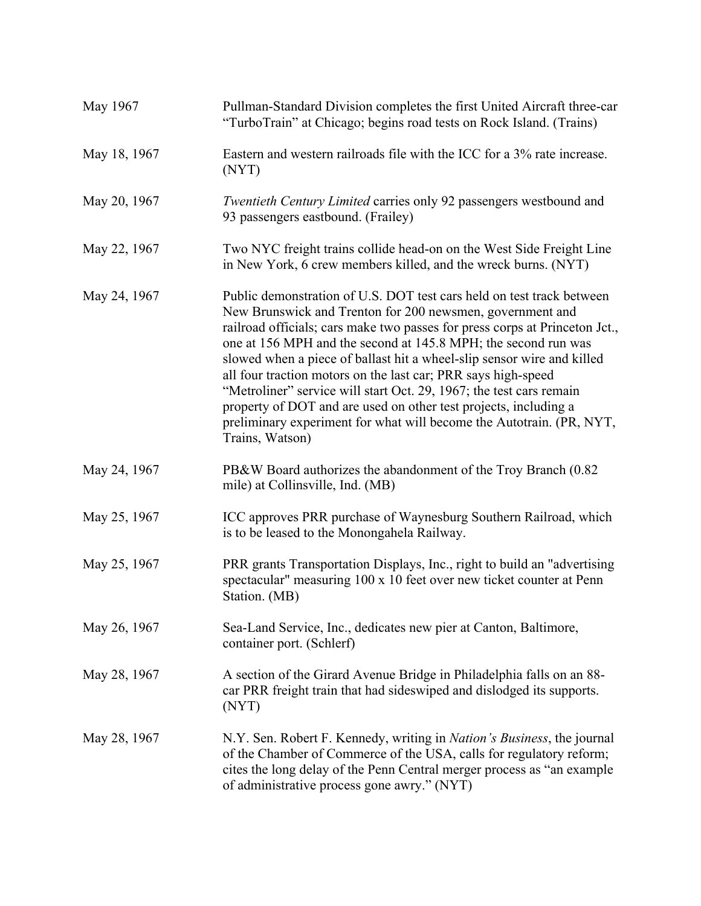| | |
|---|---|
| May 1967 | Pullman-Standard Division completes the first United Aircraft three-car "TurboTrain" at Chicago; begins road tests on Rock Island. (Trains) |
| May 18, 1967 | Eastern and western railroads file with the ICC for a 3% rate increase. (NYT) |
| May 20, 1967 | *Twentieth Century Limited* carries only 92 passengers westbound and 93 passengers eastbound. (Frailey) |
| May 22, 1967 | Two NYC freight trains collide head-on on the West Side Freight Line in New York, 6 crew members killed, and the wreck burns. (NYT) |
| May 24, 1967 | Public demonstration of U.S. DOT test cars held on test track between New Brunswick and Trenton for 200 newsmen, government and railroad officials; cars make two passes for press corps at Princeton Jct., one at 156 MPH and the second at 145.8 MPH; the second run was slowed when a piece of ballast hit a wheel-slip sensor wire and killed all four traction motors on the last car; PRR says high-speed "Metroliner" service will start Oct. 29, 1967; the test cars remain property of DOT and are used on other test projects, including a preliminary experiment for what will become the Autotrain. (PR, NYT, Trains, Watson) |
| May 24, 1967 | PB&W Board authorizes the abandonment of the Troy Branch (0.82 mile) at Collinsville, Ind. (MB) |
| May 25, 1967 | ICC approves PRR purchase of Waynesburg Southern Railroad, which is to be leased to the Monongahela Railway. |
| May 25, 1967 | PRR grants Transportation Displays, Inc., right to build an "advertising spectacular" measuring 100 x 10 feet over new ticket counter at Penn Station. (MB) |
| May 26, 1967 | Sea-Land Service, Inc., dedicates new pier at Canton, Baltimore, container port. (Schlerf) |
| May 28, 1967 | A section of the Girard Avenue Bridge in Philadelphia falls on an 88-car PRR freight train that had sideswiped and dislodged its supports. (NYT) |
| May 28, 1967 | N.Y. Sen. Robert F. Kennedy, writing in *Nation's Business*, the journal of the Chamber of Commerce of the USA, calls for regulatory reform; cites the long delay of the Penn Central merger process as "an example of administrative process gone awry." (NYT) |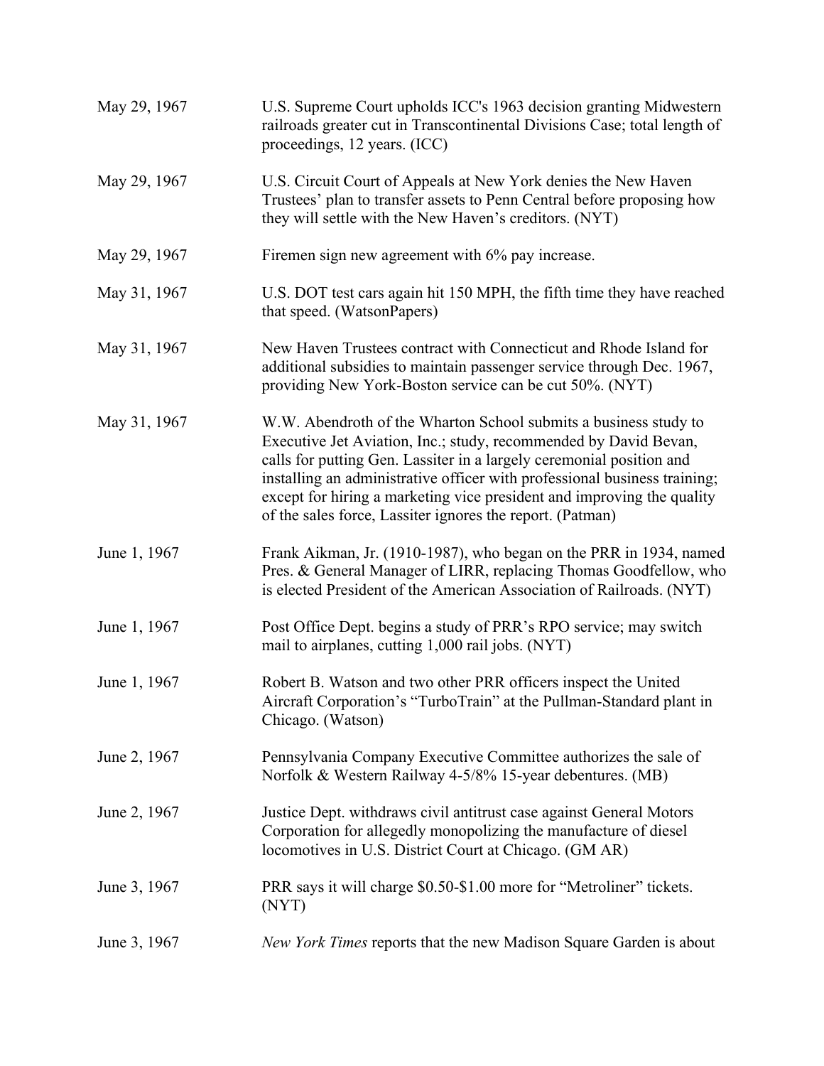| | |
|---|---|
| May 29, 1967 | U.S. Supreme Court upholds ICC's 1963 decision granting Midwestern railroads greater cut in Transcontinental Divisions Case; total length of proceedings, 12 years. (ICC) |
| May 29, 1967 | U.S. Circuit Court of Appeals at New York denies the New Haven Trustees' plan to transfer assets to Penn Central before proposing how they will settle with the New Haven's creditors. (NYT) |
| May 29, 1967 | Firemen sign new agreement with 6% pay increase. |
| May 31, 1967 | U.S. DOT test cars again hit 150 MPH, the fifth time they have reached that speed. (WatsonPapers) |
| May 31, 1967 | New Haven Trustees contract with Connecticut and Rhode Island for additional subsidies to maintain passenger service through Dec. 1967, providing New York-Boston service can be cut 50%. (NYT) |
| May 31, 1967 | W.W. Abendroth of the Wharton School submits a business study to Executive Jet Aviation, Inc.; study, recommended by David Bevan, calls for putting Gen. Lassiter in a largely ceremonial position and installing an administrative officer with professional business training; except for hiring a marketing vice president and improving the quality of the sales force, Lassiter ignores the report. (Patman) |
| June 1, 1967 | Frank Aikman, Jr. (1910-1987), who began on the PRR in 1934, named Pres. & General Manager of LIRR, replacing Thomas Goodfellow, who is elected President of the American Association of Railroads. (NYT) |
| June 1, 1967 | Post Office Dept. begins a study of PRR's RPO service; may switch mail to airplanes, cutting 1,000 rail jobs. (NYT) |
| June 1, 1967 | Robert B. Watson and two other PRR officers inspect the United Aircraft Corporation's "TurboTrain" at the Pullman-Standard plant in Chicago. (Watson) |
| June 2, 1967 | Pennsylvania Company Executive Committee authorizes the sale of Norfolk & Western Railway 4-5/8% 15-year debentures. (MB) |
| June 2, 1967 | Justice Dept. withdraws civil antitrust case against General Motors Corporation for allegedly monopolizing the manufacture of diesel locomotives in U.S. District Court at Chicago. (GM AR) |
| June 3, 1967 | PRR says it will charge $0.50-$1.00 more for "Metroliner" tickets. (NYT) |
| June 3, 1967 | *New York Times* reports that the new Madison Square Garden is about |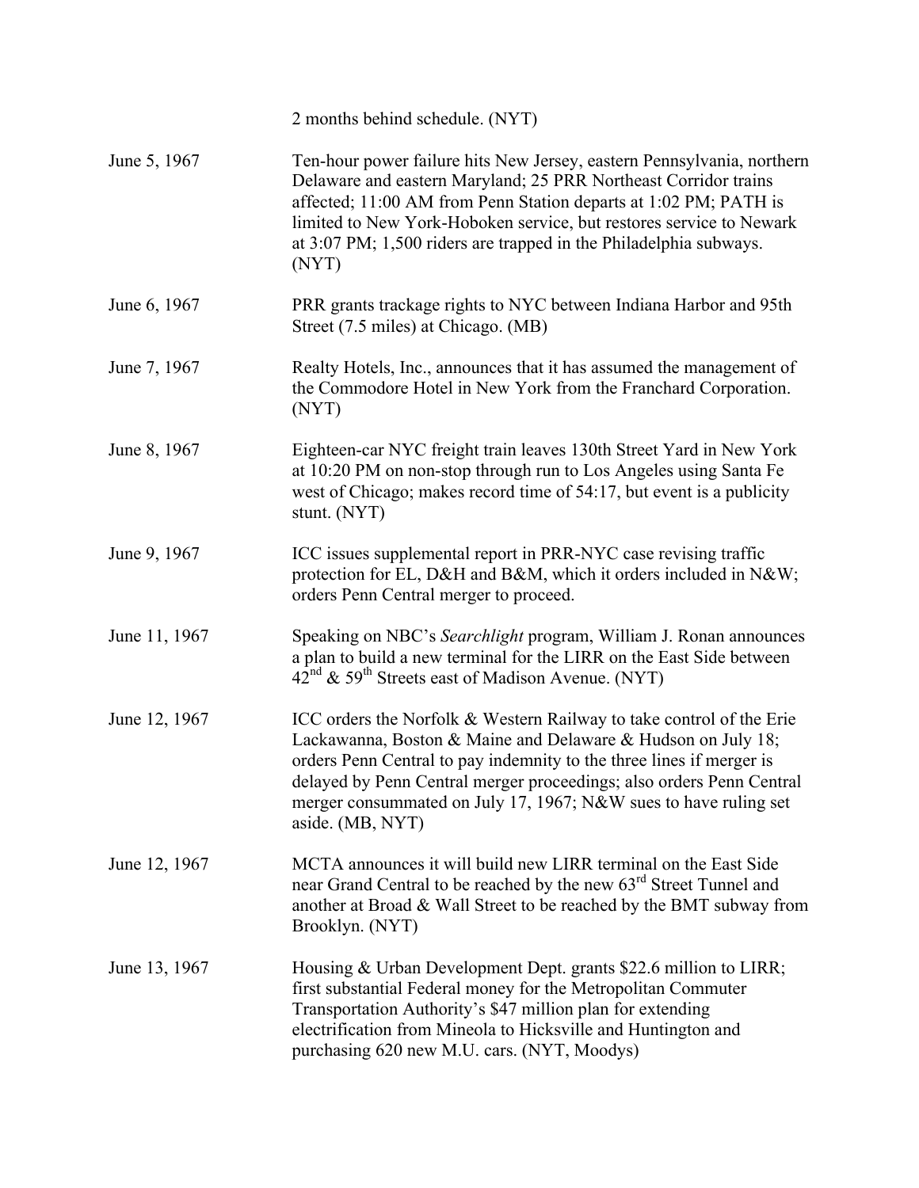2 months behind schedule. (NYT)

| | |
|---|---|
| June 5, 1967 | Ten-hour power failure hits New Jersey, eastern Pennsylvania, northern Delaware and eastern Maryland; 25 PRR Northeast Corridor trains affected; 11:00 AM from Penn Station departs at 1:02 PM; PATH is limited to New York-Hoboken service, but restores service to Newark at 3:07 PM; 1,500 riders are trapped in the Philadelphia subways. (NYT) |
| June 6, 1967 | PRR grants trackage rights to NYC between Indiana Harbor and 95th Street (7.5 miles) at Chicago. (MB) |
| June 7, 1967 | Realty Hotels, Inc., announces that it has assumed the management of the Commodore Hotel in New York from the Franchard Corporation. (NYT) |
| June 8, 1967 | Eighteen-car NYC freight train leaves 130th Street Yard in New York at 10:20 PM on non-stop through run to Los Angeles using Santa Fe west of Chicago; makes record time of 54:17, but event is a publicity stunt. (NYT) |
| June 9, 1967 | ICC issues supplemental report in PRR-NYC case revising traffic protection for EL, D&H and B&M, which it orders included in N&W; orders Penn Central merger to proceed. |
| June 11, 1967 | Speaking on NBC's *Searchlight* program, William J. Ronan announces a plan to build a new terminal for the LIRR on the East Side between 42nd & 59th Streets east of Madison Avenue. (NYT) |
| June 12, 1967 | ICC orders the Norfolk & Western Railway to take control of the Erie Lackawanna, Boston & Maine and Delaware & Hudson on July 18; orders Penn Central to pay indemnity to the three lines if merger is delayed by Penn Central merger proceedings; also orders Penn Central merger consummated on July 17, 1967; N&W sues to have ruling set aside. (MB, NYT) |
| June 12, 1967 | MCTA announces it will build new LIRR terminal on the East Side near Grand Central to be reached by the new 63rd Street Tunnel and another at Broad & Wall Street to be reached by the BMT subway from Brooklyn. (NYT) |
| June 13, 1967 | Housing & Urban Development Dept. grants \$22.6 million to LIRR; first substantial Federal money for the Metropolitan Commuter Transportation Authority's \$47 million plan for extending electrification from Mineola to Hicksville and Huntington and purchasing 620 new M.U. cars. (NYT, Moodys) |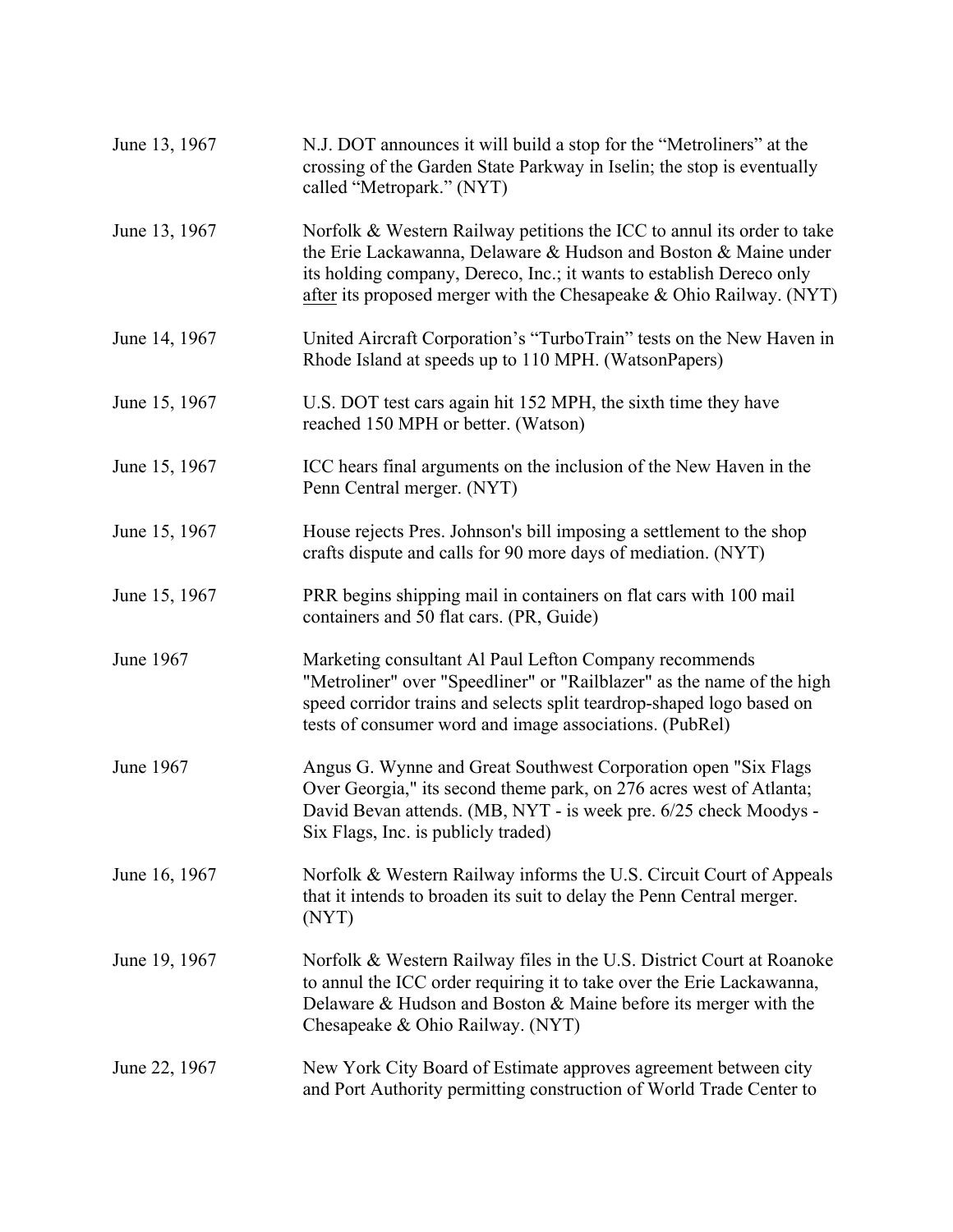| | |
|---|---|
| June 13, 1967 | N.J. DOT announces it will build a stop for the "Metroliners" at the crossing of the Garden State Parkway in Iselin; the stop is eventually called "Metropark." (NYT) |
| June 13, 1967 | Norfolk & Western Railway petitions the ICC to annul its order to take the Erie Lackawanna, Delaware & Hudson and Boston & Maine under its holding company, Dereco, Inc.; it wants to establish Dereco only <u>after</u> its proposed merger with the Chesapeake & Ohio Railway. (NYT) |
| June 14, 1967 | United Aircraft Corporation's "TurboTrain" tests on the New Haven in Rhode Island at speeds up to 110 MPH. (WatsonPapers) |
| June 15, 1967 | U.S. DOT test cars again hit 152 MPH, the sixth time they have reached 150 MPH or better. (Watson) |
| June 15, 1967 | ICC hears final arguments on the inclusion of the New Haven in the Penn Central merger. (NYT) |
| June 15, 1967 | House rejects Pres. Johnson's bill imposing a settlement to the shop crafts dispute and calls for 90 more days of mediation. (NYT) |
| June 15, 1967 | PRR begins shipping mail in containers on flat cars with 100 mail containers and 50 flat cars. (PR, Guide) |
| June 1967 | Marketing consultant Al Paul Lefton Company recommends "Metroliner" over "Speedliner" or "Railblazer" as the name of the high speed corridor trains and selects split teardrop-shaped logo based on tests of consumer word and image associations. (PubRel) |
| June 1967 | Angus G. Wynne and Great Southwest Corporation open "Six Flags Over Georgia," its second theme park, on 276 acres west of Atlanta; David Bevan attends. (MB, NYT - is week pre. 6/25 check Moodys - Six Flags, Inc. is publicly traded) |
| June 16, 1967 | Norfolk & Western Railway informs the U.S. Circuit Court of Appeals that it intends to broaden its suit to delay the Penn Central merger. (NYT) |
| June 19, 1967 | Norfolk & Western Railway files in the U.S. District Court at Roanoke to annul the ICC order requiring it to take over the Erie Lackawanna, Delaware & Hudson and Boston & Maine before its merger with the Chesapeake & Ohio Railway. (NYT) |
| June 22, 1967 | New York City Board of Estimate approves agreement between city and Port Authority permitting construction of World Trade Center to |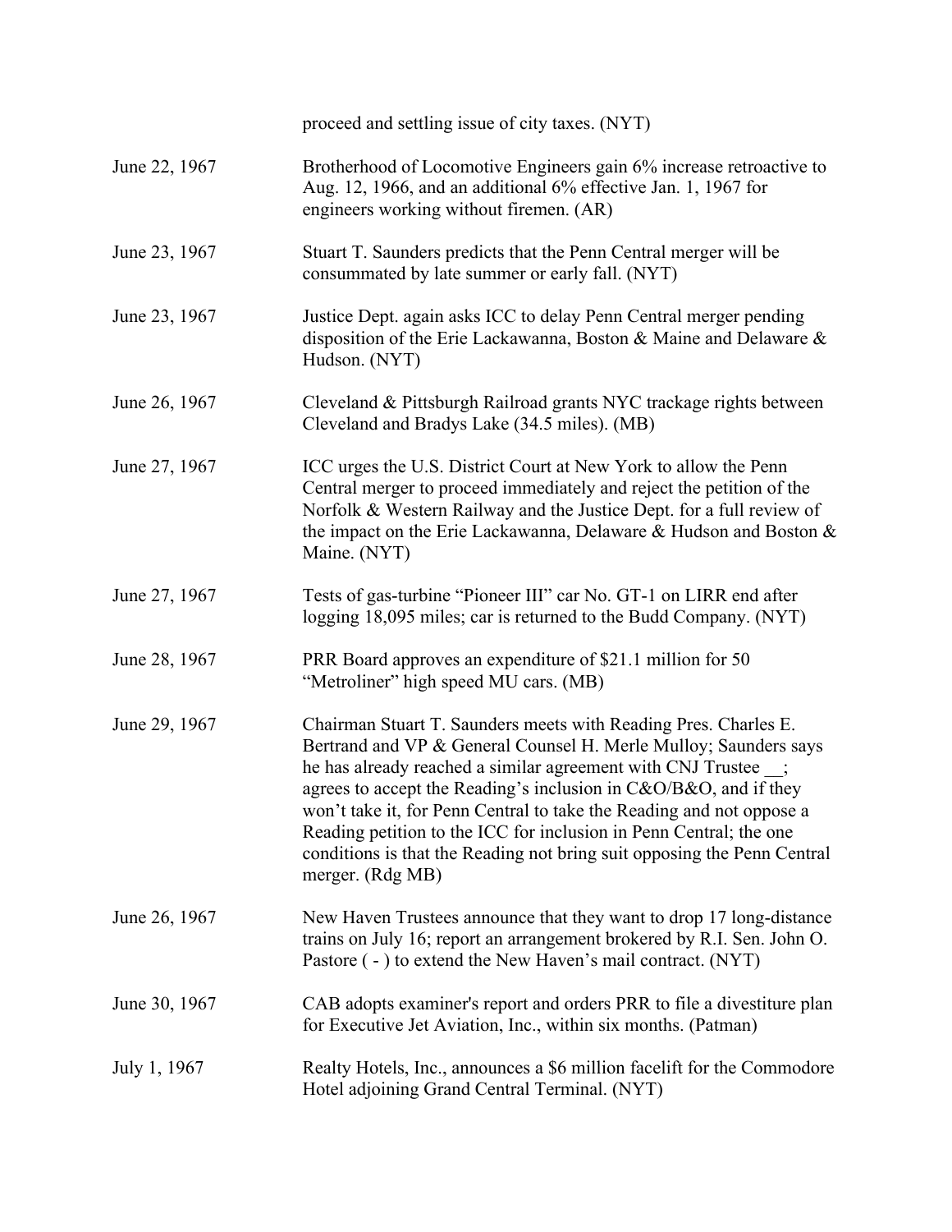proceed and settling issue of city taxes. (NYT)

| | |
|---|---|
| June 22, 1967 | Brotherhood of Locomotive Engineers gain 6% increase retroactive to Aug. 12, 1966, and an additional 6% effective Jan. 1, 1967 for engineers working without firemen. (AR) |
| June 23, 1967 | Stuart T. Saunders predicts that the Penn Central merger will be consummated by late summer or early fall. (NYT) |
| June 23, 1967 | Justice Dept. again asks ICC to delay Penn Central merger pending disposition of the Erie Lackawanna, Boston & Maine and Delaware & Hudson. (NYT) |
| June 26, 1967 | Cleveland & Pittsburgh Railroad grants NYC trackage rights between Cleveland and Bradys Lake (34.5 miles). (MB) |
| June 27, 1967 | ICC urges the U.S. District Court at New York to allow the Penn Central merger to proceed immediately and reject the petition of the Norfolk & Western Railway and the Justice Dept. for a full review of the impact on the Erie Lackawanna, Delaware & Hudson and Boston & Maine. (NYT) |
| June 27, 1967 | Tests of gas-turbine "Pioneer III" car No. GT-1 on LIRR end after logging 18,095 miles; car is returned to the Budd Company. (NYT) |
| June 28, 1967 | PRR Board approves an expenditure of $21.1 million for 50 "Metroliner" high speed MU cars. (MB) |
| June 29, 1967 | Chairman Stuart T. Saunders meets with Reading Pres. Charles E. Bertrand and VP & General Counsel H. Merle Mulloy; Saunders says he has already reached a similar agreement with CNJ Trustee __; agrees to accept the Reading's inclusion in C&O/B&O, and if they won't take it, for Penn Central to take the Reading and not oppose a Reading petition to the ICC for inclusion in Penn Central; the one conditions is that the Reading not bring suit opposing the Penn Central merger. (Rdg MB) |
| June 26, 1967 | New Haven Trustees announce that they want to drop 17 long-distance trains on July 16; report an arrangement brokered by R.I. Sen. John O. Pastore ( - ) to extend the New Haven's mail contract. (NYT) |
| June 30, 1967 | CAB adopts examiner's report and orders PRR to file a divestiture plan for Executive Jet Aviation, Inc., within six months. (Patman) |
| July 1, 1967 | Realty Hotels, Inc., announces a $6 million facelift for the Commodore Hotel adjoining Grand Central Terminal. (NYT) |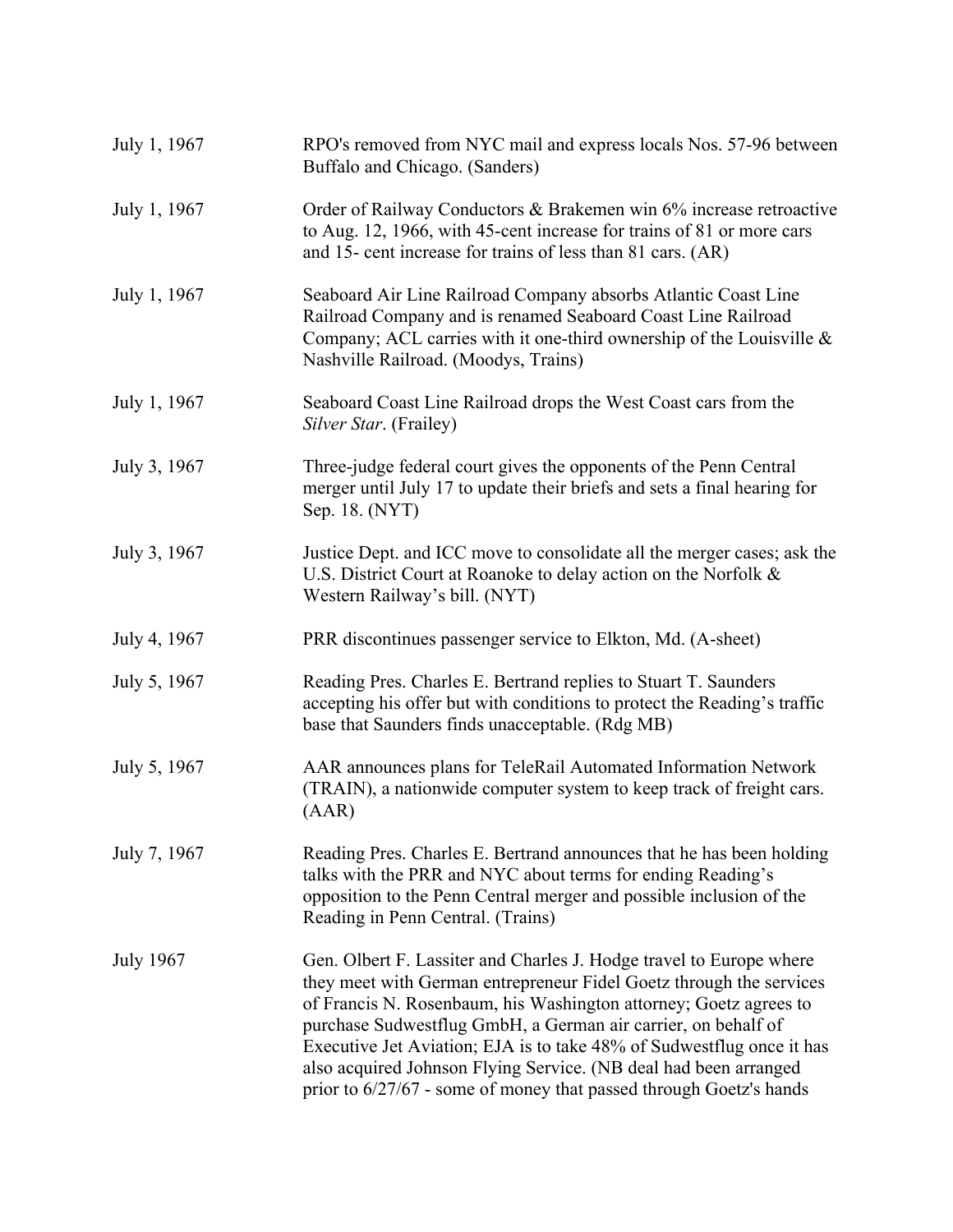July 1, 1967 RPO's removed from NYC mail and express locals Nos. 57-96 between Buffalo and Chicago. (Sanders)

July 1, 1967 Order of Railway Conductors & Brakemen win 6% increase retroactive to Aug. 12, 1966, with 45-cent increase for trains of 81 or more cars and 15- cent increase for trains of less than 81 cars. (AR)

July 1, 1967 Seaboard Air Line Railroad Company absorbs Atlantic Coast Line Railroad Company and is renamed Seaboard Coast Line Railroad Company; ACL carries with it one-third ownership of the Louisville & Nashville Railroad. (Moodys, Trains)

July 1, 1967 Seaboard Coast Line Railroad drops the West Coast cars from the *Silver Star*. (Frailey)

July 3, 1967 Three-judge federal court gives the opponents of the Penn Central merger until July 17 to update their briefs and sets a final hearing for Sep. 18. (NYT)

July 3, 1967 Justice Dept. and ICC move to consolidate all the merger cases; ask the U.S. District Court at Roanoke to delay action on the Norfolk & Western Railway's bill. (NYT)

July 4, 1967 PRR discontinues passenger service to Elkton, Md. (A-sheet)

July 5, 1967 Reading Pres. Charles E. Bertrand replies to Stuart T. Saunders accepting his offer but with conditions to protect the Reading's traffic base that Saunders finds unacceptable. (Rdg MB)

July 5, 1967 AAR announces plans for TeleRail Automated Information Network (TRAIN), a nationwide computer system to keep track of freight cars. (AAR)

July 7, 1967 Reading Pres. Charles E. Bertrand announces that he has been holding talks with the PRR and NYC about terms for ending Reading's opposition to the Penn Central merger and possible inclusion of the Reading in Penn Central. (Trains)

July 1967 Gen. Olbert F. Lassiter and Charles J. Hodge travel to Europe where they meet with German entrepreneur Fidel Goetz through the services of Francis N. Rosenbaum, his Washington attorney; Goetz agrees to purchase Sudwestflug GmbH, a German air carrier, on behalf of Executive Jet Aviation; EJA is to take 48% of Sudwestflug once it has also acquired Johnson Flying Service. (NB deal had been arranged prior to 6/27/67 - some of money that passed through Goetz's hands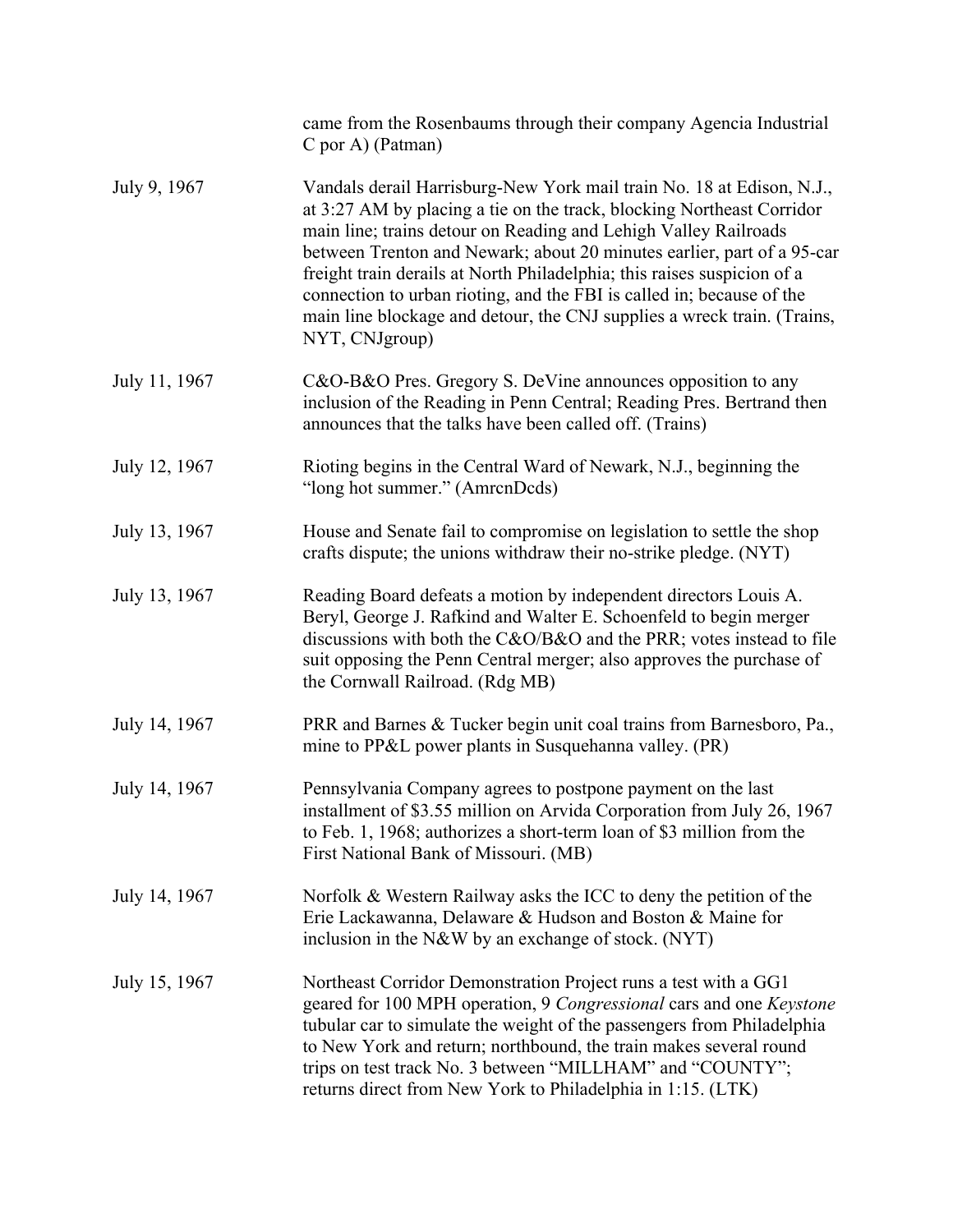| | |
|---|---|
| | came from the Rosenbaums through their company Agencia Industrial C por A) (Patman) |
| July 9, 1967 | Vandals derail Harrisburg-New York mail train No. 18 at Edison, N.J., at 3:27 AM by placing a tie on the track, blocking Northeast Corridor main line; trains detour on Reading and Lehigh Valley Railroads between Trenton and Newark; about 20 minutes earlier, part of a 95-car freight train derails at North Philadelphia; this raises suspicion of a connection to urban rioting, and the FBI is called in; because of the main line blockage and detour, the CNJ supplies a wreck train. (Trains, NYT, CNJgroup) |
| July 11, 1967 | C&O-B&O Pres. Gregory S. DeVine announces opposition to any inclusion of the Reading in Penn Central; Reading Pres. Bertrand then announces that the talks have been called off. (Trains) |
| July 12, 1967 | Rioting begins in the Central Ward of Newark, N.J., beginning the "long hot summer." (AmrcnDcds) |
| July 13, 1967 | House and Senate fail to compromise on legislation to settle the shop crafts dispute; the unions withdraw their no-strike pledge. (NYT) |
| July 13, 1967 | Reading Board defeats a motion by independent directors Louis A. Beryl, George J. Rafkind and Walter E. Schoenfeld to begin merger discussions with both the C&O/B&O and the PRR; votes instead to file suit opposing the Penn Central merger; also approves the purchase of the Cornwall Railroad. (Rdg MB) |
| July 14, 1967 | PRR and Barnes & Tucker begin unit coal trains from Barnesboro, Pa., mine to PP&L power plants in Susquehanna valley. (PR) |
| July 14, 1967 | Pennsylvania Company agrees to postpone payment on the last installment of $3.55 million on Arvida Corporation from July 26, 1967 to Feb. 1, 1968; authorizes a short-term loan of $3 million from the First National Bank of Missouri. (MB) |
| July 14, 1967 | Norfolk & Western Railway asks the ICC to deny the petition of the Erie Lackawanna, Delaware & Hudson and Boston & Maine for inclusion in the N&W by an exchange of stock. (NYT) |
| July 15, 1967 | Northeast Corridor Demonstration Project runs a test with a GG1 geared for 100 MPH operation, 9 *Congressional* cars and one *Keystone* tubular car to simulate the weight of the passengers from Philadelphia to New York and return; northbound, the train makes several round trips on test track No. 3 between "MILLHAM" and "COUNTY"; returns direct from New York to Philadelphia in 1:15. (LTK) |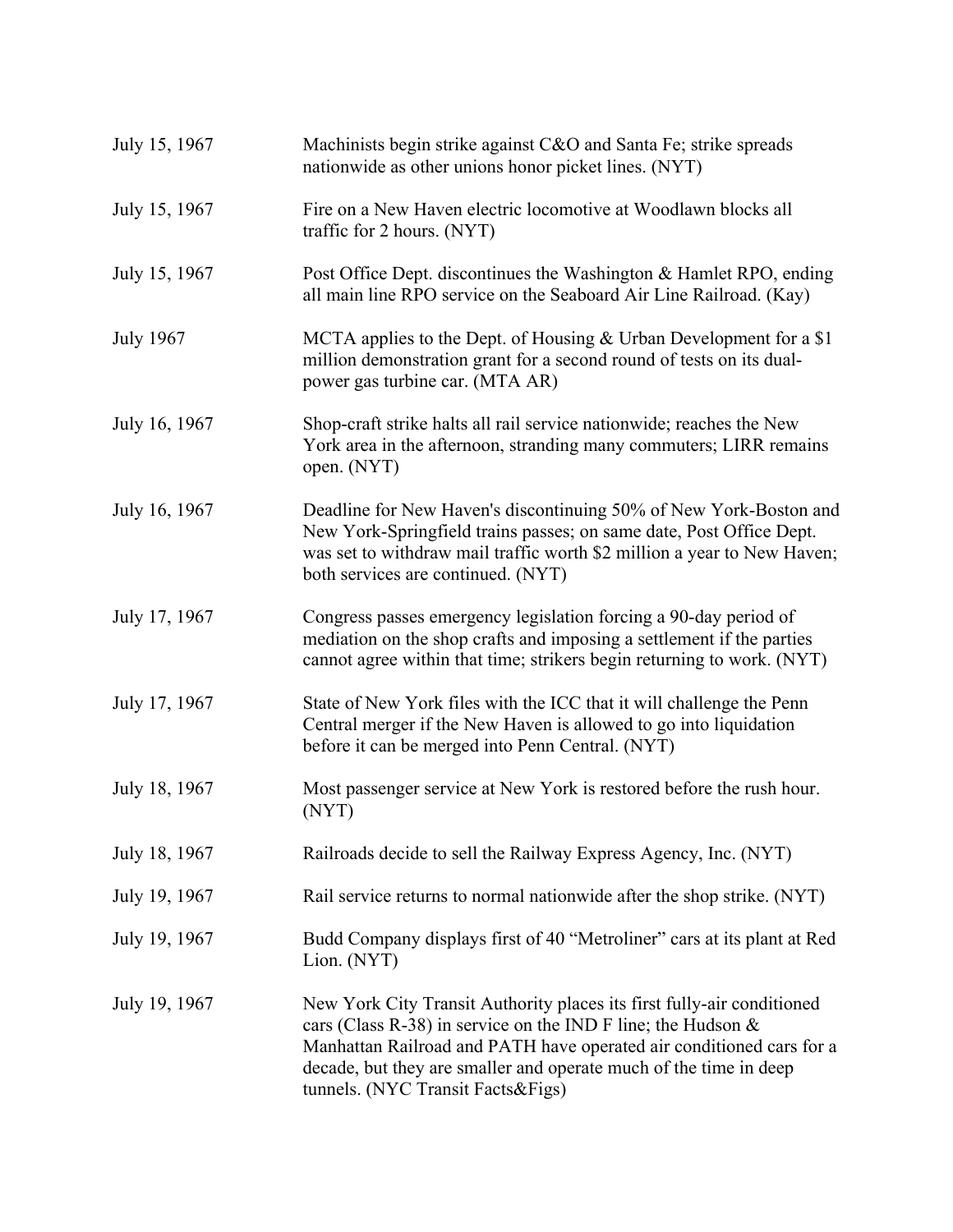| | |
|---|---|
| July 15, 1967 | Machinists begin strike against C&O and Santa Fe; strike spreads nationwide as other unions honor picket lines. (NYT) |
| July 15, 1967 | Fire on a New Haven electric locomotive at Woodlawn blocks all traffic for 2 hours. (NYT) |
| July 15, 1967 | Post Office Dept. discontinues the Washington & Hamlet RPO, ending all main line RPO service on the Seaboard Air Line Railroad. (Kay) |
| July 1967 | MCTA applies to the Dept. of Housing & Urban Development for a $1 million demonstration grant for a second round of tests on its dual-power gas turbine car. (MTA AR) |
| July 16, 1967 | Shop-craft strike halts all rail service nationwide; reaches the New York area in the afternoon, stranding many commuters; LIRR remains open. (NYT) |
| July 16, 1967 | Deadline for New Haven's discontinuing 50% of New York-Boston and New York-Springfield trains passes; on same date, Post Office Dept. was set to withdraw mail traffic worth $2 million a year to New Haven; both services are continued. (NYT) |
| July 17, 1967 | Congress passes emergency legislation forcing a 90-day period of mediation on the shop crafts and imposing a settlement if the parties cannot agree within that time; strikers begin returning to work. (NYT) |
| July 17, 1967 | State of New York files with the ICC that it will challenge the Penn Central merger if the New Haven is allowed to go into liquidation before it can be merged into Penn Central. (NYT) |
| July 18, 1967 | Most passenger service at New York is restored before the rush hour. (NYT) |
| July 18, 1967 | Railroads decide to sell the Railway Express Agency, Inc. (NYT) |
| July 19, 1967 | Rail service returns to normal nationwide after the shop strike. (NYT) |
| July 19, 1967 | Budd Company displays first of 40 "Metroliner" cars at its plant at Red Lion. (NYT) |
| July 19, 1967 | New York City Transit Authority places its first fully-air conditioned cars (Class R-38) in service on the IND F line; the Hudson & Manhattan Railroad and PATH have operated air conditioned cars for a decade, but they are smaller and operate much of the time in deep tunnels. (NYC Transit Facts&Figs) |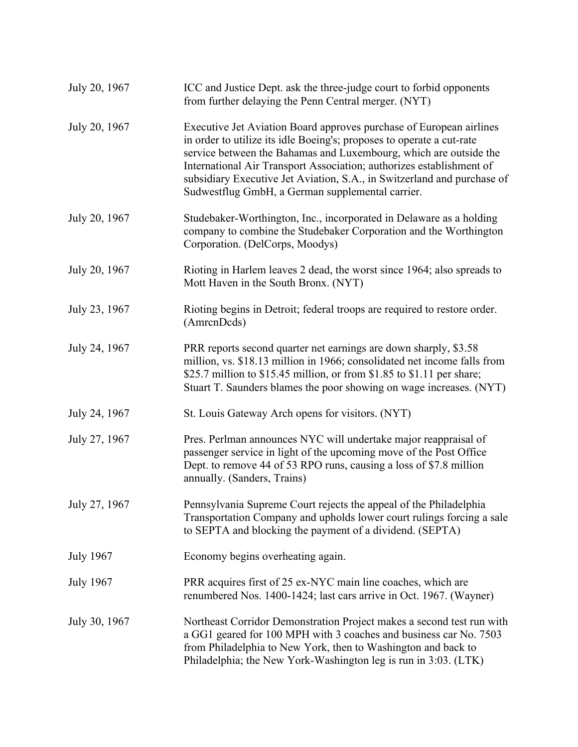| | |
|---|---|
| July 20, 1967 | ICC and Justice Dept. ask the three-judge court to forbid opponents from further delaying the Penn Central merger. (NYT) |
| July 20, 1967 | Executive Jet Aviation Board approves purchase of European airlines in order to utilize its idle Boeing's; proposes to operate a cut-rate service between the Bahamas and Luxembourg, which are outside the International Air Transport Association; authorizes establishment of subsidiary Executive Jet Aviation, S.A., in Switzerland and purchase of Sudwestflug GmbH, a German supplemental carrier. |
| July 20, 1967 | Studebaker-Worthington, Inc., incorporated in Delaware as a holding company to combine the Studebaker Corporation and the Worthington Corporation. (DelCorps, Moodys) |
| July 20, 1967 | Rioting in Harlem leaves 2 dead, the worst since 1964; also spreads to Mott Haven in the South Bronx. (NYT) |
| July 23, 1967 | Rioting begins in Detroit; federal troops are required to restore order. (AmrcnDcds) |
| July 24, 1967 | PRR reports second quarter net earnings are down sharply, $3.58 million, vs. $18.13 million in 1966; consolidated net income falls from $25.7 million to $15.45 million, or from $1.85 to $1.11 per share; Stuart T. Saunders blames the poor showing on wage increases. (NYT) |
| July 24, 1967 | St. Louis Gateway Arch opens for visitors. (NYT) |
| July 27, 1967 | Pres. Perlman announces NYC will undertake major reappraisal of passenger service in light of the upcoming move of the Post Office Dept. to remove 44 of 53 RPO runs, causing a loss of $7.8 million annually. (Sanders, Trains) |
| July 27, 1967 | Pennsylvania Supreme Court rejects the appeal of the Philadelphia Transportation Company and upholds lower court rulings forcing a sale to SEPTA and blocking the payment of a dividend. (SEPTA) |
| July 1967 | Economy begins overheating again. |
| July 1967 | PRR acquires first of 25 ex-NYC main line coaches, which are renumbered Nos. 1400-1424; last cars arrive in Oct. 1967. (Wayner) |
| July 30, 1967 | Northeast Corridor Demonstration Project makes a second test run with a GG1 geared for 100 MPH with 3 coaches and business car No. 7503 from Philadelphia to New York, then to Washington and back to Philadelphia; the New York-Washington leg is run in 3:03. (LTK) |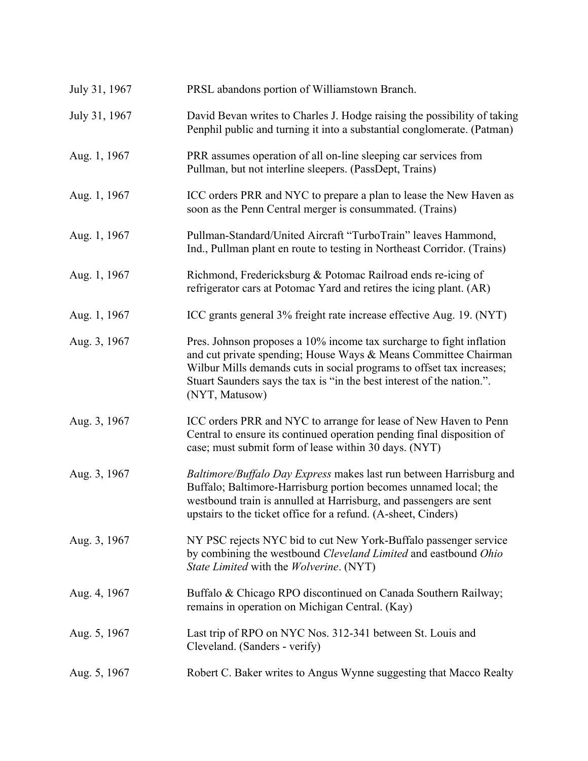July 31, 1967 PRSL abandons portion of Williamstown Branch.

July 31, 1967 David Bevan writes to Charles J. Hodge raising the possibility of taking Penphil public and turning it into a substantial conglomerate. (Patman)

Aug. 1, 1967 PRR assumes operation of all on-line sleeping car services from Pullman, but not interline sleepers. (PassDept, Trains)

Aug. 1, 1967 ICC orders PRR and NYC to prepare a plan to lease the New Haven as soon as the Penn Central merger is consummated. (Trains)

Aug. 1, 1967 Pullman-Standard/United Aircraft "TurboTrain" leaves Hammond, Ind., Pullman plant en route to testing in Northeast Corridor. (Trains)

Aug. 1, 1967 Richmond, Fredericksburg & Potomac Railroad ends re-icing of refrigerator cars at Potomac Yard and retires the icing plant. (AR)

Aug. 1, 1967 ICC grants general 3% freight rate increase effective Aug. 19. (NYT)

Aug. 3, 1967 Pres. Johnson proposes a 10% income tax surcharge to fight inflation and cut private spending; House Ways & Means Committee Chairman Wilbur Mills demands cuts in social programs to offset tax increases; Stuart Saunders says the tax is "in the best interest of the nation.". (NYT, Matusow)

Aug. 3, 1967 ICC orders PRR and NYC to arrange for lease of New Haven to Penn Central to ensure its continued operation pending final disposition of case; must submit form of lease within 30 days. (NYT)

Aug. 3, 1967 *Baltimore/Buffalo Day Express* makes last run between Harrisburg and Buffalo; Baltimore-Harrisburg portion becomes unnamed local; the westbound train is annulled at Harrisburg, and passengers are sent upstairs to the ticket office for a refund. (A-sheet, Cinders)

Aug. 3, 1967 NY PSC rejects NYC bid to cut New York-Buffalo passenger service by combining the westbound *Cleveland Limited* and eastbound *Ohio State Limited* with the *Wolverine*. (NYT)

Aug. 4, 1967 Buffalo & Chicago RPO discontinued on Canada Southern Railway; remains in operation on Michigan Central. (Kay)

Aug. 5, 1967 Last trip of RPO on NYC Nos. 312-341 between St. Louis and Cleveland. (Sanders - verify)

Aug. 5, 1967 Robert C. Baker writes to Angus Wynne suggesting that Macco Realty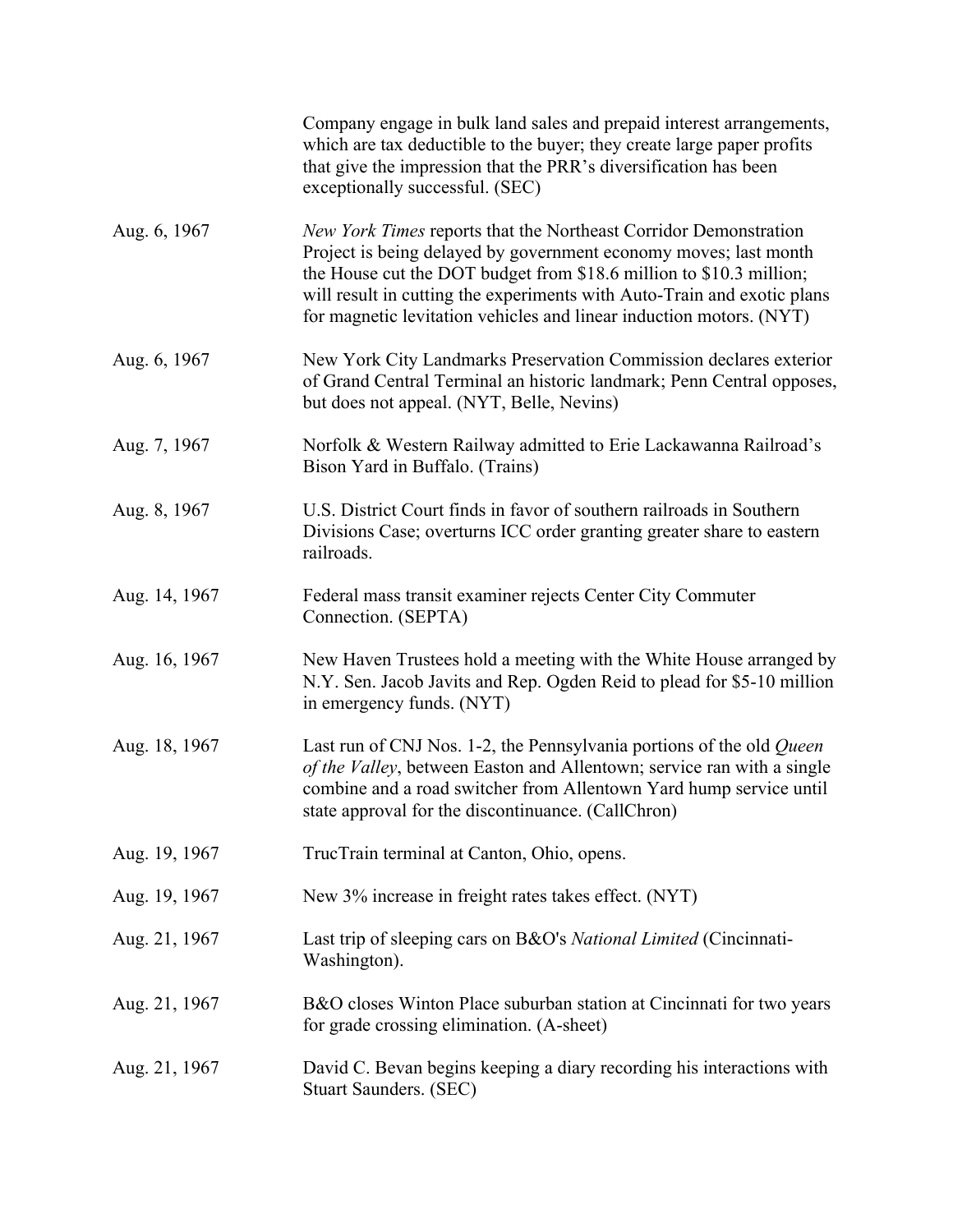Company engage in bulk land sales and prepaid interest arrangements, which are tax deductible to the buyer; they create large paper profits that give the impression that the PRR's diversification has been exceptionally successful. (SEC)

Aug. 6, 1967 — *New York Times* reports that the Northeast Corridor Demonstration Project is being delayed by government economy moves; last month the House cut the DOT budget from $18.6 million to $10.3 million; will result in cutting the experiments with Auto-Train and exotic plans for magnetic levitation vehicles and linear induction motors. (NYT)

Aug. 6, 1967 — New York City Landmarks Preservation Commission declares exterior of Grand Central Terminal an historic landmark; Penn Central opposes, but does not appeal. (NYT, Belle, Nevins)

Aug. 7, 1967 — Norfolk & Western Railway admitted to Erie Lackawanna Railroad's Bison Yard in Buffalo. (Trains)

Aug. 8, 1967 — U.S. District Court finds in favor of southern railroads in Southern Divisions Case; overturns ICC order granting greater share to eastern railroads.

Aug. 14, 1967 — Federal mass transit examiner rejects Center City Commuter Connection. (SEPTA)

Aug. 16, 1967 — New Haven Trustees hold a meeting with the White House arranged by N.Y. Sen. Jacob Javits and Rep. Ogden Reid to plead for $5-10 million in emergency funds. (NYT)

Aug. 18, 1967 — Last run of CNJ Nos. 1-2, the Pennsylvania portions of the old *Queen of the Valley*, between Easton and Allentown; service ran with a single combine and a road switcher from Allentown Yard hump service until state approval for the discontinuance. (CallChron)

Aug. 19, 1967 — TrucTrain terminal at Canton, Ohio, opens.

Aug. 19, 1967 — New 3% increase in freight rates takes effect. (NYT)

Aug. 21, 1967 — Last trip of sleeping cars on B&O's *National Limited* (Cincinnati-Washington).

Aug. 21, 1967 — B&O closes Winton Place suburban station at Cincinnati for two years for grade crossing elimination. (A-sheet)

Aug. 21, 1967 — David C. Bevan begins keeping a diary recording his interactions with Stuart Saunders. (SEC)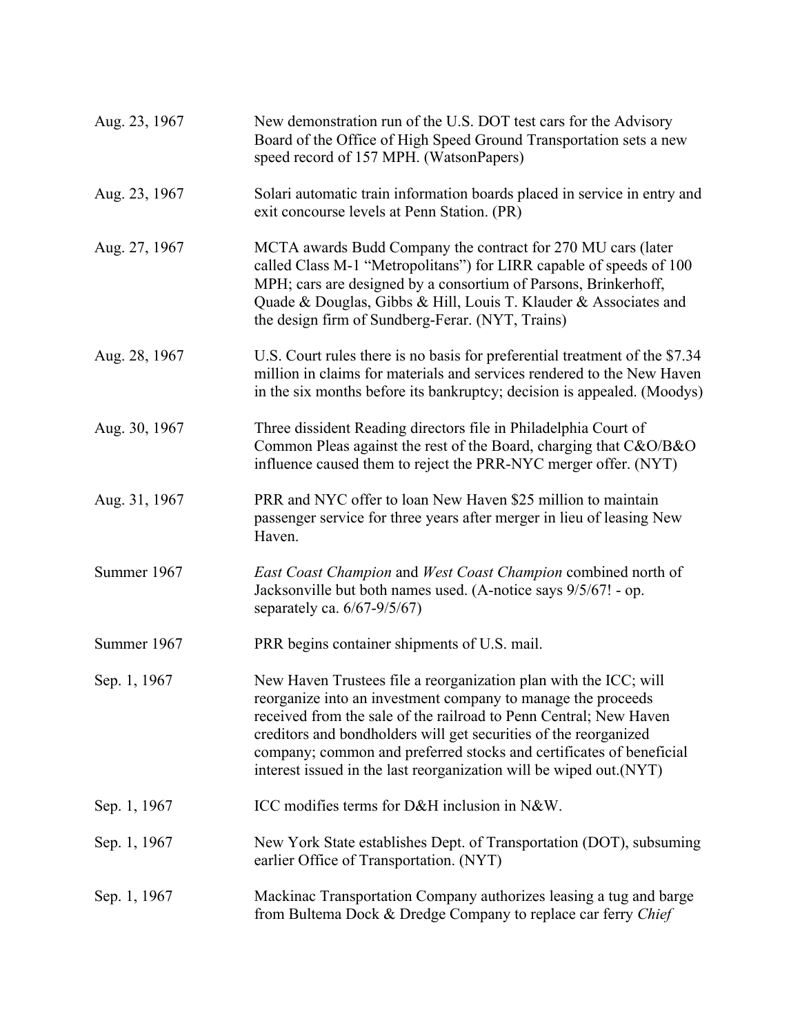| | |
|---|---|
| Aug. 23, 1967 | New demonstration run of the U.S. DOT test cars for the Advisory Board of the Office of High Speed Ground Transportation sets a new speed record of 157 MPH. (WatsonPapers) |
| Aug. 23, 1967 | Solari automatic train information boards placed in service in entry and exit concourse levels at Penn Station. (PR) |
| Aug. 27, 1967 | MCTA awards Budd Company the contract for 270 MU cars (later called Class M-1 "Metropolitans") for LIRR capable of speeds of 100 MPH; cars are designed by a consortium of Parsons, Brinkerhoff, Quade & Douglas, Gibbs & Hill, Louis T. Klauder & Associates and the design firm of Sundberg-Ferar. (NYT, Trains) |
| Aug. 28, 1967 | U.S. Court rules there is no basis for preferential treatment of the $7.34 million in claims for materials and services rendered to the New Haven in the six months before its bankruptcy; decision is appealed. (Moodys) |
| Aug. 30, 1967 | Three dissident Reading directors file in Philadelphia Court of Common Pleas against the rest of the Board, charging that C&O/B&O influence caused them to reject the PRR-NYC merger offer. (NYT) |
| Aug. 31, 1967 | PRR and NYC offer to loan New Haven $25 million to maintain passenger service for three years after merger in lieu of leasing New Haven. |
| Summer 1967 | *East Coast Champion* and *West Coast Champion* combined north of Jacksonville but both names used. (A-notice says 9/5/67! - op. separately ca. 6/67-9/5/67) |
| Summer 1967 | PRR begins container shipments of U.S. mail. |
| Sep. 1, 1967 | New Haven Trustees file a reorganization plan with the ICC; will reorganize into an investment company to manage the proceeds received from the sale of the railroad to Penn Central; New Haven creditors and bondholders will get securities of the reorganized company; common and preferred stocks and certificates of beneficial interest issued in the last reorganization will be wiped out.(NYT) |
| Sep. 1, 1967 | ICC modifies terms for D&H inclusion in N&W. |
| Sep. 1, 1967 | New York State establishes Dept. of Transportation (DOT), subsuming earlier Office of Transportation. (NYT) |
| Sep. 1, 1967 | Mackinac Transportation Company authorizes leasing a tug and barge from Bultema Dock & Dredge Company to replace car ferry *Chief* |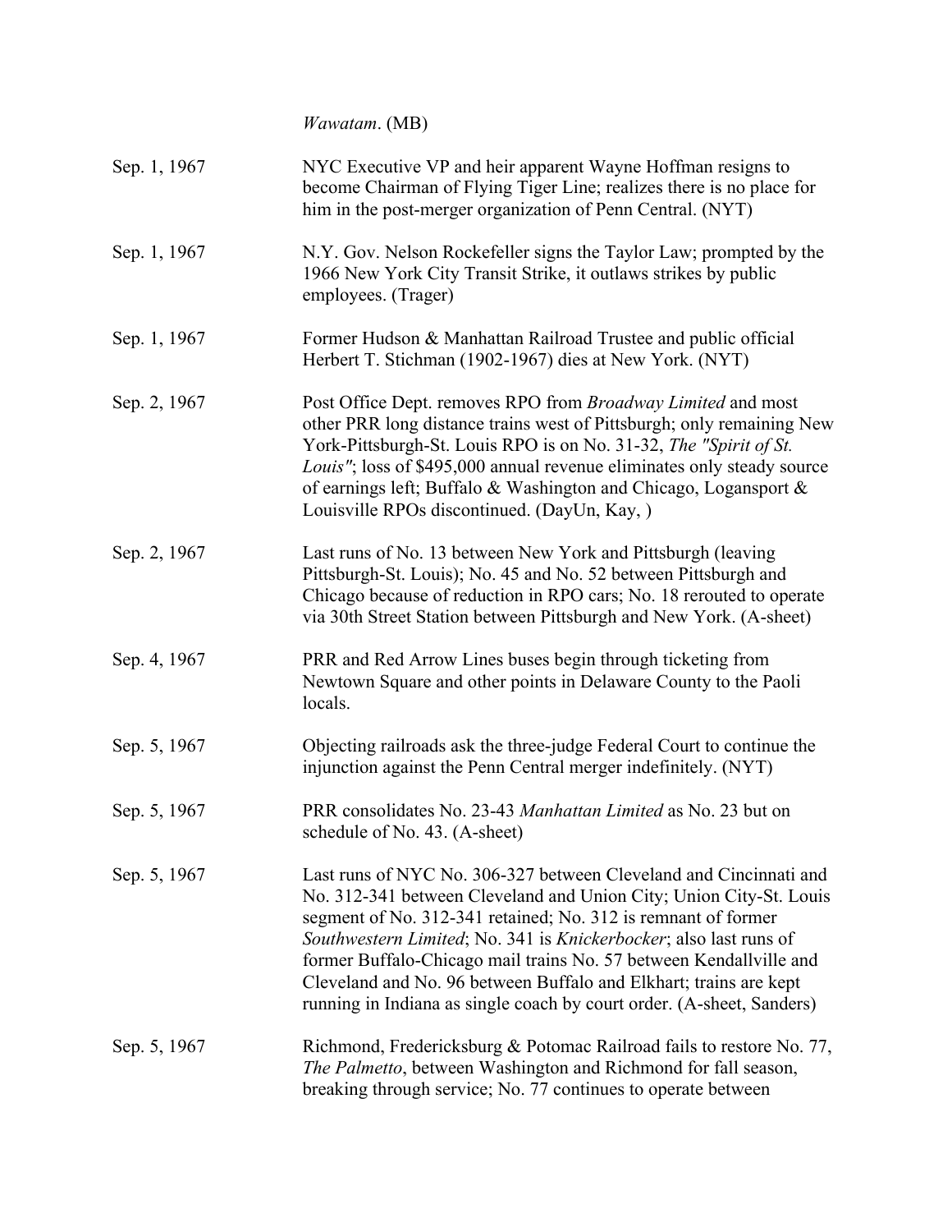*Wawatam*. (MB)

| | |
|---|---|
| Sep. 1, 1967 | NYC Executive VP and heir apparent Wayne Hoffman resigns to become Chairman of Flying Tiger Line; realizes there is no place for him in the post-merger organization of Penn Central. (NYT) |
| Sep. 1, 1967 | N.Y. Gov. Nelson Rockefeller signs the Taylor Law; prompted by the 1966 New York City Transit Strike, it outlaws strikes by public employees. (Trager) |
| Sep. 1, 1967 | Former Hudson & Manhattan Railroad Trustee and public official Herbert T. Stichman (1902-1967) dies at New York. (NYT) |
| Sep. 2, 1967 | Post Office Dept. removes RPO from *Broadway Limited* and most other PRR long distance trains west of Pittsburgh; only remaining New York-Pittsburgh-St. Louis RPO is on No. 31-32, *The "Spirit of St. Louis"*; loss of $495,000 annual revenue eliminates only steady source of earnings left; Buffalo & Washington and Chicago, Logansport & Louisville RPOs discontinued. (DayUn, Kay, ) |
| Sep. 2, 1967 | Last runs of No. 13 between New York and Pittsburgh (leaving Pittsburgh-St. Louis); No. 45 and No. 52 between Pittsburgh and Chicago because of reduction in RPO cars; No. 18 rerouted to operate via 30th Street Station between Pittsburgh and New York. (A-sheet) |
| Sep. 4, 1967 | PRR and Red Arrow Lines buses begin through ticketing from Newtown Square and other points in Delaware County to the Paoli locals. |
| Sep. 5, 1967 | Objecting railroads ask the three-judge Federal Court to continue the injunction against the Penn Central merger indefinitely. (NYT) |
| Sep. 5, 1967 | PRR consolidates No. 23-43 *Manhattan Limited* as No. 23 but on schedule of No. 43. (A-sheet) |
| Sep. 5, 1967 | Last runs of NYC No. 306-327 between Cleveland and Cincinnati and No. 312-341 between Cleveland and Union City; Union City-St. Louis segment of No. 312-341 retained; No. 312 is remnant of former *Southwestern Limited*; No. 341 is *Knickerbocker*; also last runs of former Buffalo-Chicago mail trains No. 57 between Kendallville and Cleveland and No. 96 between Buffalo and Elkhart; trains are kept running in Indiana as single coach by court order. (A-sheet, Sanders) |
| Sep. 5, 1967 | Richmond, Fredericksburg & Potomac Railroad fails to restore No. 77, *The Palmetto*, between Washington and Richmond for fall season, breaking through service; No. 77 continues to operate between |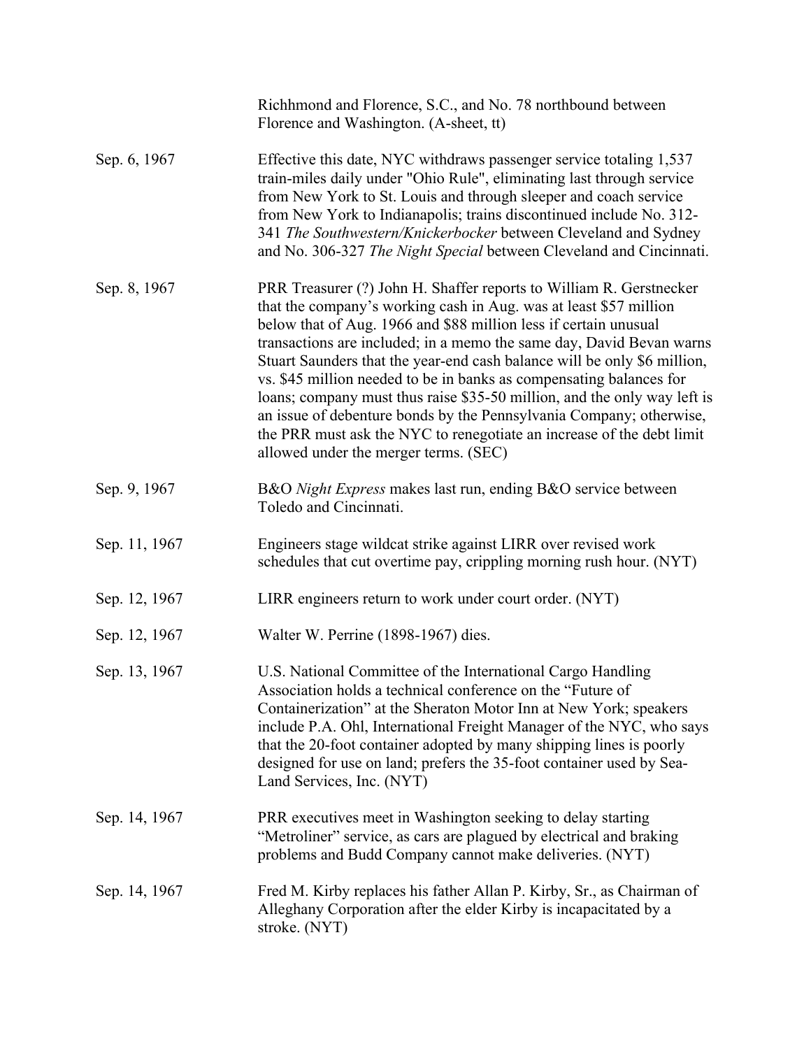Richhmond and Florence, S.C., and No. 78 northbound between Florence and Washington. (A-sheet, tt)

| | |
|---|---|
| Sep. 6, 1967 | Effective this date, NYC withdraws passenger service totaling 1,537 train-miles daily under "Ohio Rule", eliminating last through service from New York to St. Louis and through sleeper and coach service from New York to Indianapolis; trains discontinued include No. 312-341 *The Southwestern/Knickerbocker* between Cleveland and Sydney and No. 306-327 *The Night Special* between Cleveland and Cincinnati. |
| Sep. 8, 1967 | PRR Treasurer (?) John H. Shaffer reports to William R. Gerstnecker that the company's working cash in Aug. was at least \$57 million below that of Aug. 1966 and \$88 million less if certain unusual transactions are included; in a memo the same day, David Bevan warns Stuart Saunders that the year-end cash balance will be only \$6 million, vs. \$45 million needed to be in banks as compensating balances for loans; company must thus raise \$35-50 million, and the only way left is an issue of debenture bonds by the Pennsylvania Company; otherwise, the PRR must ask the NYC to renegotiate an increase of the debt limit allowed under the merger terms. (SEC) |
| Sep. 9, 1967 | B&O *Night Express* makes last run, ending B&O service between Toledo and Cincinnati. |
| Sep. 11, 1967 | Engineers stage wildcat strike against LIRR over revised work schedules that cut overtime pay, crippling morning rush hour. (NYT) |
| Sep. 12, 1967 | LIRR engineers return to work under court order. (NYT) |
| Sep. 12, 1967 | Walter W. Perrine (1898-1967) dies. |
| Sep. 13, 1967 | U.S. National Committee of the International Cargo Handling Association holds a technical conference on the "Future of Containerization" at the Sheraton Motor Inn at New York; speakers include P.A. Ohl, International Freight Manager of the NYC, who says that the 20-foot container adopted by many shipping lines is poorly designed for use on land; prefers the 35-foot container used by Sea-Land Services, Inc. (NYT) |
| Sep. 14, 1967 | PRR executives meet in Washington seeking to delay starting "Metroliner" service, as cars are plagued by electrical and braking problems and Budd Company cannot make deliveries. (NYT) |
| Sep. 14, 1967 | Fred M. Kirby replaces his father Allan P. Kirby, Sr., as Chairman of Alleghany Corporation after the elder Kirby is incapacitated by a stroke. (NYT) |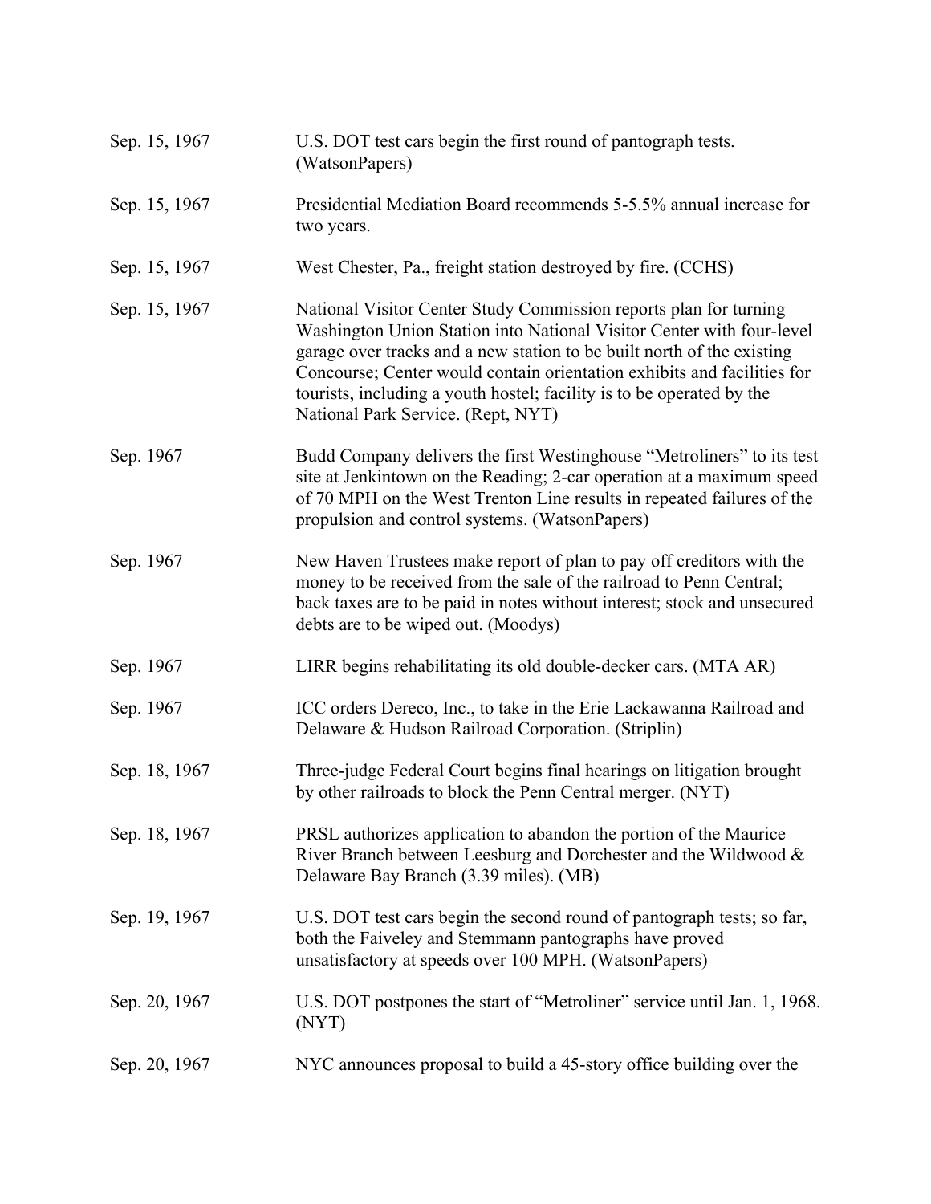| | |
|---|---|
| Sep. 15, 1967 | U.S. DOT test cars begin the first round of pantograph tests. (WatsonPapers) |
| Sep. 15, 1967 | Presidential Mediation Board recommends 5-5.5% annual increase for two years. |
| Sep. 15, 1967 | West Chester, Pa., freight station destroyed by fire. (CCHS) |
| Sep. 15, 1967 | National Visitor Center Study Commission reports plan for turning Washington Union Station into National Visitor Center with four-level garage over tracks and a new station to be built north of the existing Concourse; Center would contain orientation exhibits and facilities for tourists, including a youth hostel; facility is to be operated by the National Park Service. (Rept, NYT) |
| Sep. 1967 | Budd Company delivers the first Westinghouse "Metroliners" to its test site at Jenkintown on the Reading; 2-car operation at a maximum speed of 70 MPH on the West Trenton Line results in repeated failures of the propulsion and control systems. (WatsonPapers) |
| Sep. 1967 | New Haven Trustees make report of plan to pay off creditors with the money to be received from the sale of the railroad to Penn Central; back taxes are to be paid in notes without interest; stock and unsecured debts are to be wiped out. (Moodys) |
| Sep. 1967 | LIRR begins rehabilitating its old double-decker cars. (MTA AR) |
| Sep. 1967 | ICC orders Dereco, Inc., to take in the Erie Lackawanna Railroad and Delaware & Hudson Railroad Corporation. (Striplin) |
| Sep. 18, 1967 | Three-judge Federal Court begins final hearings on litigation brought by other railroads to block the Penn Central merger. (NYT) |
| Sep. 18, 1967 | PRSL authorizes application to abandon the portion of the Maurice River Branch between Leesburg and Dorchester and the Wildwood & Delaware Bay Branch (3.39 miles). (MB) |
| Sep. 19, 1967 | U.S. DOT test cars begin the second round of pantograph tests; so far, both the Faiveley and Stemmann pantographs have proved unsatisfactory at speeds over 100 MPH. (WatsonPapers) |
| Sep. 20, 1967 | U.S. DOT postpones the start of "Metroliner" service until Jan. 1, 1968. (NYT) |
| Sep. 20, 1967 | NYC announces proposal to build a 45-story office building over the |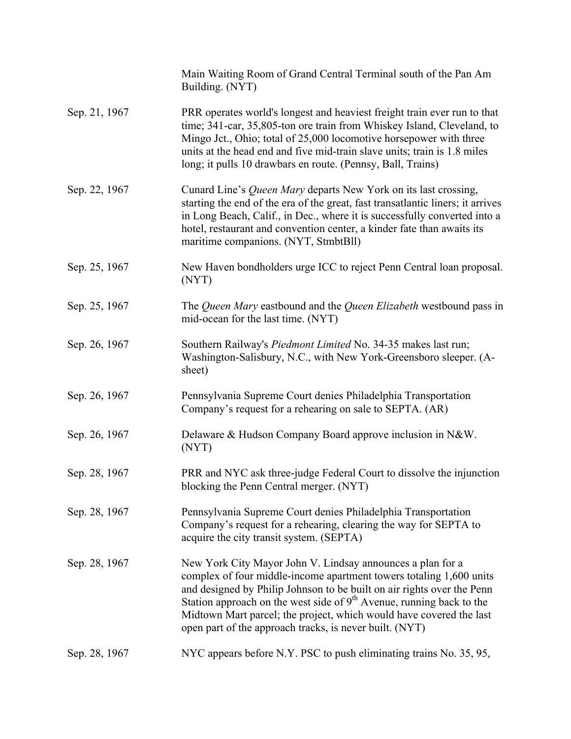Main Waiting Room of Grand Central Terminal south of the Pan Am Building. (NYT)

Sep. 21, 1967 — PRR operates world's longest and heaviest freight train ever run to that time; 341-car, 35,805-ton ore train from Whiskey Island, Cleveland, to Mingo Jct., Ohio; total of 25,000 locomotive horsepower with three units at the head end and five mid-train slave units; train is 1.8 miles long; it pulls 10 drawbars en route. (Pennsy, Ball, Trains)

Sep. 22, 1967 — Cunard Line's *Queen Mary* departs New York on its last crossing, starting the end of the era of the great, fast transatlantic liners; it arrives in Long Beach, Calif., in Dec., where it is successfully converted into a hotel, restaurant and convention center, a kinder fate than awaits its maritime companions. (NYT, StmbtBll)

Sep. 25, 1967 — New Haven bondholders urge ICC to reject Penn Central loan proposal. (NYT)

Sep. 25, 1967 — The *Queen Mary* eastbound and the *Queen Elizabeth* westbound pass in mid-ocean for the last time. (NYT)

Sep. 26, 1967 — Southern Railway's *Piedmont Limited* No. 34-35 makes last run; Washington-Salisbury, N.C., with New York-Greensboro sleeper. (A-sheet)

Sep. 26, 1967 — Pennsylvania Supreme Court denies Philadelphia Transportation Company's request for a rehearing on sale to SEPTA. (AR)

Sep. 26, 1967 — Delaware & Hudson Company Board approve inclusion in N&W. (NYT)

Sep. 28, 1967 — PRR and NYC ask three-judge Federal Court to dissolve the injunction blocking the Penn Central merger. (NYT)

Sep. 28, 1967 — Pennsylvania Supreme Court denies Philadelphia Transportation Company's request for a rehearing, clearing the way for SEPTA to acquire the city transit system. (SEPTA)

Sep. 28, 1967 — New York City Mayor John V. Lindsay announces a plan for a complex of four middle-income apartment towers totaling 1,600 units and designed by Philip Johnson to be built on air rights over the Penn Station approach on the west side of 9th Avenue, running back to the Midtown Mart parcel; the project, which would have covered the last open part of the approach tracks, is never built. (NYT)

Sep. 28, 1967 — NYC appears before N.Y. PSC to push eliminating trains No. 35, 95,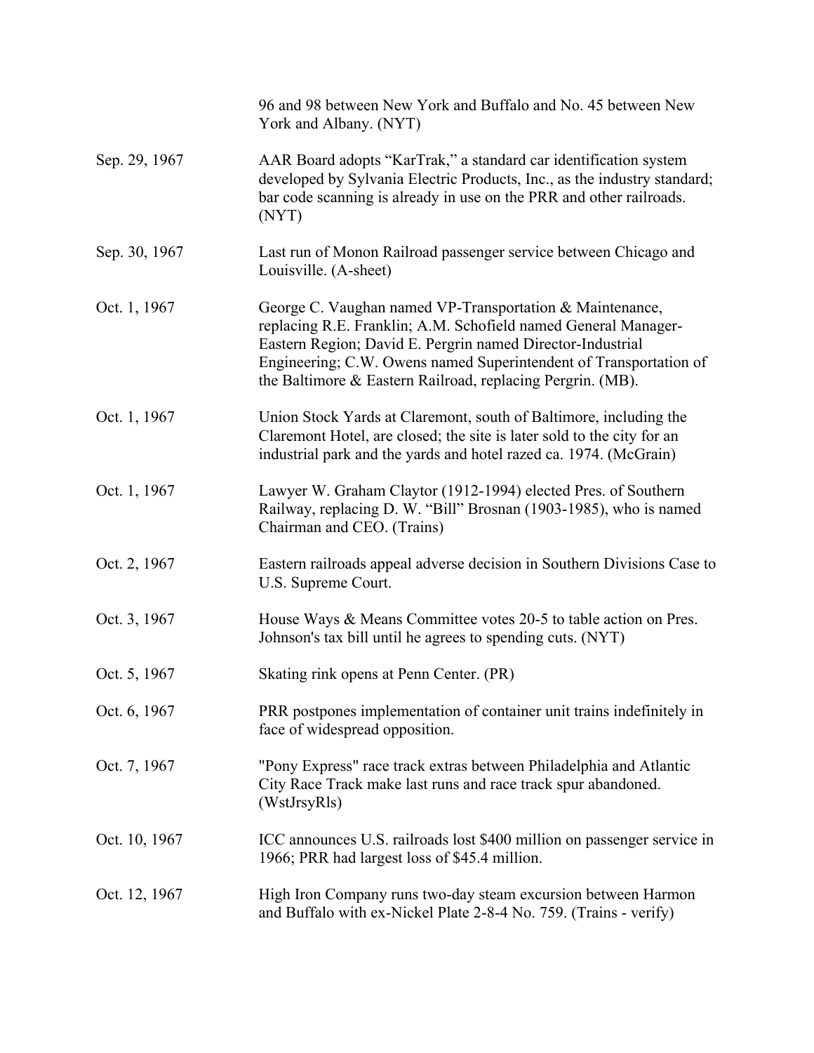| | |
|---|---|
| | 96 and 98 between New York and Buffalo and No. 45 between New York and Albany. (NYT) |
| Sep. 29, 1967 | AAR Board adopts "KarTrak," a standard car identification system developed by Sylvania Electric Products, Inc., as the industry standard; bar code scanning is already in use on the PRR and other railroads. (NYT) |
| Sep. 30, 1967 | Last run of Monon Railroad passenger service between Chicago and Louisville. (A-sheet) |
| Oct. 1, 1967 | George C. Vaughan named VP-Transportation & Maintenance, replacing R.E. Franklin; A.M. Schofield named General Manager-Eastern Region; David E. Pergrin named Director-Industrial Engineering; C.W. Owens named Superintendent of Transportation of the Baltimore & Eastern Railroad, replacing Pergrin. (MB). |
| Oct. 1, 1967 | Union Stock Yards at Claremont, south of Baltimore, including the Claremont Hotel, are closed; the site is later sold to the city for an industrial park and the yards and hotel razed ca. 1974. (McGrain) |
| Oct. 1, 1967 | Lawyer W. Graham Claytor (1912-1994) elected Pres. of Southern Railway, replacing D. W. "Bill" Brosnan (1903-1985), who is named Chairman and CEO. (Trains) |
| Oct. 2, 1967 | Eastern railroads appeal adverse decision in Southern Divisions Case to U.S. Supreme Court. |
| Oct. 3, 1967 | House Ways & Means Committee votes 20-5 to table action on Pres. Johnson's tax bill until he agrees to spending cuts. (NYT) |
| Oct. 5, 1967 | Skating rink opens at Penn Center. (PR) |
| Oct. 6, 1967 | PRR postpones implementation of container unit trains indefinitely in face of widespread opposition. |
| Oct. 7, 1967 | "Pony Express" race track extras between Philadelphia and Atlantic City Race Track make last runs and race track spur abandoned. (WstJrsyRls) |
| Oct. 10, 1967 | ICC announces U.S. railroads lost $400 million on passenger service in 1966; PRR had largest loss of $45.4 million. |
| Oct. 12, 1967 | High Iron Company runs two-day steam excursion between Harmon and Buffalo with ex-Nickel Plate 2-8-4 No. 759. (Trains - verify) |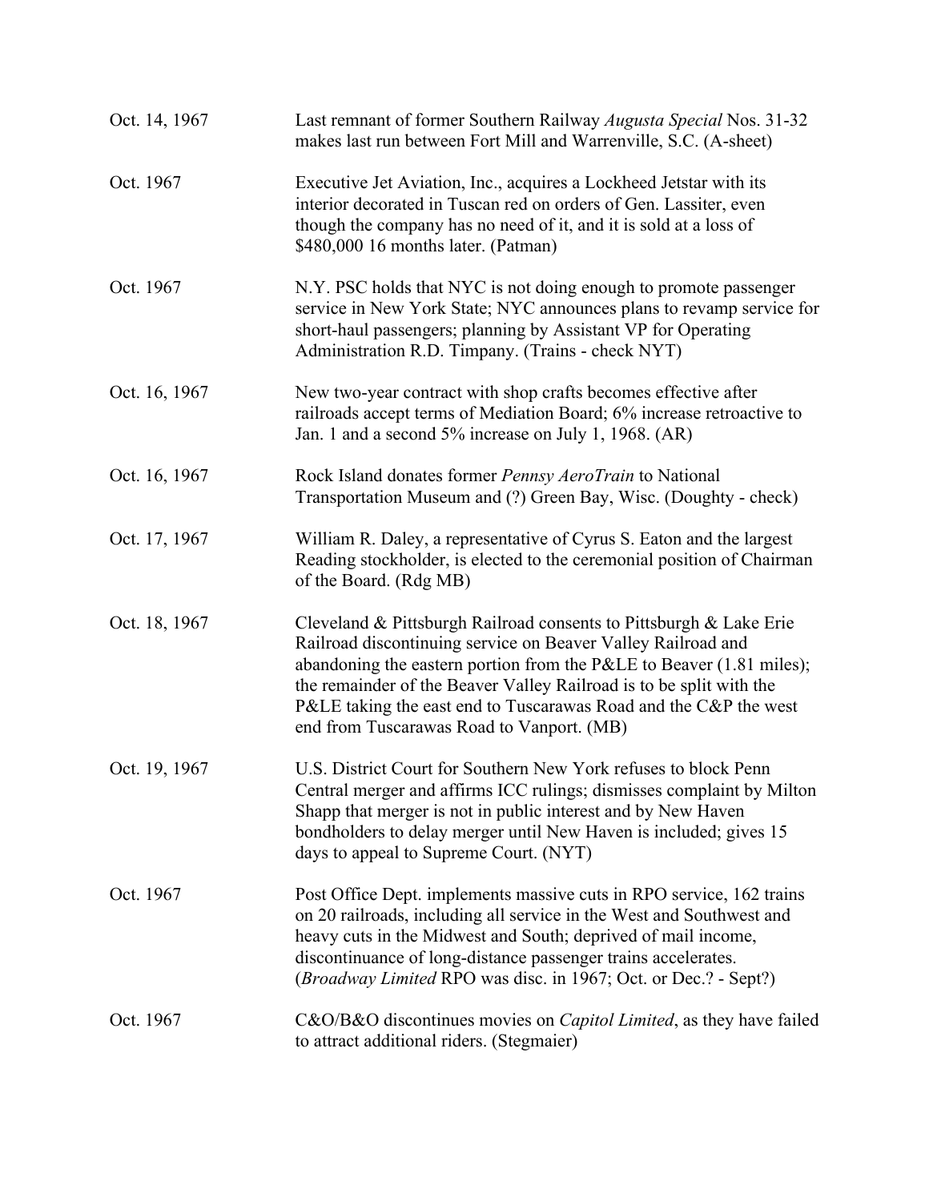| | |
|---|---|
| Oct. 14, 1967 | Last remnant of former Southern Railway *Augusta Special* Nos. 31-32 makes last run between Fort Mill and Warrenville, S.C. (A-sheet) |
| Oct. 1967 | Executive Jet Aviation, Inc., acquires a Lockheed Jetstar with its interior decorated in Tuscan red on orders of Gen. Lassiter, even though the company has no need of it, and it is sold at a loss of $480,000 16 months later. (Patman) |
| Oct. 1967 | N.Y. PSC holds that NYC is not doing enough to promote passenger service in New York State; NYC announces plans to revamp service for short-haul passengers; planning by Assistant VP for Operating Administration R.D. Timpany. (Trains - check NYT) |
| Oct. 16, 1967 | New two-year contract with shop crafts becomes effective after railroads accept terms of Mediation Board; 6% increase retroactive to Jan. 1 and a second 5% increase on July 1, 1968. (AR) |
| Oct. 16, 1967 | Rock Island donates former *Pennsy AeroTrain* to National Transportation Museum and (?) Green Bay, Wisc. (Doughty - check) |
| Oct. 17, 1967 | William R. Daley, a representative of Cyrus S. Eaton and the largest Reading stockholder, is elected to the ceremonial position of Chairman of the Board. (Rdg MB) |
| Oct. 18, 1967 | Cleveland & Pittsburgh Railroad consents to Pittsburgh & Lake Erie Railroad discontinuing service on Beaver Valley Railroad and abandoning the eastern portion from the P&LE to Beaver (1.81 miles); the remainder of the Beaver Valley Railroad is to be split with the P&LE taking the east end to Tuscarawas Road and the C&P the west end from Tuscarawas Road to Vanport. (MB) |
| Oct. 19, 1967 | U.S. District Court for Southern New York refuses to block Penn Central merger and affirms ICC rulings; dismisses complaint by Milton Shapp that merger is not in public interest and by New Haven bondholders to delay merger until New Haven is included; gives 15 days to appeal to Supreme Court. (NYT) |
| Oct. 1967 | Post Office Dept. implements massive cuts in RPO service, 162 trains on 20 railroads, including all service in the West and Southwest and heavy cuts in the Midwest and South; deprived of mail income, discontinuance of long-distance passenger trains accelerates. (*Broadway Limited* RPO was disc. in 1967; Oct. or Dec.? - Sept?) |
| Oct. 1967 | C&O/B&O discontinues movies on *Capitol Limited*, as they have failed to attract additional riders. (Stegmaier) |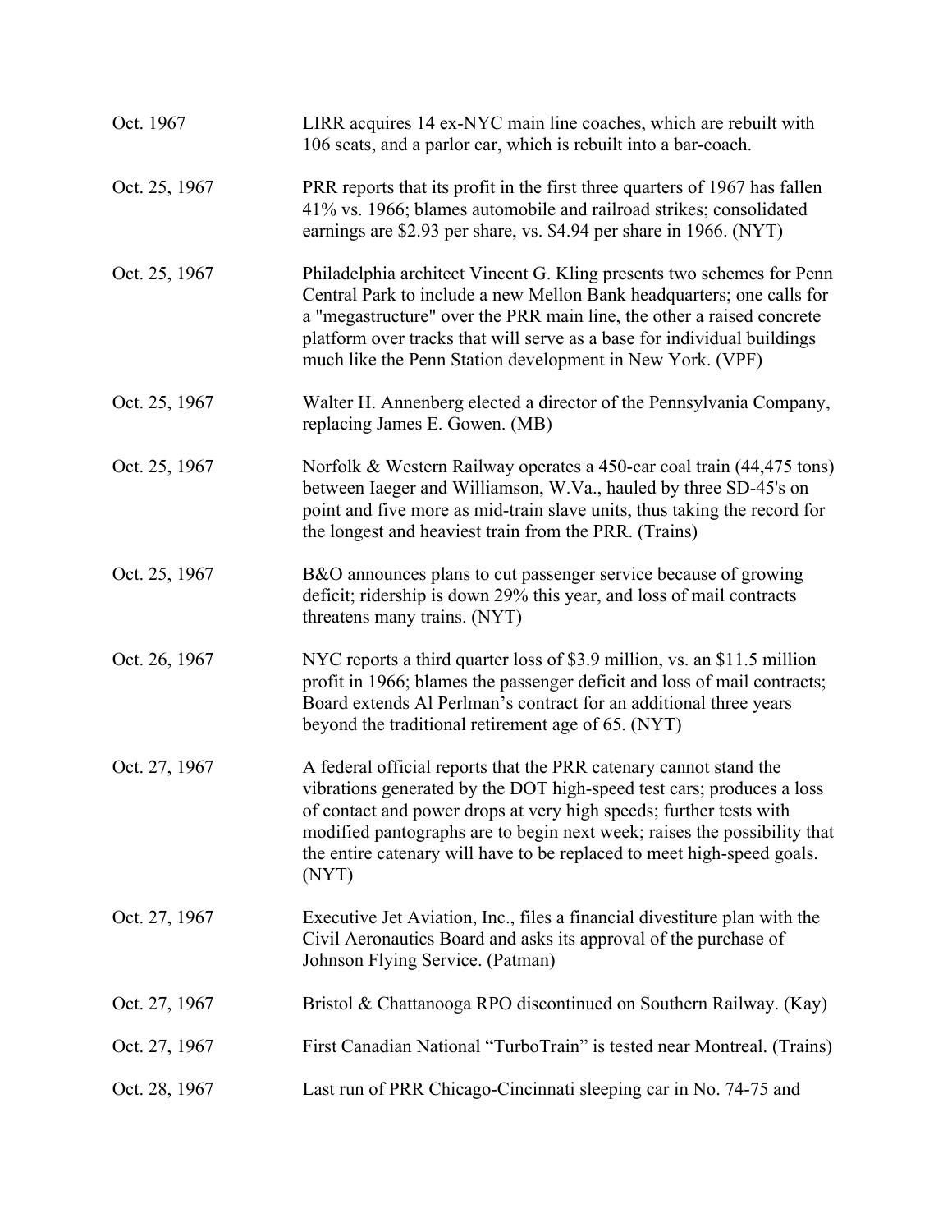| | |
|---|---|
| Oct. 1967 | LIRR acquires 14 ex-NYC main line coaches, which are rebuilt with 106 seats, and a parlor car, which is rebuilt into a bar-coach. |
| Oct. 25, 1967 | PRR reports that its profit in the first three quarters of 1967 has fallen 41% vs. 1966; blames automobile and railroad strikes; consolidated earnings are $2.93 per share, vs. $4.94 per share in 1966. (NYT) |
| Oct. 25, 1967 | Philadelphia architect Vincent G. Kling presents two schemes for Penn Central Park to include a new Mellon Bank headquarters; one calls for a "megastructure" over the PRR main line, the other a raised concrete platform over tracks that will serve as a base for individual buildings much like the Penn Station development in New York. (VPF) |
| Oct. 25, 1967 | Walter H. Annenberg elected a director of the Pennsylvania Company, replacing James E. Gowen. (MB) |
| Oct. 25, 1967 | Norfolk & Western Railway operates a 450-car coal train (44,475 tons) between Iaeger and Williamson, W.Va., hauled by three SD-45's on point and five more as mid-train slave units, thus taking the record for the longest and heaviest train from the PRR. (Trains) |
| Oct. 25, 1967 | B&O announces plans to cut passenger service because of growing deficit; ridership is down 29% this year, and loss of mail contracts threatens many trains. (NYT) |
| Oct. 26, 1967 | NYC reports a third quarter loss of $3.9 million, vs. an $11.5 million profit in 1966; blames the passenger deficit and loss of mail contracts; Board extends Al Perlman's contract for an additional three years beyond the traditional retirement age of 65. (NYT) |
| Oct. 27, 1967 | A federal official reports that the PRR catenary cannot stand the vibrations generated by the DOT high-speed test cars; produces a loss of contact and power drops at very high speeds; further tests with modified pantographs are to begin next week; raises the possibility that the entire catenary will have to be replaced to meet high-speed goals. (NYT) |
| Oct. 27, 1967 | Executive Jet Aviation, Inc., files a financial divestiture plan with the Civil Aeronautics Board and asks its approval of the purchase of Johnson Flying Service. (Patman) |
| Oct. 27, 1967 | Bristol & Chattanooga RPO discontinued on Southern Railway. (Kay) |
| Oct. 27, 1967 | First Canadian National "TurboTrain" is tested near Montreal. (Trains) |
| Oct. 28, 1967 | Last run of PRR Chicago-Cincinnati sleeping car in No. 74-75 and |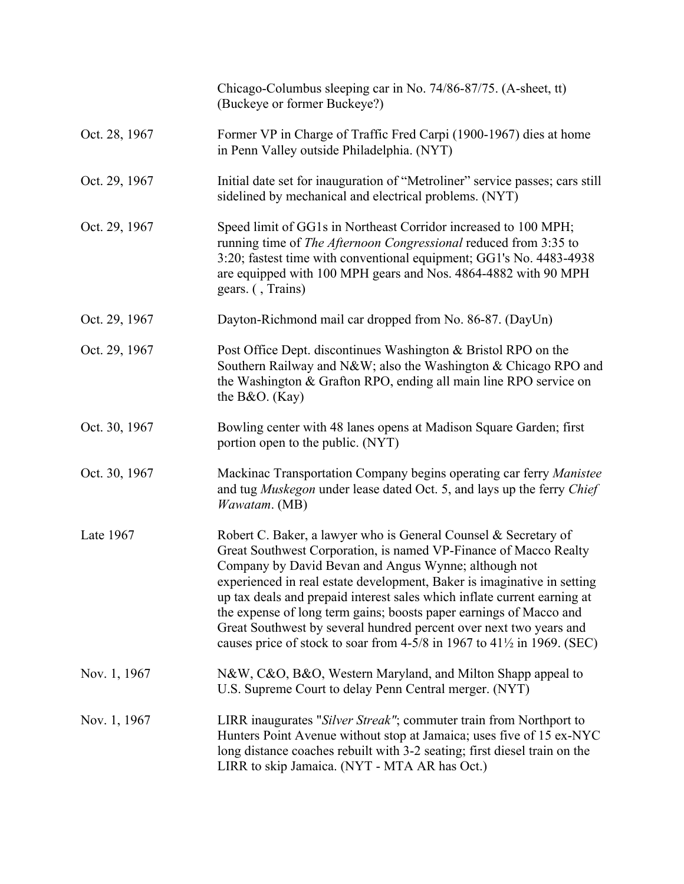| | |
|---|---|
| | Chicago-Columbus sleeping car in No. 74/86-87/75. (A-sheet, tt) (Buckeye or former Buckeye?) |
| Oct. 28, 1967 | Former VP in Charge of Traffic Fred Carpi (1900-1967) dies at home in Penn Valley outside Philadelphia. (NYT) |
| Oct. 29, 1967 | Initial date set for inauguration of "Metroliner" service passes; cars still sidelined by mechanical and electrical problems. (NYT) |
| Oct. 29, 1967 | Speed limit of GG1s in Northeast Corridor increased to 100 MPH; running time of *The Afternoon Congressional* reduced from 3:35 to 3:20; fastest time with conventional equipment; GG1's No. 4483-4938 are equipped with 100 MPH gears and Nos. 4864-4882 with 90 MPH gears. ( , Trains) |
| Oct. 29, 1967 | Dayton-Richmond mail car dropped from No. 86-87. (DayUn) |
| Oct. 29, 1967 | Post Office Dept. discontinues Washington & Bristol RPO on the Southern Railway and N&W; also the Washington & Chicago RPO and the Washington & Grafton RPO, ending all main line RPO service on the B&O. (Kay) |
| Oct. 30, 1967 | Bowling center with 48 lanes opens at Madison Square Garden; first portion open to the public. (NYT) |
| Oct. 30, 1967 | Mackinac Transportation Company begins operating car ferry *Manistee* and tug *Muskegon* under lease dated Oct. 5, and lays up the ferry *Chief Wawatam*. (MB) |
| Late 1967 | Robert C. Baker, a lawyer who is General Counsel & Secretary of Great Southwest Corporation, is named VP-Finance of Macco Realty Company by David Bevan and Angus Wynne; although not experienced in real estate development, Baker is imaginative in setting up tax deals and prepaid interest sales which inflate current earning at the expense of long term gains; boosts paper earnings of Macco and Great Southwest by several hundred percent over next two years and causes price of stock to soar from 4-5/8 in 1967 to 41½ in 1969. (SEC) |
| Nov. 1, 1967 | N&W, C&O, B&O, Western Maryland, and Milton Shapp appeal to U.S. Supreme Court to delay Penn Central merger. (NYT) |
| Nov. 1, 1967 | LIRR inaugurates "*Silver Streak"*; commuter train from Northport to Hunters Point Avenue without stop at Jamaica; uses five of 15 ex-NYC long distance coaches rebuilt with 3-2 seating; first diesel train on the LIRR to skip Jamaica. (NYT - MTA AR has Oct.) |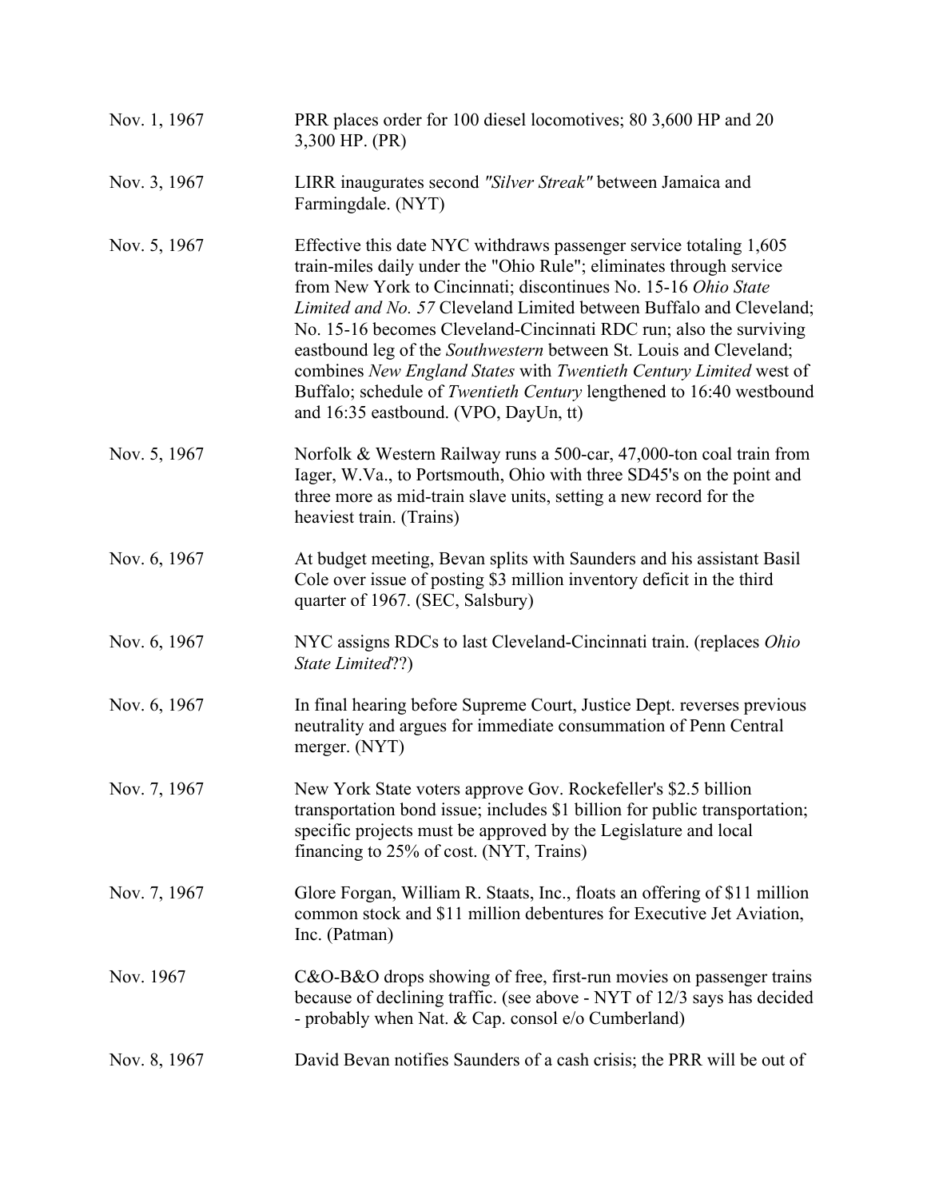| | |
|---|---|
| Nov. 1, 1967 | PRR places order for 100 diesel locomotives; 80 3,600 HP and 20 3,300 HP. (PR) |
| Nov. 3, 1967 | LIRR inaugurates second *"Silver Streak"* between Jamaica and Farmingdale. (NYT) |
| Nov. 5, 1967 | Effective this date NYC withdraws passenger service totaling 1,605 train-miles daily under the "Ohio Rule"; eliminates through service from New York to Cincinnati; discontinues No. 15-16 *Ohio State Limited and No. 57* Cleveland Limited between Buffalo and Cleveland; No. 15-16 becomes Cleveland-Cincinnati RDC run; also the surviving eastbound leg of the *Southwestern* between St. Louis and Cleveland; combines *New England States* with *Twentieth Century Limited* west of Buffalo; schedule of *Twentieth Century* lengthened to 16:40 westbound and 16:35 eastbound. (VPO, DayUn, tt) |
| Nov. 5, 1967 | Norfolk & Western Railway runs a 500-car, 47,000-ton coal train from Iager, W.Va., to Portsmouth, Ohio with three SD45's on the point and three more as mid-train slave units, setting a new record for the heaviest train. (Trains) |
| Nov. 6, 1967 | At budget meeting, Bevan splits with Saunders and his assistant Basil Cole over issue of posting $3 million inventory deficit in the third quarter of 1967. (SEC, Salsbury) |
| Nov. 6, 1967 | NYC assigns RDCs to last Cleveland-Cincinnati train. (replaces *Ohio State Limited*??) |
| Nov. 6, 1967 | In final hearing before Supreme Court, Justice Dept. reverses previous neutrality and argues for immediate consummation of Penn Central merger. (NYT) |
| Nov. 7, 1967 | New York State voters approve Gov. Rockefeller's $2.5 billion transportation bond issue; includes $1 billion for public transportation; specific projects must be approved by the Legislature and local financing to 25% of cost. (NYT, Trains) |
| Nov. 7, 1967 | Glore Forgan, William R. Staats, Inc., floats an offering of $11 million common stock and $11 million debentures for Executive Jet Aviation, Inc. (Patman) |
| Nov. 1967 | C&O-B&O drops showing of free, first-run movies on passenger trains because of declining traffic. (see above - NYT of 12/3 says has decided - probably when Nat. & Cap. consol e/o Cumberland) |
| Nov. 8, 1967 | David Bevan notifies Saunders of a cash crisis; the PRR will be out of |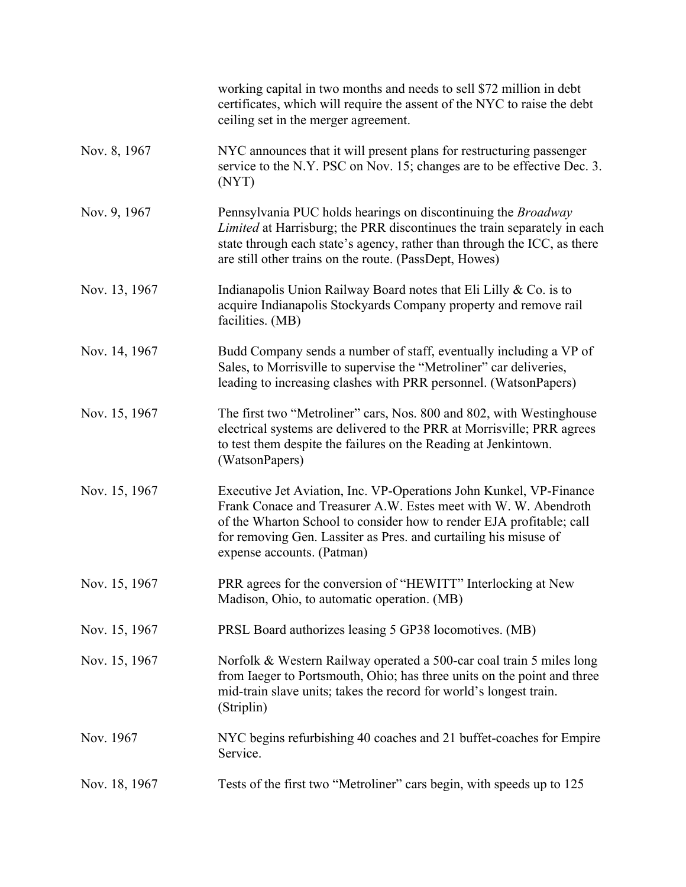|  |  |
| --- | --- |
|  | working capital in two months and needs to sell $72 million in debt certificates, which will require the assent of the NYC to raise the debt ceiling set in the merger agreement. |
| Nov. 8, 1967 | NYC announces that it will present plans for restructuring passenger service to the N.Y. PSC on Nov. 15; changes are to be effective Dec. 3. (NYT) |
| Nov. 9, 1967 | Pennsylvania PUC holds hearings on discontinuing the *Broadway Limited* at Harrisburg; the PRR discontinues the train separately in each state through each state's agency, rather than through the ICC, as there are still other trains on the route. (PassDept, Howes) |
| Nov. 13, 1967 | Indianapolis Union Railway Board notes that Eli Lilly & Co. is to acquire Indianapolis Stockyards Company property and remove rail facilities. (MB) |
| Nov. 14, 1967 | Budd Company sends a number of staff, eventually including a VP of Sales, to Morrisville to supervise the "Metroliner" car deliveries, leading to increasing clashes with PRR personnel. (WatsonPapers) |
| Nov. 15, 1967 | The first two "Metroliner" cars, Nos. 800 and 802, with Westinghouse electrical systems are delivered to the PRR at Morrisville; PRR agrees to test them despite the failures on the Reading at Jenkintown. (WatsonPapers) |
| Nov. 15, 1967 | Executive Jet Aviation, Inc. VP-Operations John Kunkel, VP-Finance Frank Conace and Treasurer A.W. Estes meet with W. W. Abendroth of the Wharton School to consider how to render EJA profitable; call for removing Gen. Lassiter as Pres. and curtailing his misuse of expense accounts. (Patman) |
| Nov. 15, 1967 | PRR agrees for the conversion of "HEWITT" Interlocking at New Madison, Ohio, to automatic operation. (MB) |
| Nov. 15, 1967 | PRSL Board authorizes leasing 5 GP38 locomotives. (MB) |
| Nov. 15, 1967 | Norfolk & Western Railway operated a 500-car coal train 5 miles long from Iaeger to Portsmouth, Ohio; has three units on the point and three mid-train slave units; takes the record for world's longest train. (Striplin) |
| Nov. 1967 | NYC begins refurbishing 40 coaches and 21 buffet-coaches for Empire Service. |
| Nov. 18, 1967 | Tests of the first two "Metroliner" cars begin, with speeds up to 125 |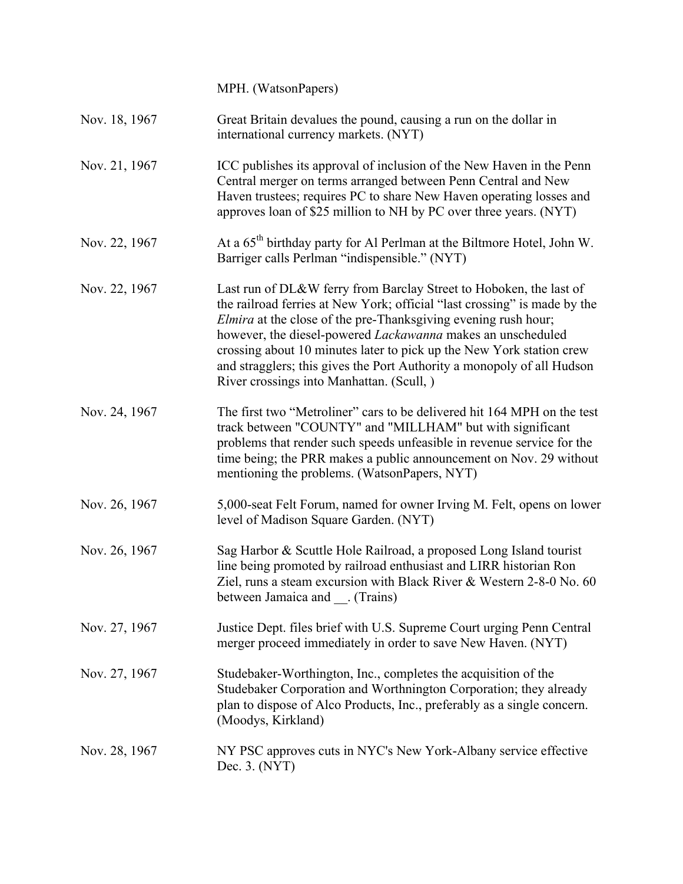MPH. (WatsonPapers)

| | |
|---|---|
| Nov. 18, 1967 | Great Britain devalues the pound, causing a run on the dollar in international currency markets. (NYT) |
| Nov. 21, 1967 | ICC publishes its approval of inclusion of the New Haven in the Penn Central merger on terms arranged between Penn Central and New Haven trustees; requires PC to share New Haven operating losses and approves loan of $25 million to NH by PC over three years. (NYT) |
| Nov. 22, 1967 | At a 65th birthday party for Al Perlman at the Biltmore Hotel, John W. Barriger calls Perlman "indispensible." (NYT) |
| Nov. 22, 1967 | Last run of DL&W ferry from Barclay Street to Hoboken, the last of the railroad ferries at New York; official "last crossing" is made by the *Elmira* at the close of the pre-Thanksgiving evening rush hour; however, the diesel-powered *Lackawanna* makes an unscheduled crossing about 10 minutes later to pick up the New York station crew and stragglers; this gives the Port Authority a monopoly of all Hudson River crossings into Manhattan. (Scull, ) |
| Nov. 24, 1967 | The first two "Metroliner" cars to be delivered hit 164 MPH on the test track between "COUNTY" and "MILLHAM" but with significant problems that render such speeds unfeasible in revenue service for the time being; the PRR makes a public announcement on Nov. 29 without mentioning the problems. (WatsonPapers, NYT) |
| Nov. 26, 1967 | 5,000-seat Felt Forum, named for owner Irving M. Felt, opens on lower level of Madison Square Garden. (NYT) |
| Nov. 26, 1967 | Sag Harbor & Scuttle Hole Railroad, a proposed Long Island tourist line being promoted by railroad enthusiast and LIRR historian Ron Ziel, runs a steam excursion with Black River & Western 2-8-0 No. 60 between Jamaica and __. (Trains) |
| Nov. 27, 1967 | Justice Dept. files brief with U.S. Supreme Court urging Penn Central merger proceed immediately in order to save New Haven. (NYT) |
| Nov. 27, 1967 | Studebaker-Worthington, Inc., completes the acquisition of the Studebaker Corporation and Worthnington Corporation; they already plan to dispose of Alco Products, Inc., preferably as a single concern. (Moodys, Kirkland) |
| Nov. 28, 1967 | NY PSC approves cuts in NYC's New York-Albany service effective Dec. 3. (NYT) |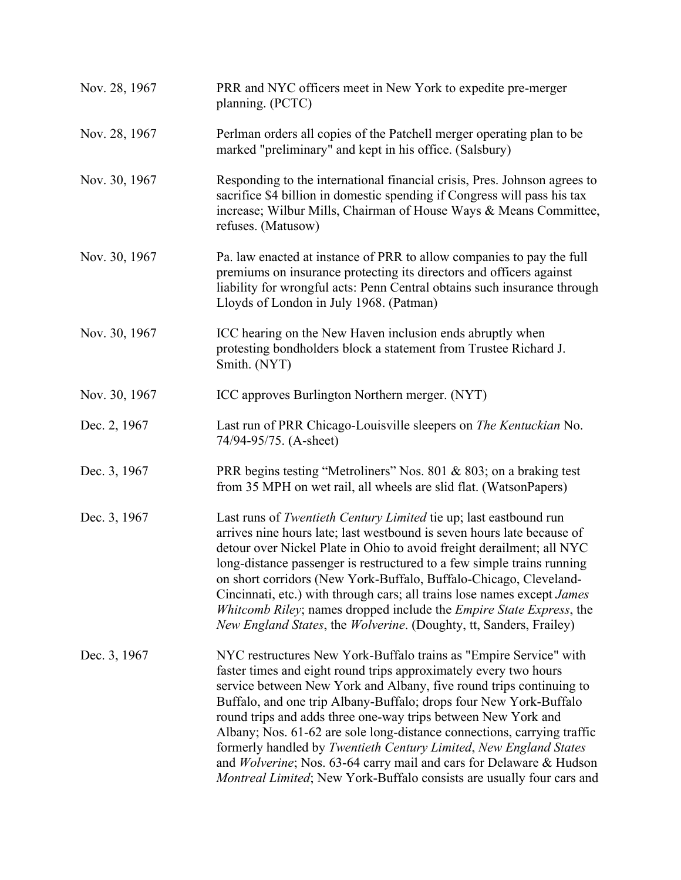| | |
|---|---|
| Nov. 28, 1967 | PRR and NYC officers meet in New York to expedite pre-merger planning. (PCTC) |
| Nov. 28, 1967 | Perlman orders all copies of the Patchell merger operating plan to be marked "preliminary" and kept in his office. (Salsbury) |
| Nov. 30, 1967 | Responding to the international financial crisis, Pres. Johnson agrees to sacrifice $4 billion in domestic spending if Congress will pass his tax increase; Wilbur Mills, Chairman of House Ways & Means Committee, refuses. (Matusow) |
| Nov. 30, 1967 | Pa. law enacted at instance of PRR to allow companies to pay the full premiums on insurance protecting its directors and officers against liability for wrongful acts: Penn Central obtains such insurance through Lloyds of London in July 1968. (Patman) |
| Nov. 30, 1967 | ICC hearing on the New Haven inclusion ends abruptly when protesting bondholders block a statement from Trustee Richard J. Smith. (NYT) |
| Nov. 30, 1967 | ICC approves Burlington Northern merger. (NYT) |
| Dec. 2, 1967 | Last run of PRR Chicago-Louisville sleepers on *The Kentuckian* No. 74/94-95/75. (A-sheet) |
| Dec. 3, 1967 | PRR begins testing "Metroliners" Nos. 801 & 803; on a braking test from 35 MPH on wet rail, all wheels are slid flat. (WatsonPapers) |
| Dec. 3, 1967 | Last runs of *Twentieth Century Limited* tie up; last eastbound run arrives nine hours late; last westbound is seven hours late because of detour over Nickel Plate in Ohio to avoid freight derailment; all NYC long-distance passenger is restructured to a few simple trains running on short corridors (New York-Buffalo, Buffalo-Chicago, Cleveland-Cincinnati, etc.) with through cars; all trains lose names except *James Whitcomb Riley*; names dropped include the *Empire State Express*, the *New England States*, the *Wolverine*. (Doughty, tt, Sanders, Frailey) |
| Dec. 3, 1967 | NYC restructures New York-Buffalo trains as "Empire Service" with faster times and eight round trips approximately every two hours service between New York and Albany, five round trips continuing to Buffalo, and one trip Albany-Buffalo; drops four New York-Buffalo round trips and adds three one-way trips between New York and Albany; Nos. 61-62 are sole long-distance connections, carrying traffic formerly handled by *Twentieth Century Limited*, *New England States* and *Wolverine*; Nos. 63-64 carry mail and cars for Delaware & Hudson *Montreal Limited*; New York-Buffalo consists are usually four cars and |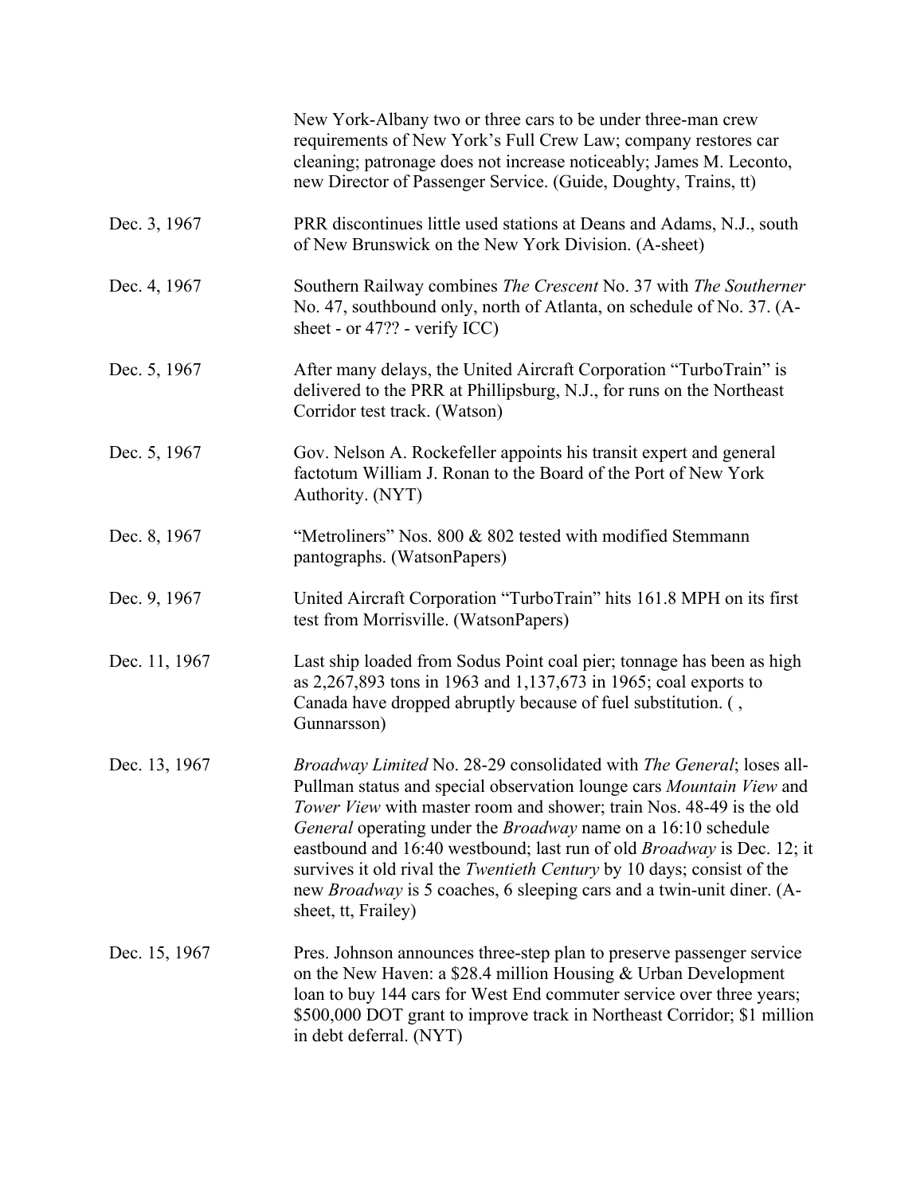New York-Albany two or three cars to be under three-man crew requirements of New York's Full Crew Law; company restores car cleaning; patronage does not increase noticeably; James M. Leconto, new Director of Passenger Service. (Guide, Doughty, Trains, tt)

Dec. 3, 1967 — PRR discontinues little used stations at Deans and Adams, N.J., south of New Brunswick on the New York Division. (A-sheet)

Dec. 4, 1967 — Southern Railway combines *The Crescent* No. 37 with *The Southerner* No. 47, southbound only, north of Atlanta, on schedule of No. 37. (A-sheet - or 47?? - verify ICC)

Dec. 5, 1967 — After many delays, the United Aircraft Corporation "TurboTrain" is delivered to the PRR at Phillipsburg, N.J., for runs on the Northeast Corridor test track. (Watson)

Dec. 5, 1967 — Gov. Nelson A. Rockefeller appoints his transit expert and general factotum William J. Ronan to the Board of the Port of New York Authority. (NYT)

Dec. 8, 1967 — "Metroliners" Nos. 800 & 802 tested with modified Stemmann pantographs. (WatsonPapers)

Dec. 9, 1967 — United Aircraft Corporation "TurboTrain" hits 161.8 MPH on its first test from Morrisville. (WatsonPapers)

Dec. 11, 1967 — Last ship loaded from Sodus Point coal pier; tonnage has been as high as 2,267,893 tons in 1963 and 1,137,673 in 1965; coal exports to Canada have dropped abruptly because of fuel substitution. ( , Gunnarsson)

Dec. 13, 1967 — *Broadway Limited* No. 28-29 consolidated with *The General*; loses all-Pullman status and special observation lounge cars *Mountain View* and *Tower View* with master room and shower; train Nos. 48-49 is the old *General* operating under the *Broadway* name on a 16:10 schedule eastbound and 16:40 westbound; last run of old *Broadway* is Dec. 12; it survives it old rival the *Twentieth Century* by 10 days; consist of the new *Broadway* is 5 coaches, 6 sleeping cars and a twin-unit diner. (A-sheet, tt, Frailey)

Dec. 15, 1967 — Pres. Johnson announces three-step plan to preserve passenger service on the New Haven: a $28.4 million Housing & Urban Development loan to buy 144 cars for West End commuter service over three years; $500,000 DOT grant to improve track in Northeast Corridor; $1 million in debt deferral. (NYT)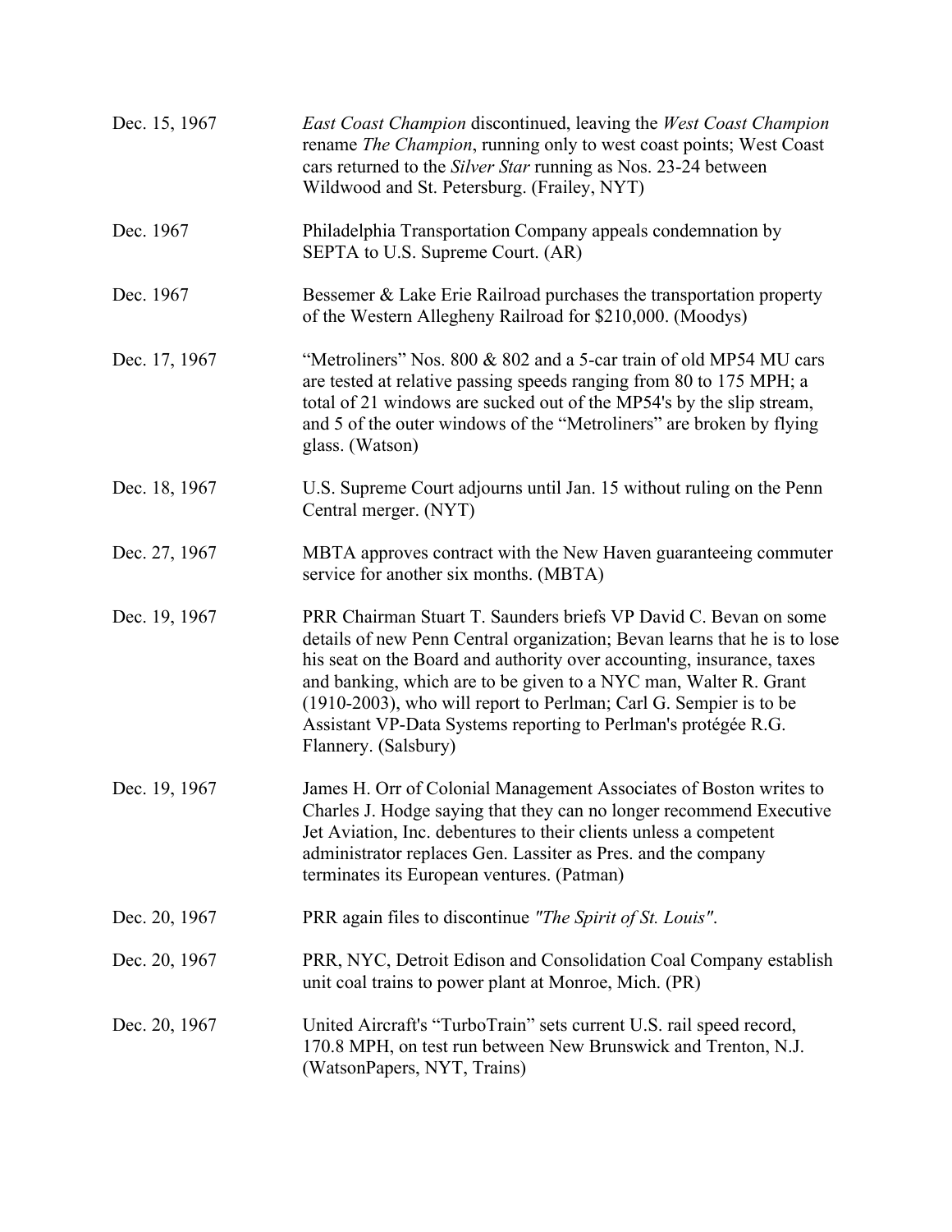| | |
|---|---|
| Dec. 15, 1967 | *East Coast Champion* discontinued, leaving the *West Coast Champion* rename *The Champion*, running only to west coast points; West Coast cars returned to the *Silver Star* running as Nos. 23-24 between Wildwood and St. Petersburg. (Frailey, NYT) |
| Dec. 1967 | Philadelphia Transportation Company appeals condemnation by SEPTA to U.S. Supreme Court. (AR) |
| Dec. 1967 | Bessemer & Lake Erie Railroad purchases the transportation property of the Western Allegheny Railroad for $210,000. (Moodys) |
| Dec. 17, 1967 | "Metroliners" Nos. 800 & 802 and a 5-car train of old MP54 MU cars are tested at relative passing speeds ranging from 80 to 175 MPH; a total of 21 windows are sucked out of the MP54's by the slip stream, and 5 of the outer windows of the "Metroliners" are broken by flying glass. (Watson) |
| Dec. 18, 1967 | U.S. Supreme Court adjourns until Jan. 15 without ruling on the Penn Central merger. (NYT) |
| Dec. 27, 1967 | MBTA approves contract with the New Haven guaranteeing commuter service for another six months. (MBTA) |
| Dec. 19, 1967 | PRR Chairman Stuart T. Saunders briefs VP David C. Bevan on some details of new Penn Central organization; Bevan learns that he is to lose his seat on the Board and authority over accounting, insurance, taxes and banking, which are to be given to a NYC man, Walter R. Grant (1910-2003), who will report to Perlman; Carl G. Sempier is to be Assistant VP-Data Systems reporting to Perlman's protégée R.G. Flannery. (Salsbury) |
| Dec. 19, 1967 | James H. Orr of Colonial Management Associates of Boston writes to Charles J. Hodge saying that they can no longer recommend Executive Jet Aviation, Inc. debentures to their clients unless a competent administrator replaces Gen. Lassiter as Pres. and the company terminates its European ventures. (Patman) |
| Dec. 20, 1967 | PRR again files to discontinue *"The Spirit of St. Louis"*. |
| Dec. 20, 1967 | PRR, NYC, Detroit Edison and Consolidation Coal Company establish unit coal trains to power plant at Monroe, Mich. (PR) |
| Dec. 20, 1967 | United Aircraft's "TurboTrain" sets current U.S. rail speed record, 170.8 MPH, on test run between New Brunswick and Trenton, N.J. (WatsonPapers, NYT, Trains) |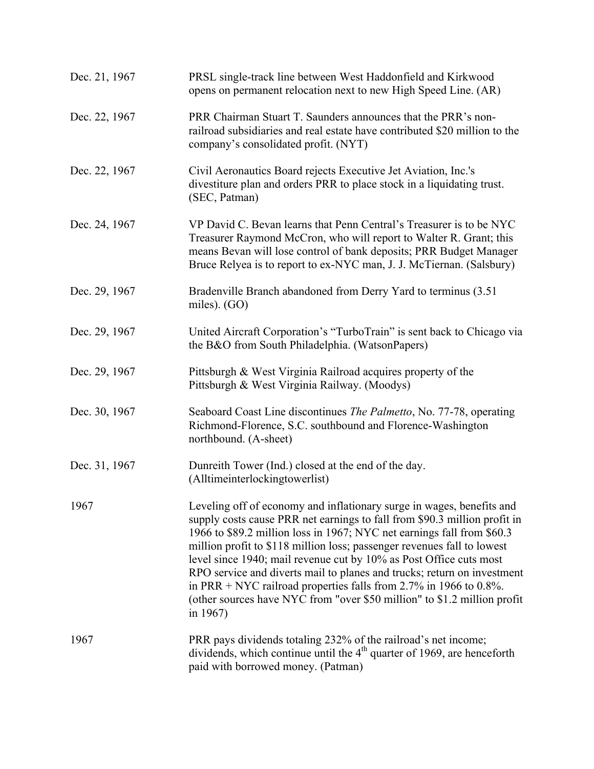| | |
|---|---|
| Dec. 21, 1967 | PRSL single-track line between West Haddonfield and Kirkwood opens on permanent relocation next to new High Speed Line. (AR) |
| Dec. 22, 1967 | PRR Chairman Stuart T. Saunders announces that the PRR's non-railroad subsidiaries and real estate have contributed $20 million to the company's consolidated profit. (NYT) |
| Dec. 22, 1967 | Civil Aeronautics Board rejects Executive Jet Aviation, Inc.'s divestiture plan and orders PRR to place stock in a liquidating trust. (SEC, Patman) |
| Dec. 24, 1967 | VP David C. Bevan learns that Penn Central's Treasurer is to be NYC Treasurer Raymond McCron, who will report to Walter R. Grant; this means Bevan will lose control of bank deposits; PRR Budget Manager Bruce Relyea is to report to ex-NYC man, J. J. McTiernan. (Salsbury) |
| Dec. 29, 1967 | Bradenville Branch abandoned from Derry Yard to terminus (3.51 miles). (GO) |
| Dec. 29, 1967 | United Aircraft Corporation's "TurboTrain" is sent back to Chicago via the B&O from South Philadelphia. (WatsonPapers) |
| Dec. 29, 1967 | Pittsburgh & West Virginia Railroad acquires property of the Pittsburgh & West Virginia Railway. (Moodys) |
| Dec. 30, 1967 | Seaboard Coast Line discontinues *The Palmetto*, No. 77-78, operating Richmond-Florence, S.C. southbound and Florence-Washington northbound. (A-sheet) |
| Dec. 31, 1967 | Dunreith Tower (Ind.) closed at the end of the day. (Alltimeinterlockingtowerlist) |
| 1967 | Leveling off of economy and inflationary surge in wages, benefits and supply costs cause PRR net earnings to fall from $90.3 million profit in 1966 to $89.2 million loss in 1967; NYC net earnings fall from $60.3 million profit to $118 million loss; passenger revenues fall to lowest level since 1940; mail revenue cut by 10% as Post Office cuts most RPO service and diverts mail to planes and trucks; return on investment in PRR + NYC railroad properties falls from 2.7% in 1966 to 0.8%. (other sources have NYC from "over $50 million" to $1.2 million profit in 1967) |
| 1967 | PRR pays dividends totaling 232% of the railroad's net income; dividends, which continue until the 4th quarter of 1969, are henceforth paid with borrowed money. (Patman) |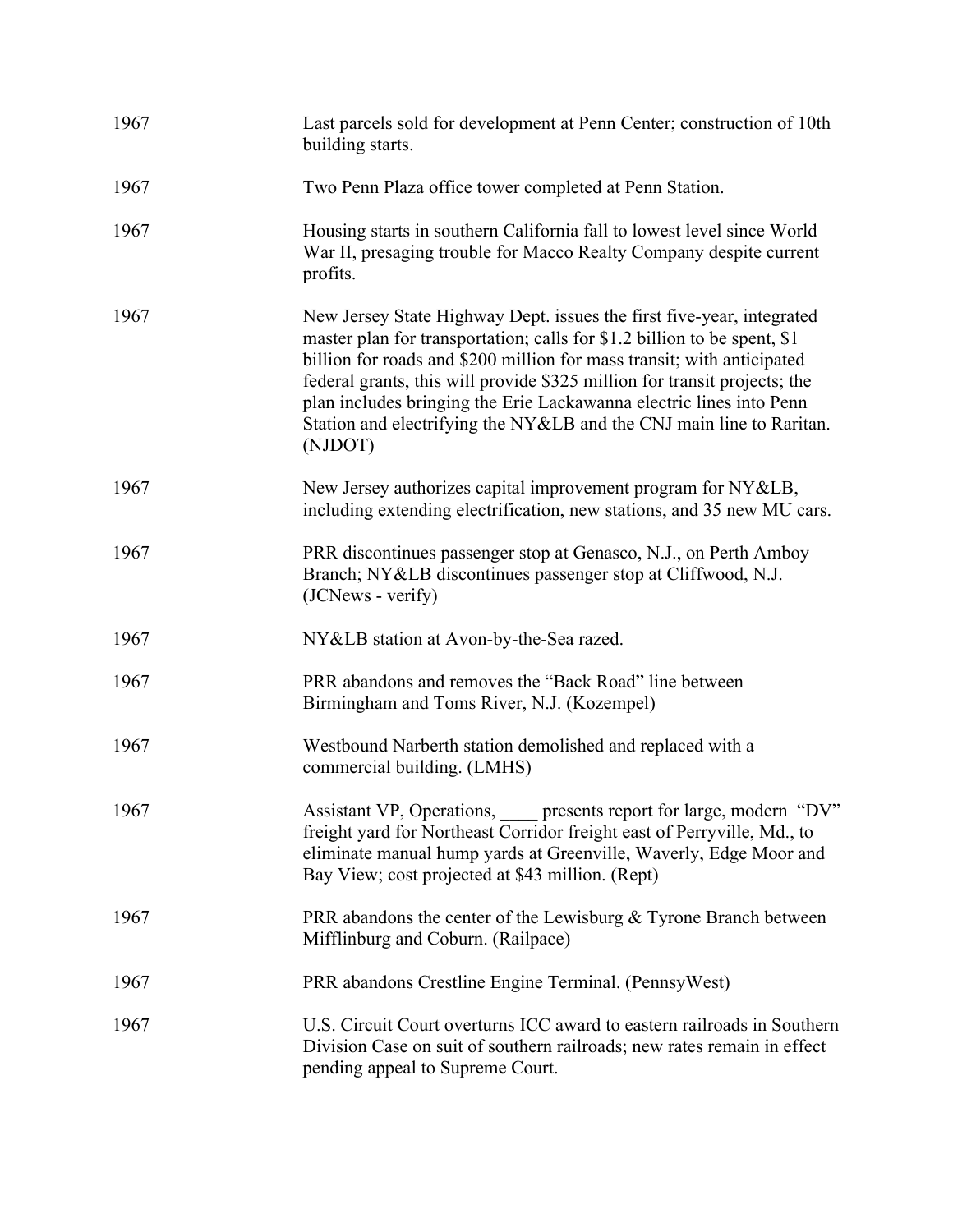| | |
|---|---|
| 1967 | Last parcels sold for development at Penn Center; construction of 10th building starts. |
| 1967 | Two Penn Plaza office tower completed at Penn Station. |
| 1967 | Housing starts in southern California fall to lowest level since World War II, presaging trouble for Macco Realty Company despite current profits. |
| 1967 | New Jersey State Highway Dept. issues the first five-year, integrated master plan for transportation; calls for $1.2 billion to be spent, $1 billion for roads and $200 million for mass transit; with anticipated federal grants, this will provide $325 million for transit projects; the plan includes bringing the Erie Lackawanna electric lines into Penn Station and electrifying the NY&LB and the CNJ main line to Raritan. (NJDOT) |
| 1967 | New Jersey authorizes capital improvement program for NY&LB, including extending electrification, new stations, and 35 new MU cars. |
| 1967 | PRR discontinues passenger stop at Genasco, N.J., on Perth Amboy Branch; NY&LB discontinues passenger stop at Cliffwood, N.J. (JCNews - verify) |
| 1967 | NY&LB station at Avon-by-the-Sea razed. |
| 1967 | PRR abandons and removes the "Back Road" line between Birmingham and Toms River, N.J. (Kozempel) |
| 1967 | Westbound Narberth station demolished and replaced with a commercial building. (LMHS) |
| 1967 | Assistant VP, Operations, ____ presents report for large, modern "DV" freight yard for Northeast Corridor freight east of Perryville, Md., to eliminate manual hump yards at Greenville, Waverly, Edge Moor and Bay View; cost projected at $43 million. (Rept) |
| 1967 | PRR abandons the center of the Lewisburg & Tyrone Branch between Mifflinburg and Coburn. (Railpace) |
| 1967 | PRR abandons Crestline Engine Terminal. (PennsyWest) |
| 1967 | U.S. Circuit Court overturns ICC award to eastern railroads in Southern Division Case on suit of southern railroads; new rates remain in effect pending appeal to Supreme Court. |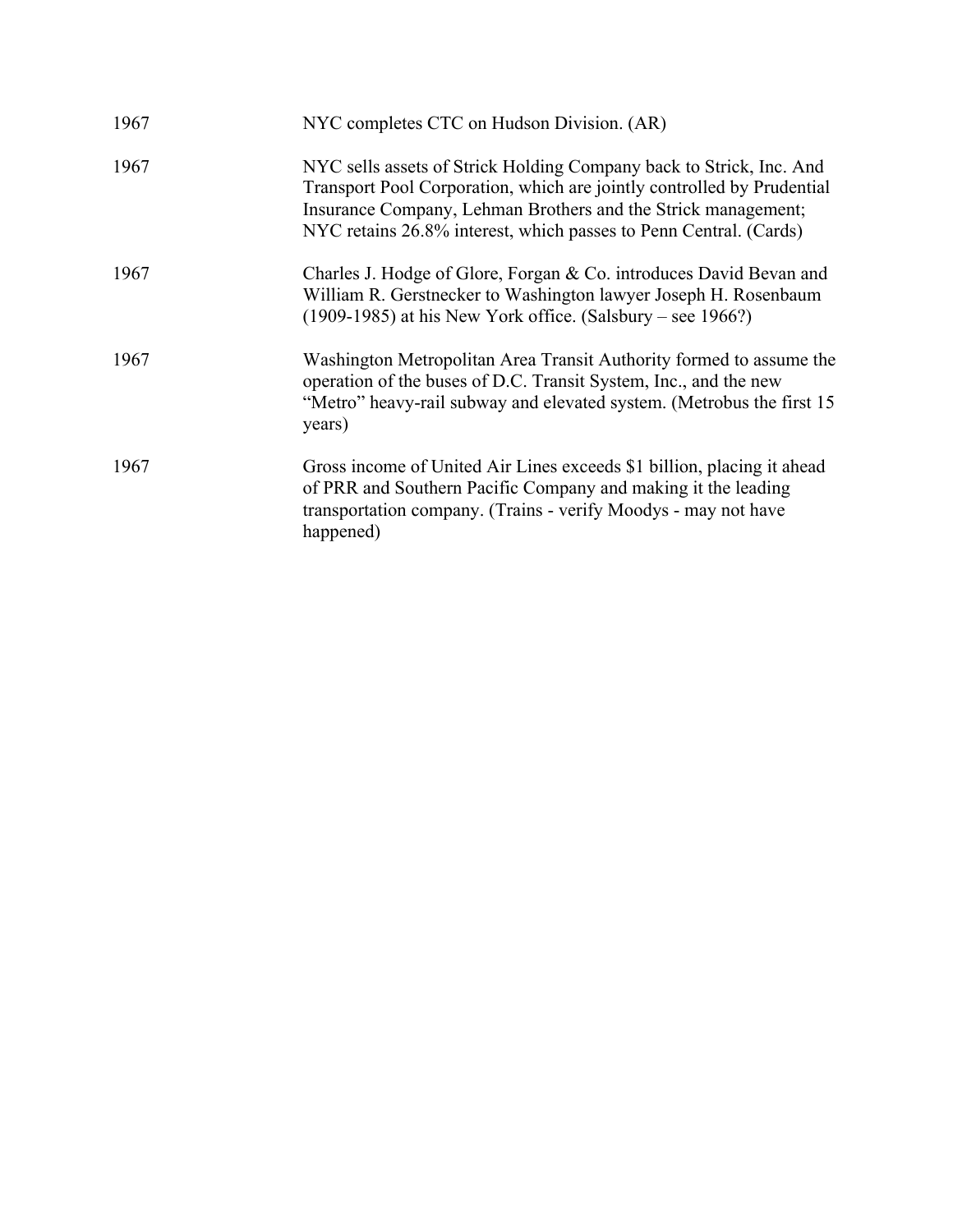| | |
|---|---|
| 1967 | NYC completes CTC on Hudson Division. (AR) |
| 1967 | NYC sells assets of Strick Holding Company back to Strick, Inc. And Transport Pool Corporation, which are jointly controlled by Prudential Insurance Company, Lehman Brothers and the Strick management; NYC retains 26.8% interest, which passes to Penn Central. (Cards) |
| 1967 | Charles J. Hodge of Glore, Forgan & Co. introduces David Bevan and William R. Gerstnecker to Washington lawyer Joseph H. Rosenbaum (1909-1985) at his New York office. (Salsbury – see 1966?) |
| 1967 | Washington Metropolitan Area Transit Authority formed to assume the operation of the buses of D.C. Transit System, Inc., and the new "Metro" heavy-rail subway and elevated system. (Metrobus the first 15 years) |
| 1967 | Gross income of United Air Lines exceeds $1 billion, placing it ahead of PRR and Southern Pacific Company and making it the leading transportation company. (Trains - verify Moodys - may not have happened) |